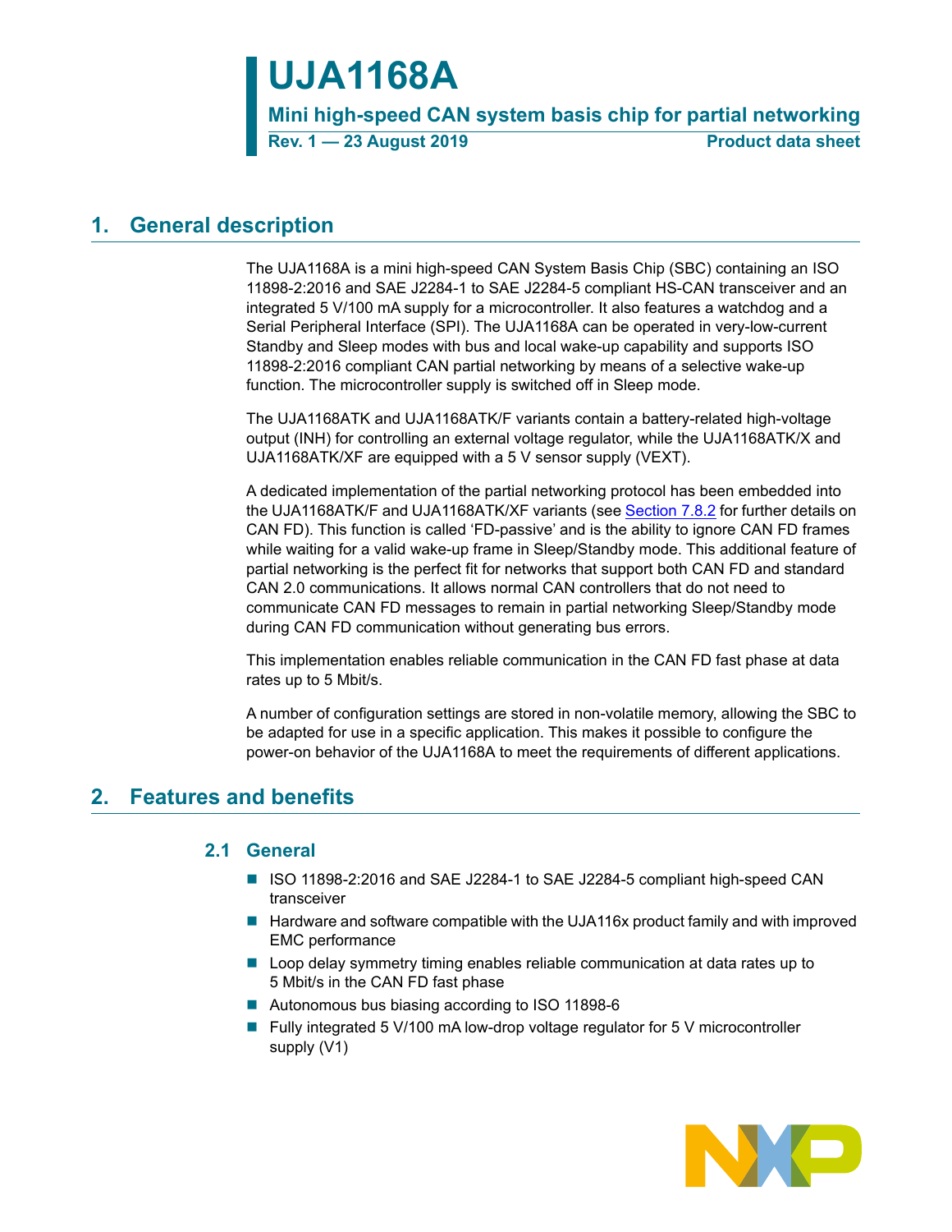# UJA1168A

**Mini high-speed CAN system basis chip for partial networking**

**Rev. 1 — 23 August 2019** **Product data sheet**

## 1. General description

The UJA1168A is a mini high-speed CAN System Basis Chip (SBC) containing an ISO 11898-2:2016 and SAE J2284-1 to SAE J2284-5 compliant HS-CAN transceiver and an integrated 5 V/100 mA supply for a microcontroller. It also features a watchdog and a Serial Peripheral Interface (SPI). The UJA1168A can be operated in very-low-current Standby and Sleep modes with bus and local wake-up capability and supports ISO 11898-2:2016 compliant CAN partial networking by means of a selective wake-up function. The microcontroller supply is switched off in Sleep mode.

The UJA1168ATK and UJA1168ATK/F variants contain a battery-related high-voltage output (INH) for controlling an external voltage regulator, while the UJA1168ATK/X and UJA1168ATK/XF are equipped with a 5 V sensor supply (VEXT).

A dedicated implementation of the partial networking protocol has been embedded into the UJA1168ATK/F and UJA1168ATK/XF variants (see Section 7.8.2 for further details on CAN FD). This function is called 'FD-passive' and is the ability to ignore CAN FD frames while waiting for a valid wake-up frame in Sleep/Standby mode. This additional feature of partial networking is the perfect fit for networks that support both CAN FD and standard CAN 2.0 communications. It allows normal CAN controllers that do not need to communicate CAN FD messages to remain in partial networking Sleep/Standby mode during CAN FD communication without generating bus errors.

This implementation enables reliable communication in the CAN FD fast phase at data rates up to 5 Mbit/s.

A number of configuration settings are stored in non-volatile memory, allowing the SBC to be adapted for use in a specific application. This makes it possible to configure the power-on behavior of the UJA1168A to meet the requirements of different applications.

## 2. Features and benefits

### 2.1 General

- ISO 11898-2:2016 and SAE J2284-1 to SAE J2284-5 compliant high-speed CAN transceiver
- Hardware and software compatible with the UJA116x product family and with improved EMC performance
- Loop delay symmetry timing enables reliable communication at data rates up to 5 Mbit/s in the CAN FD fast phase
- Autonomous bus biasing according to ISO 11898-6
- Fully integrated 5 V/100 mA low-drop voltage regulator for 5 V microcontroller supply (V1)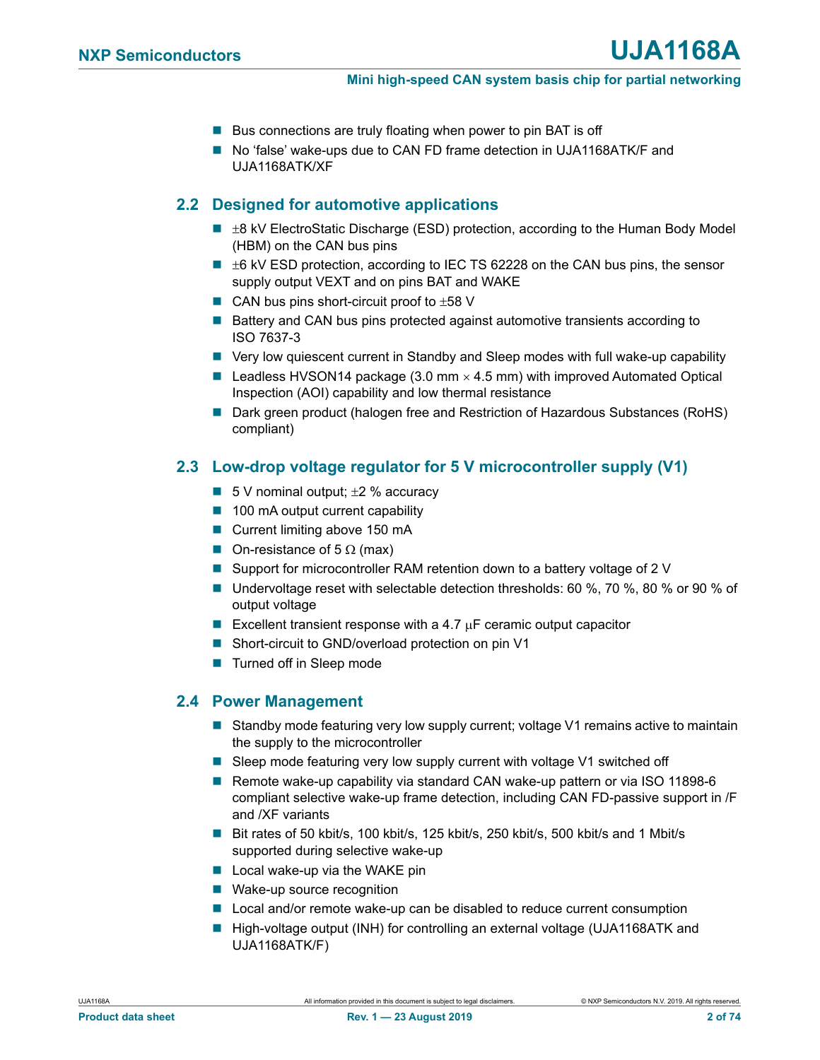- Bus connections are truly floating when power to pin BAT is off
- No 'false' wake-ups due to CAN FD frame detection in UJA1168ATK/F and UJA1168ATK/XF

## 2.2 Designed for automotive applications

- ±8 kV ElectroStatic Discharge (ESD) protection, according to the Human Body Model (HBM) on the CAN bus pins
- ±6 kV ESD protection, according to IEC TS 62228 on the CAN bus pins, the sensor supply output VEXT and on pins BAT and WAKE
- CAN bus pins short-circuit proof to ±58 V
- Battery and CAN bus pins protected against automotive transients according to ISO 7637-3
- Very low quiescent current in Standby and Sleep modes with full wake-up capability
- Leadless HVSON14 package (3.0 mm × 4.5 mm) with improved Automated Optical Inspection (AOI) capability and low thermal resistance
- Dark green product (halogen free and Restriction of Hazardous Substances (RoHS) compliant)

## 2.3 Low-drop voltage regulator for 5 V microcontroller supply (V1)

- 5 V nominal output; ±2 % accuracy
- 100 mA output current capability
- Current limiting above 150 mA
- On-resistance of 5 Ω (max)
- Support for microcontroller RAM retention down to a battery voltage of 2 V
- Undervoltage reset with selectable detection thresholds: 60 %, 70 %, 80 % or 90 % of output voltage
- Excellent transient response with a 4.7 μF ceramic output capacitor
- Short-circuit to GND/overload protection on pin V1
- Turned off in Sleep mode

## 2.4 Power Management

- Standby mode featuring very low supply current; voltage V1 remains active to maintain the supply to the microcontroller
- Sleep mode featuring very low supply current with voltage V1 switched off
- Remote wake-up capability via standard CAN wake-up pattern or via ISO 11898-6 compliant selective wake-up frame detection, including CAN FD-passive support in /F and /XF variants
- Bit rates of 50 kbit/s, 100 kbit/s, 125 kbit/s, 250 kbit/s, 500 kbit/s and 1 Mbit/s supported during selective wake-up
- Local wake-up via the WAKE pin
- Wake-up source recognition
- Local and/or remote wake-up can be disabled to reduce current consumption
- High-voltage output (INH) for controlling an external voltage (UJA1168ATK and UJA1168ATK/F)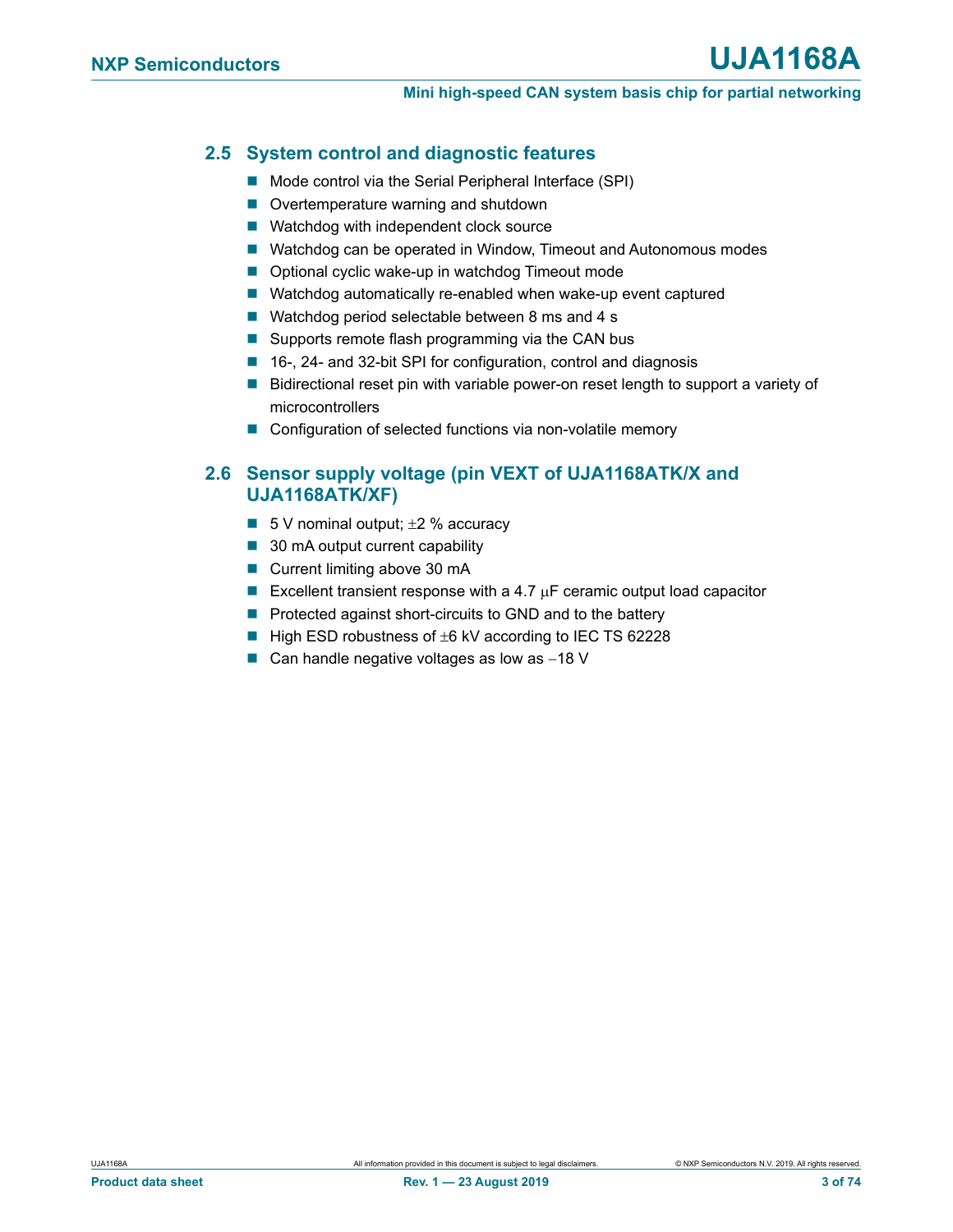### 2.5 System control and diagnostic features

- Mode control via the Serial Peripheral Interface (SPI)
- Overtemperature warning and shutdown
- Watchdog with independent clock source
- Watchdog can be operated in Window, Timeout and Autonomous modes
- Optional cyclic wake-up in watchdog Timeout mode
- Watchdog automatically re-enabled when wake-up event captured
- Watchdog period selectable between 8 ms and 4 s
- Supports remote flash programming via the CAN bus
- 16-, 24- and 32-bit SPI for configuration, control and diagnosis
- Bidirectional reset pin with variable power-on reset length to support a variety of microcontrollers
- Configuration of selected functions via non-volatile memory

### 2.6 Sensor supply voltage (pin VEXT of UJA1168ATK/X and UJA1168ATK/XF)

- 5 V nominal output; ±2 % accuracy
- 30 mA output current capability
- Current limiting above 30 mA
- Excellent transient response with a 4.7 μF ceramic output load capacitor
- Protected against short-circuits to GND and to the battery
- High ESD robustness of ±6 kV according to IEC TS 62228
- Can handle negative voltages as low as −18 V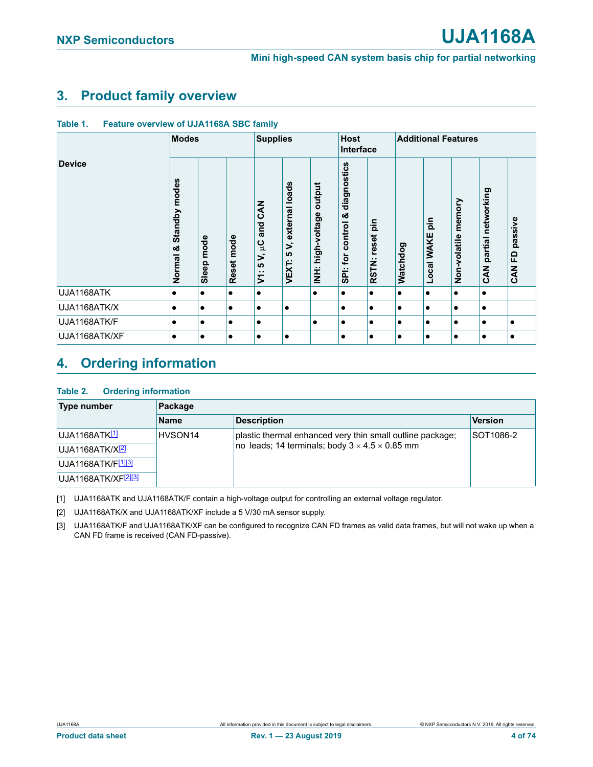## 3. Product family overview

**Table 1. Feature overview of UJA1168A SBC family**

| Device | Modes | | | Supplies | | | Host Interface | | Additional Features | | | | |
|---|---|---|---|---|---|---|---|---|---|---|---|---|---|
| | Normal & Standby modes | Sleep mode | Reset mode | V1: 5 V, µC and CAN | VEXT: 5 V, external loads | INH: high-voltage output | SPI: for control & diagnostics | RSTN: reset pin | Watchdog | Local WAKE pin | Non-volatile memory | CAN partial networking | CAN FD passive |
| UJA1168ATK | ● | ● | ● | ● | | ● | ● | ● | ● | ● | ● | ● | |
| UJA1168ATK/X | ● | ● | ● | ● | ● | | ● | ● | ● | ● | ● | ● | |
| UJA1168ATK/F | ● | ● | ● | ● | | ● | ● | ● | ● | ● | ● | ● | ● |
| UJA1168ATK/XF | ● | ● | ● | ● | ● | | ● | ● | ● | ● | ● | ● | ● |

## 4. Ordering information

**Table 2. Ordering information**

| Type number | Package | | |
|---|---|---|---|
| | Name | Description | Version |
| UJA1168ATK[1] | HVSON14 | plastic thermal enhanced very thin small outline package; no leads; 14 terminals; body 3 × 4.5 × 0.85 mm | SOT1086-2 |
| UJA1168ATK/X[2] | | | |
| UJA1168ATK/F[1][3] | | | |
| UJA1168ATK/XF[2][3] | | | |

[1] UJA1168ATK and UJA1168ATK/F contain a high-voltage output for controlling an external voltage regulator.

[2] UJA1168ATK/X and UJA1168ATK/XF include a 5 V/30 mA sensor supply.

[3] UJA1168ATK/F and UJA1168ATK/XF can be configured to recognize CAN FD frames as valid data frames, but will not wake up when a CAN FD frame is received (CAN FD-passive).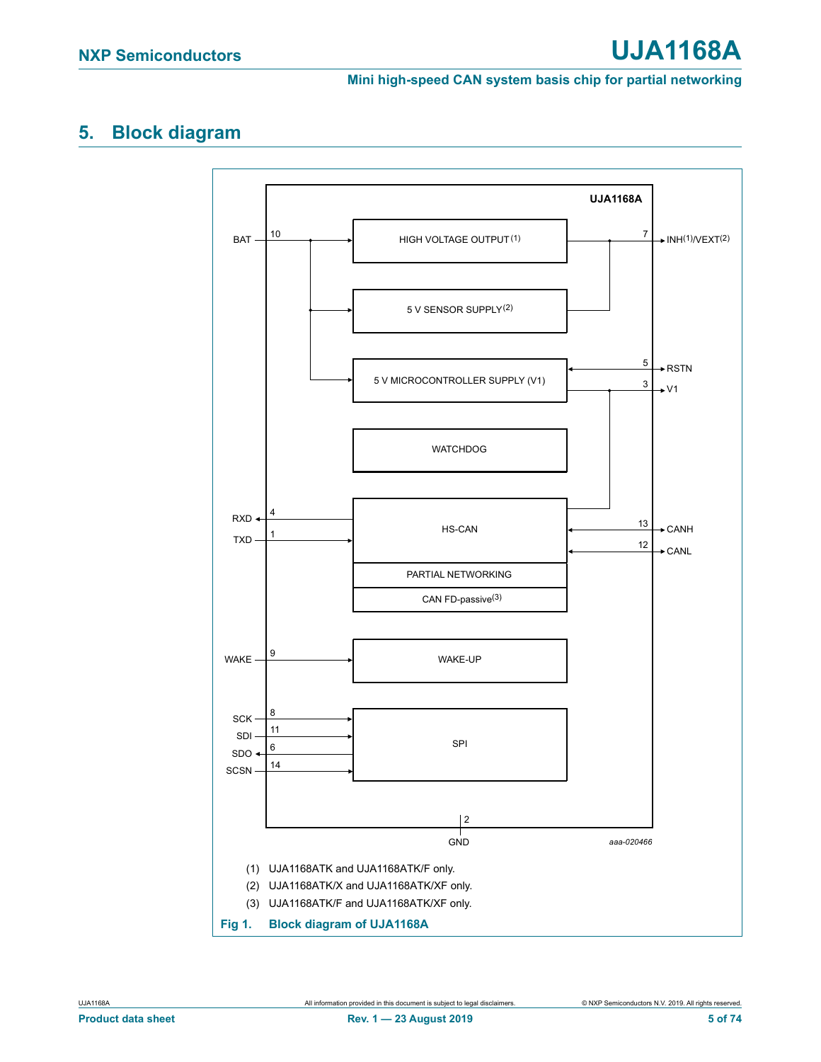## 5. Block diagram

UJA1168A

| Pin | Signal | Block |
|---|---|---|
| 10 | BAT | HIGH VOLTAGE OUTPUT(1), 5 V SENSOR SUPPLY(2), 5 V MICROCONTROLLER SUPPLY (V1) |
| 7 | INH(1)/VEXT(2) | HIGH VOLTAGE OUTPUT(1), 5 V SENSOR SUPPLY(2) |
| 5 | RSTN | 5 V MICROCONTROLLER SUPPLY (V1) |
| 3 | V1 | 5 V MICROCONTROLLER SUPPLY (V1), HS-CAN |
| 4 | RXD | HS-CAN |
| 1 | TXD | HS-CAN |
| 13 | CANH | HS-CAN |
| 12 | CANL | HS-CAN |
| 9 | WAKE | WAKE-UP |
| 8 | SCK | SPI |
| 11 | SDI | SPI |
| 6 | SDO | SPI |
| 14 | SCSN | SPI |
| 2 | GND | |

Internal blocks: HIGH VOLTAGE OUTPUT(1); 5 V SENSOR SUPPLY(2); 5 V MICROCONTROLLER SUPPLY (V1); WATCHDOG; HS-CAN; PARTIAL NETWORKING; CAN FD-passive(3); WAKE-UP; SPI

aaa-020466

(1) UJA1168ATK and UJA1168ATK/F only.

(2) UJA1168ATK/X and UJA1168ATK/XF only.

(3) UJA1168ATK/F and UJA1168ATK/XF only.

**Fig 1. Block diagram of UJA1168A**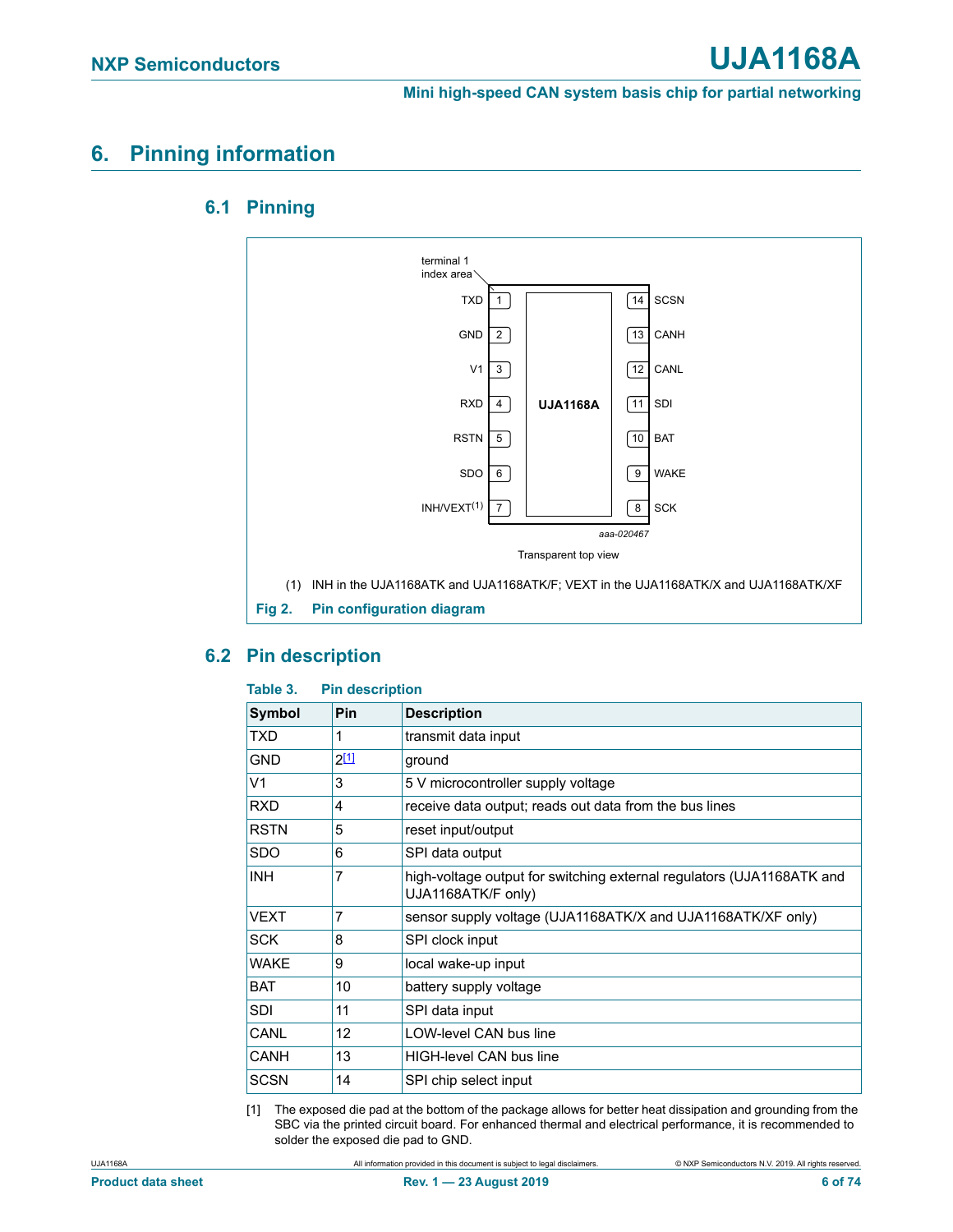# 6. Pinning information

## 6.1 Pinning

terminal 1 index area

| Pin | Symbol | | Pin | Symbol |
|---|---|---|---|---|
| 1 | TXD | | 14 | SCSN |
| 2 | GND | | 13 | CANH |
| 3 | V1 | | 12 | CANL |
| 4 | RXD | UJA1168A | 11 | SDI |
| 5 | RSTN | | 10 | BAT |
| 6 | SDO | | 9 | WAKE |
| 7 | INH/VEXT(1) | | 8 | SCK |

aaa-020467

Transparent top view

(1) INH in the UJA1168ATK and UJA1168ATK/F; VEXT in the UJA1168ATK/X and UJA1168ATK/XF

**Fig 2. Pin configuration diagram**

## 6.2 Pin description

**Table 3. Pin description**

| Symbol | Pin | Description |
|---|---|---|
| TXD | 1 | transmit data input |
| GND | 2[1] | ground |
| V1 | 3 | 5 V microcontroller supply voltage |
| RXD | 4 | receive data output; reads out data from the bus lines |
| RSTN | 5 | reset input/output |
| SDO | 6 | SPI data output |
| INH | 7 | high-voltage output for switching external regulators (UJA1168ATK and UJA1168ATK/F only) |
| VEXT | 7 | sensor supply voltage (UJA1168ATK/X and UJA1168ATK/XF only) |
| SCK | 8 | SPI clock input |
| WAKE | 9 | local wake-up input |
| BAT | 10 | battery supply voltage |
| SDI | 11 | SPI data input |
| CANL | 12 | LOW-level CAN bus line |
| CANH | 13 | HIGH-level CAN bus line |
| SCSN | 14 | SPI chip select input |

[1] The exposed die pad at the bottom of the package allows for better heat dissipation and grounding from the SBC via the printed circuit board. For enhanced thermal and electrical performance, it is recommended to solder the exposed die pad to GND.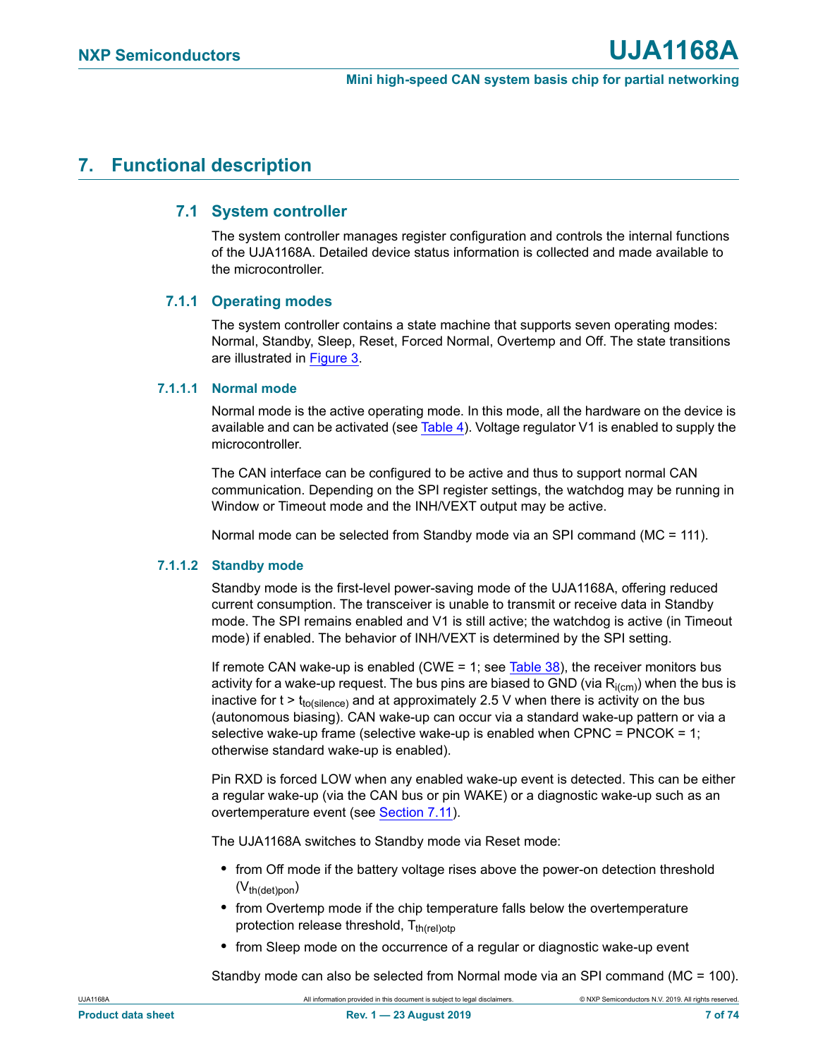# 7. Functional description

## 7.1 System controller

The system controller manages register configuration and controls the internal functions of the UJA1168A. Detailed device status information is collected and made available to the microcontroller.

### 7.1.1 Operating modes

The system controller contains a state machine that supports seven operating modes: Normal, Standby, Sleep, Reset, Forced Normal, Overtemp and Off. The state transitions are illustrated in Figure 3.

#### 7.1.1.1 Normal mode

Normal mode is the active operating mode. In this mode, all the hardware on the device is available and can be activated (see Table 4). Voltage regulator V1 is enabled to supply the microcontroller.

The CAN interface can be configured to be active and thus to support normal CAN communication. Depending on the SPI register settings, the watchdog may be running in Window or Timeout mode and the INH/VEXT output may be active.

Normal mode can be selected from Standby mode via an SPI command (MC = 111).

#### 7.1.1.2 Standby mode

Standby mode is the first-level power-saving mode of the UJA1168A, offering reduced current consumption. The transceiver is unable to transmit or receive data in Standby mode. The SPI remains enabled and V1 is still active; the watchdog is active (in Timeout mode) if enabled. The behavior of INH/VEXT is determined by the SPI setting.

If remote CAN wake-up is enabled (CWE = 1; see Table 38), the receiver monitors bus activity for a wake-up request. The bus pins are biased to GND (via $R_{i(cm)}$) when the bus is inactive for $t > t_{to(silence)}$ and at approximately 2.5 V when there is activity on the bus (autonomous biasing). CAN wake-up can occur via a standard wake-up pattern or via a selective wake-up frame (selective wake-up is enabled when CPNC = PNCOK = 1; otherwise standard wake-up is enabled).

Pin RXD is forced LOW when any enabled wake-up event is detected. This can be either a regular wake-up (via the CAN bus or pin WAKE) or a diagnostic wake-up such as an overtemperature event (see Section 7.11).

The UJA1168A switches to Standby mode via Reset mode:

- from Off mode if the battery voltage rises above the power-on detection threshold ($V_{th(det)pon}$)
- from Overtemp mode if the chip temperature falls below the overtemperature protection release threshold, $T_{th(rel)otp}$
- from Sleep mode on the occurrence of a regular or diagnostic wake-up event

Standby mode can also be selected from Normal mode via an SPI command (MC = 100).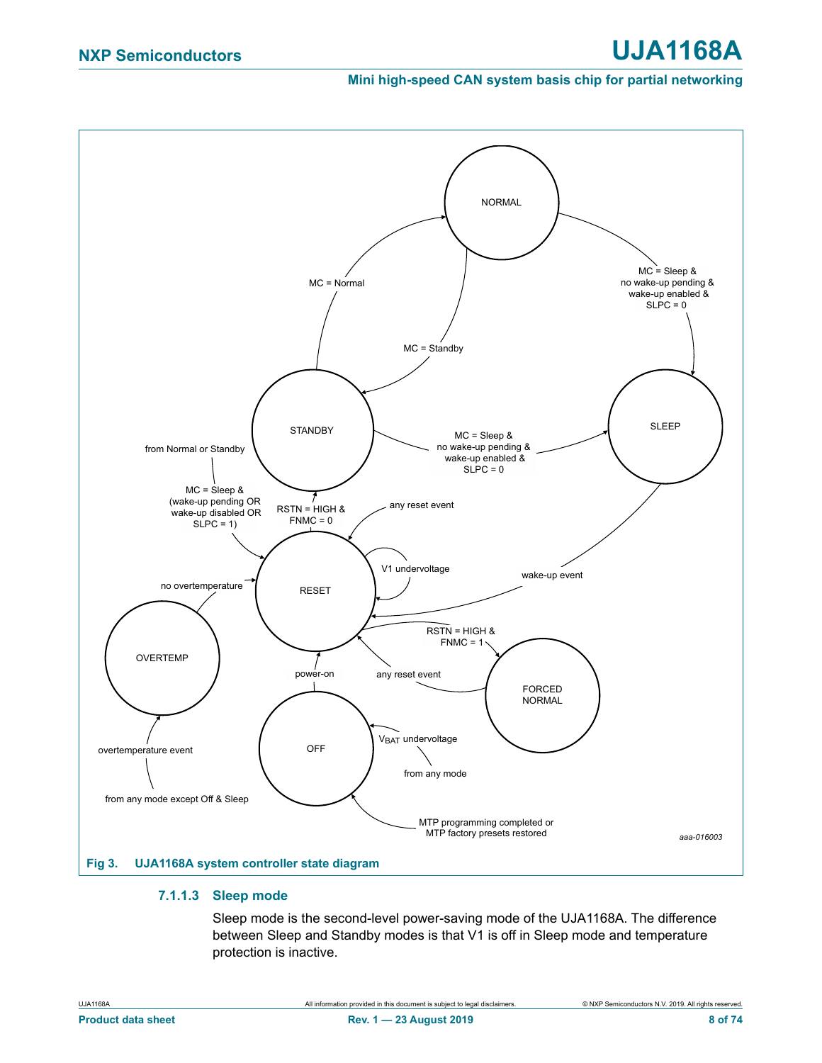NORMAL

MC = Normal

MC = Standby

MC = Sleep & no wake-up pending & wake-up enabled & SLPC = 0

STANDBY

SLEEP

MC = Sleep & no wake-up pending & wake-up enabled & SLPC = 0

from Normal or Standby

MC = Sleep & (wake-up pending OR wake-up disabled OR SLPC = 1)

RSTN = HIGH & FNMC = 0

any reset event

V1 undervoltage

no overtemperature

RESET

wake-up event

OVERTEMP

RSTN = HIGH & FNMC = 1

power-on

any reset event

FORCED NORMAL

OFF

$V_{BAT}$ undervoltage

from any mode

overtemperature event

from any mode except Off & Sleep

MTP programming completed or MTP factory presets restored

aaa-016003

**Fig 3. UJA1168A system controller state diagram**

#### 7.1.1.3 Sleep mode

Sleep mode is the second-level power-saving mode of the UJA1168A. The difference between Sleep and Standby modes is that V1 is off in Sleep mode and temperature protection is inactive.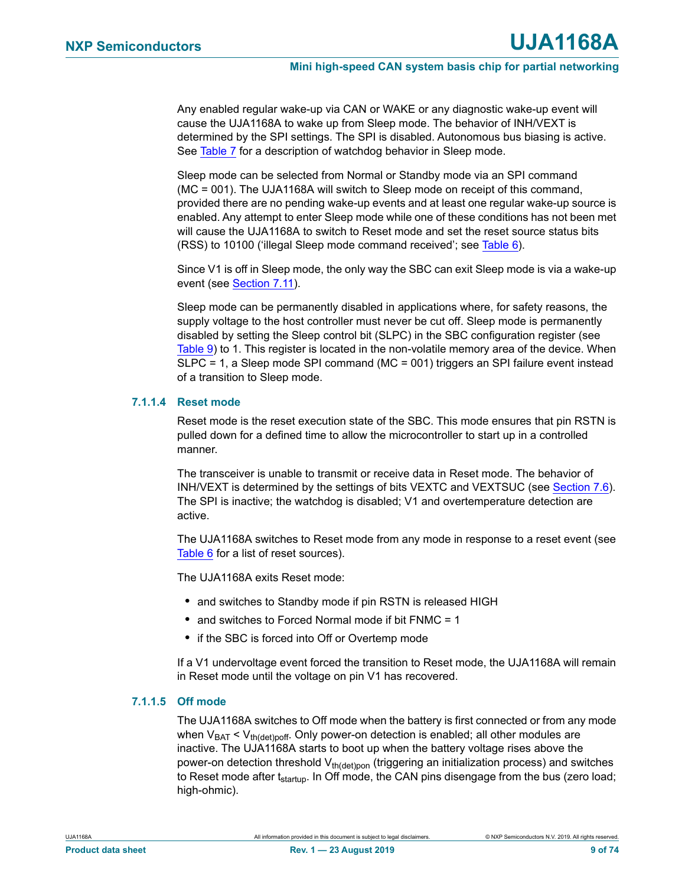Any enabled regular wake-up via CAN or WAKE or any diagnostic wake-up event will cause the UJA1168A to wake up from Sleep mode. The behavior of INH/VEXT is determined by the SPI settings. The SPI is disabled. Autonomous bus biasing is active. See Table 7 for a description of watchdog behavior in Sleep mode.

Sleep mode can be selected from Normal or Standby mode via an SPI command (MC = 001). The UJA1168A will switch to Sleep mode on receipt of this command, provided there are no pending wake-up events and at least one regular wake-up source is enabled. Any attempt to enter Sleep mode while one of these conditions has not been met will cause the UJA1168A to switch to Reset mode and set the reset source status bits (RSS) to 10100 ('illegal Sleep mode command received'; see Table 6).

Since V1 is off in Sleep mode, the only way the SBC can exit Sleep mode is via a wake-up event (see Section 7.11).

Sleep mode can be permanently disabled in applications where, for safety reasons, the supply voltage to the host controller must never be cut off. Sleep mode is permanently disabled by setting the Sleep control bit (SLPC) in the SBC configuration register (see Table 9) to 1. This register is located in the non-volatile memory area of the device. When SLPC = 1, a Sleep mode SPI command (MC = 001) triggers an SPI failure event instead of a transition to Sleep mode.

#### 7.1.1.4 Reset mode

Reset mode is the reset execution state of the SBC. This mode ensures that pin RSTN is pulled down for a defined time to allow the microcontroller to start up in a controlled manner.

The transceiver is unable to transmit or receive data in Reset mode. The behavior of INH/VEXT is determined by the settings of bits VEXTC and VEXTSUC (see Section 7.6). The SPI is inactive; the watchdog is disabled; V1 and overtemperature detection are active.

The UJA1168A switches to Reset mode from any mode in response to a reset event (see Table 6 for a list of reset sources).

The UJA1168A exits Reset mode:

- and switches to Standby mode if pin RSTN is released HIGH
- and switches to Forced Normal mode if bit FNMC = 1
- if the SBC is forced into Off or Overtemp mode

If a V1 undervoltage event forced the transition to Reset mode, the UJA1168A will remain in Reset mode until the voltage on pin V1 has recovered.

#### 7.1.1.5 Off mode

The UJA1168A switches to Off mode when the battery is first connected or from any mode when $V_{BAT} < V_{th(det)poff}$. Only power-on detection is enabled; all other modules are inactive. The UJA1168A starts to boot up when the battery voltage rises above the power-on detection threshold $V_{th(det)pon}$ (triggering an initialization process) and switches to Reset mode after $t_{startup}$. In Off mode, the CAN pins disengage from the bus (zero load; high-ohmic).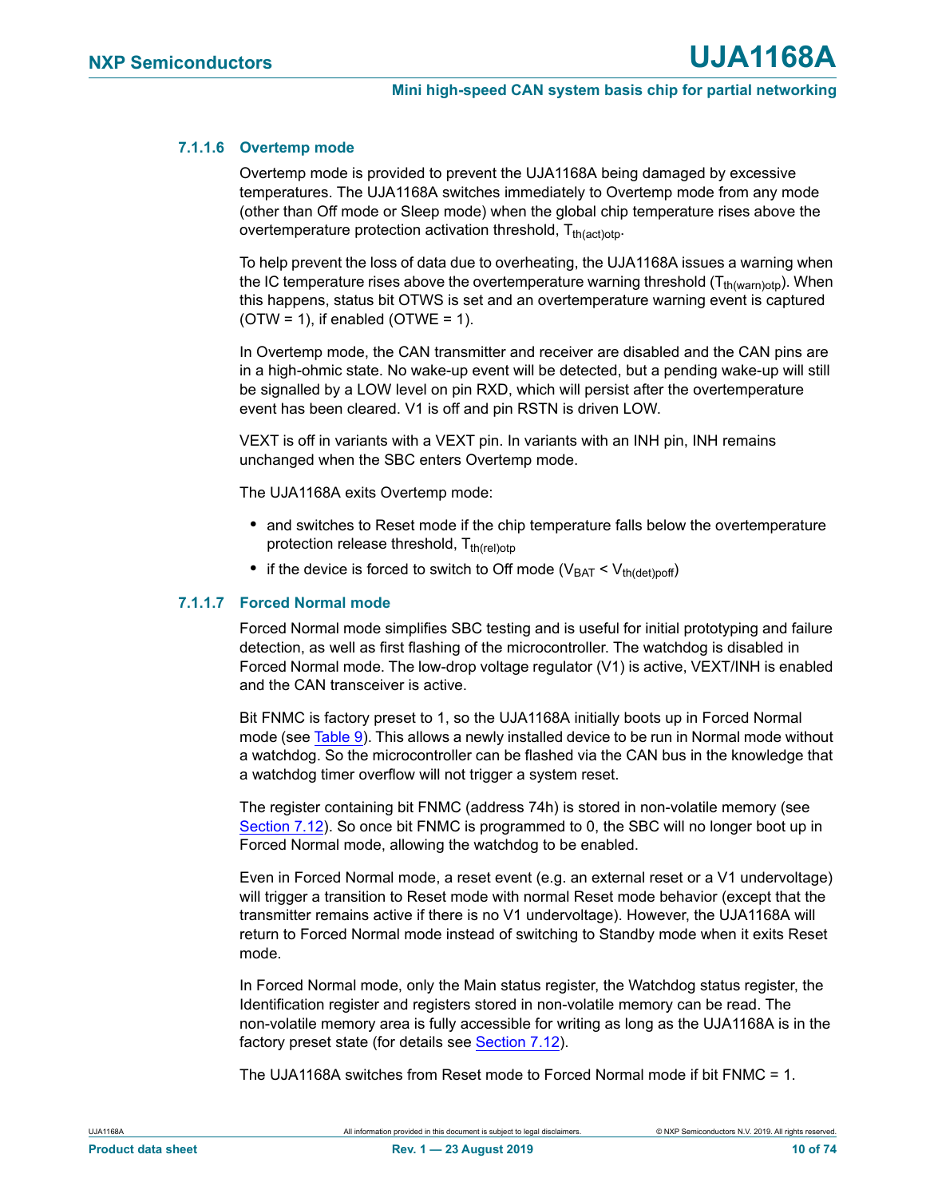#### 7.1.1.6 Overtemp mode

Overtemp mode is provided to prevent the UJA1168A being damaged by excessive temperatures. The UJA1168A switches immediately to Overtemp mode from any mode (other than Off mode or Sleep mode) when the global chip temperature rises above the overtemperature protection activation threshold, $T_{th(act)otp}$.

To help prevent the loss of data due to overheating, the UJA1168A issues a warning when the IC temperature rises above the overtemperature warning threshold ($T_{th(warn)otp}$). When this happens, status bit OTWS is set and an overtemperature warning event is captured (OTW = 1), if enabled (OTWE = 1).

In Overtemp mode, the CAN transmitter and receiver are disabled and the CAN pins are in a high-ohmic state. No wake-up event will be detected, but a pending wake-up will still be signalled by a LOW level on pin RXD, which will persist after the overtemperature event has been cleared. V1 is off and pin RSTN is driven LOW.

VEXT is off in variants with a VEXT pin. In variants with an INH pin, INH remains unchanged when the SBC enters Overtemp mode.

The UJA1168A exits Overtemp mode:

- and switches to Reset mode if the chip temperature falls below the overtemperature protection release threshold, $T_{th(rel)otp}$
- if the device is forced to switch to Off mode ($V_{BAT} < V_{th(det)poff}$)

#### 7.1.1.7 Forced Normal mode

Forced Normal mode simplifies SBC testing and is useful for initial prototyping and failure detection, as well as first flashing of the microcontroller. The watchdog is disabled in Forced Normal mode. The low-drop voltage regulator (V1) is active, VEXT/INH is enabled and the CAN transceiver is active.

Bit FNMC is factory preset to 1, so the UJA1168A initially boots up in Forced Normal mode (see Table 9). This allows a newly installed device to be run in Normal mode without a watchdog. So the microcontroller can be flashed via the CAN bus in the knowledge that a watchdog timer overflow will not trigger a system reset.

The register containing bit FNMC (address 74h) is stored in non-volatile memory (see Section 7.12). So once bit FNMC is programmed to 0, the SBC will no longer boot up in Forced Normal mode, allowing the watchdog to be enabled.

Even in Forced Normal mode, a reset event (e.g. an external reset or a V1 undervoltage) will trigger a transition to Reset mode with normal Reset mode behavior (except that the transmitter remains active if there is no V1 undervoltage). However, the UJA1168A will return to Forced Normal mode instead of switching to Standby mode when it exits Reset mode.

In Forced Normal mode, only the Main status register, the Watchdog status register, the Identification register and registers stored in non-volatile memory can be read. The non-volatile memory area is fully accessible for writing as long as the UJA1168A is in the factory preset state (for details see Section 7.12).

The UJA1168A switches from Reset mode to Forced Normal mode if bit FNMC = 1.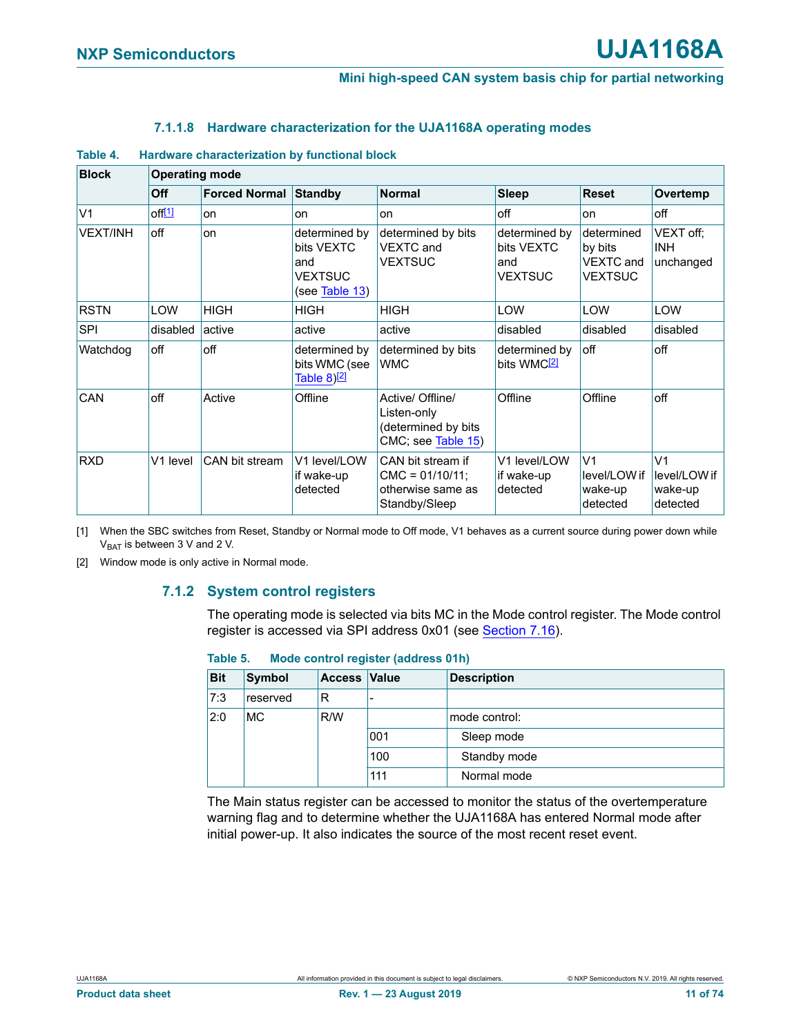#### 7.1.1.8 Hardware characterization for the UJA1168A operating modes

**Table 4. Hardware characterization by functional block**

| Block | Operating mode | | | | | | |
|---|---|---|---|---|---|---|---|
| | Off | Forced Normal | Standby | Normal | Sleep | Reset | Overtemp |
| V1 | off[1] | on | on | on | off | on | off |
| VEXT/INH | off | on | determined by bits VEXTC and VEXTSUC (see Table 13) | determined by bits VEXTC and VEXTSUC | determined by bits VEXTC and VEXTSUC | determined by bits VEXTC and VEXTSUC | VEXT off; INH unchanged |
| RSTN | LOW | HIGH | HIGH | HIGH | LOW | LOW | LOW |
| SPI | disabled | active | active | active | disabled | disabled | disabled |
| Watchdog | off | off | determined by bits WMC (see Table 8)[2] | determined by bits WMC | determined by bits WMC[2] | off | off |
| CAN | off | Active | Offline | Active/ Offline/ Listen-only (determined by bits CMC; see Table 15) | Offline | Offline | off |
| RXD | V1 level | CAN bit stream | V1 level/LOW if wake-up detected | CAN bit stream if CMC = 01/10/11; otherwise same as Standby/Sleep | V1 level/LOW if wake-up detected | V1 level/LOW if wake-up detected | V1 level/LOW if wake-up detected |

[1] When the SBC switches from Reset, Standby or Normal mode to Off mode, V1 behaves as a current source during power down while $V_{BAT}$ is between 3 V and 2 V.

[2] Window mode is only active in Normal mode.

### 7.1.2 System control registers

The operating mode is selected via bits MC in the Mode control register. The Mode control register is accessed via SPI address 0x01 (see Section 7.16).

**Table 5. Mode control register (address 01h)**

| Bit | Symbol | Access | Value | Description |
|---|---|---|---|---|
| 7:3 | reserved | R | - | |
| 2:0 | MC | R/W | | mode control: |
| | | | 001 | Sleep mode |
| | | | 100 | Standby mode |
| | | | 111 | Normal mode |

The Main status register can be accessed to monitor the status of the overtemperature warning flag and to determine whether the UJA1168A has entered Normal mode after initial power-up. It also indicates the source of the most recent reset event.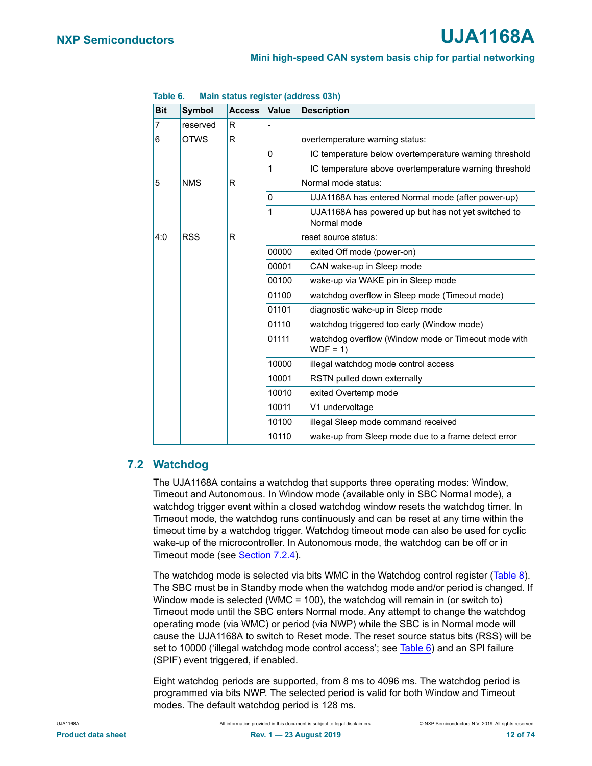**Table 6. Main status register (address 03h)**

| Bit | Symbol | Access | Value | Description |
|---|---|---|---|---|
| 7 | reserved | R | - | |
| 6 | OTWS | R | | overtemperature warning status: |
| | | | 0 | IC temperature below overtemperature warning threshold |
| | | | 1 | IC temperature above overtemperature warning threshold |
| 5 | NMS | R | | Normal mode status: |
| | | | 0 | UJA1168A has entered Normal mode (after power-up) |
| | | | 1 | UJA1168A has powered up but has not yet switched to Normal mode |
| 4:0 | RSS | R | | reset source status: |
| | | | 00000 | exited Off mode (power-on) |
| | | | 00001 | CAN wake-up in Sleep mode |
| | | | 00100 | wake-up via WAKE pin in Sleep mode |
| | | | 01100 | watchdog overflow in Sleep mode (Timeout mode) |
| | | | 01101 | diagnostic wake-up in Sleep mode |
| | | | 01110 | watchdog triggered too early (Window mode) |
| | | | 01111 | watchdog overflow (Window mode or Timeout mode with WDF = 1) |
| | | | 10000 | illegal watchdog mode control access |
| | | | 10001 | RSTN pulled down externally |
| | | | 10010 | exited Overtemp mode |
| | | | 10011 | V1 undervoltage |
| | | | 10100 | illegal Sleep mode command received |
| | | | 10110 | wake-up from Sleep mode due to a frame detect error |

## 7.2 Watchdog

The UJA1168A contains a watchdog that supports three operating modes: Window, Timeout and Autonomous. In Window mode (available only in SBC Normal mode), a watchdog trigger event within a closed watchdog window resets the watchdog timer. In Timeout mode, the watchdog runs continuously and can be reset at any time within the timeout time by a watchdog trigger. Watchdog timeout mode can also be used for cyclic wake-up of the microcontroller. In Autonomous mode, the watchdog can be off or in Timeout mode (see Section 7.2.4).

The watchdog mode is selected via bits WMC in the Watchdog control register (Table 8). The SBC must be in Standby mode when the watchdog mode and/or period is changed. If Window mode is selected (WMC = 100), the watchdog will remain in (or switch to) Timeout mode until the SBC enters Normal mode. Any attempt to change the watchdog operating mode (via WMC) or period (via NWP) while the SBC is in Normal mode will cause the UJA1168A to switch to Reset mode. The reset source status bits (RSS) will be set to 10000 ('illegal watchdog mode control access'; see Table 6) and an SPI failure (SPIF) event triggered, if enabled.

Eight watchdog periods are supported, from 8 ms to 4096 ms. The watchdog period is programmed via bits NWP. The selected period is valid for both Window and Timeout modes. The default watchdog period is 128 ms.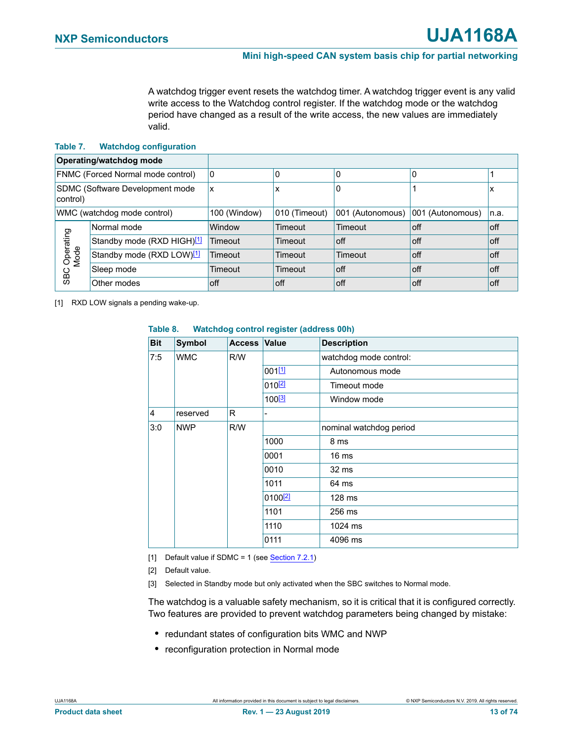A watchdog trigger event resets the watchdog timer. A watchdog trigger event is any valid write access to the Watchdog control register. If the watchdog mode or the watchdog period have changed as a result of the write access, the new values are immediately valid.

**Table 7. Watchdog configuration**

| Operating/watchdog mode | | | | | | |
|---|---|---|---|---|---|---|
| FNMC (Forced Normal mode control) | | 0 | 0 | 0 | 0 | 1 |
| SDMC (Software Development mode control) | | x | x | 0 | 1 | x |
| WMC (watchdog mode control) | | 100 (Window) | 010 (Timeout) | 001 (Autonomous) | 001 (Autonomous) | n.a. |
| SBC Operating Mode | Normal mode | Window | Timeout | Timeout | off | off |
| | Standby mode (RXD HIGH)[1] | Timeout | Timeout | off | off | off |
| | Standby mode (RXD LOW)[1] | Timeout | Timeout | Timeout | off | off |
| | Sleep mode | Timeout | Timeout | off | off | off |
| | Other modes | off | off | off | off | off |

[1] RXD LOW signals a pending wake-up.

**Table 8. Watchdog control register (address 00h)**

| Bit | Symbol | Access | Value | Description |
|---|---|---|---|---|
| 7:5 | WMC | R/W | | watchdog mode control: |
| | | | 001[1] | Autonomous mode |
| | | | 010[2] | Timeout mode |
| | | | 100[3] | Window mode |
| 4 | reserved | R | - | |
| 3:0 | NWP | R/W | | nominal watchdog period |
| | | | 1000 | 8 ms |
| | | | 0001 | 16 ms |
| | | | 0010 | 32 ms |
| | | | 1011 | 64 ms |
| | | | 0100[2] | 128 ms |
| | | | 1101 | 256 ms |
| | | | 1110 | 1024 ms |
| | | | 0111 | 4096 ms |

[1] Default value if SDMC = 1 (see Section 7.2.1)

[2] Default value.

[3] Selected in Standby mode but only activated when the SBC switches to Normal mode.

The watchdog is a valuable safety mechanism, so it is critical that it is configured correctly. Two features are provided to prevent watchdog parameters being changed by mistake:

- redundant states of configuration bits WMC and NWP
- reconfiguration protection in Normal mode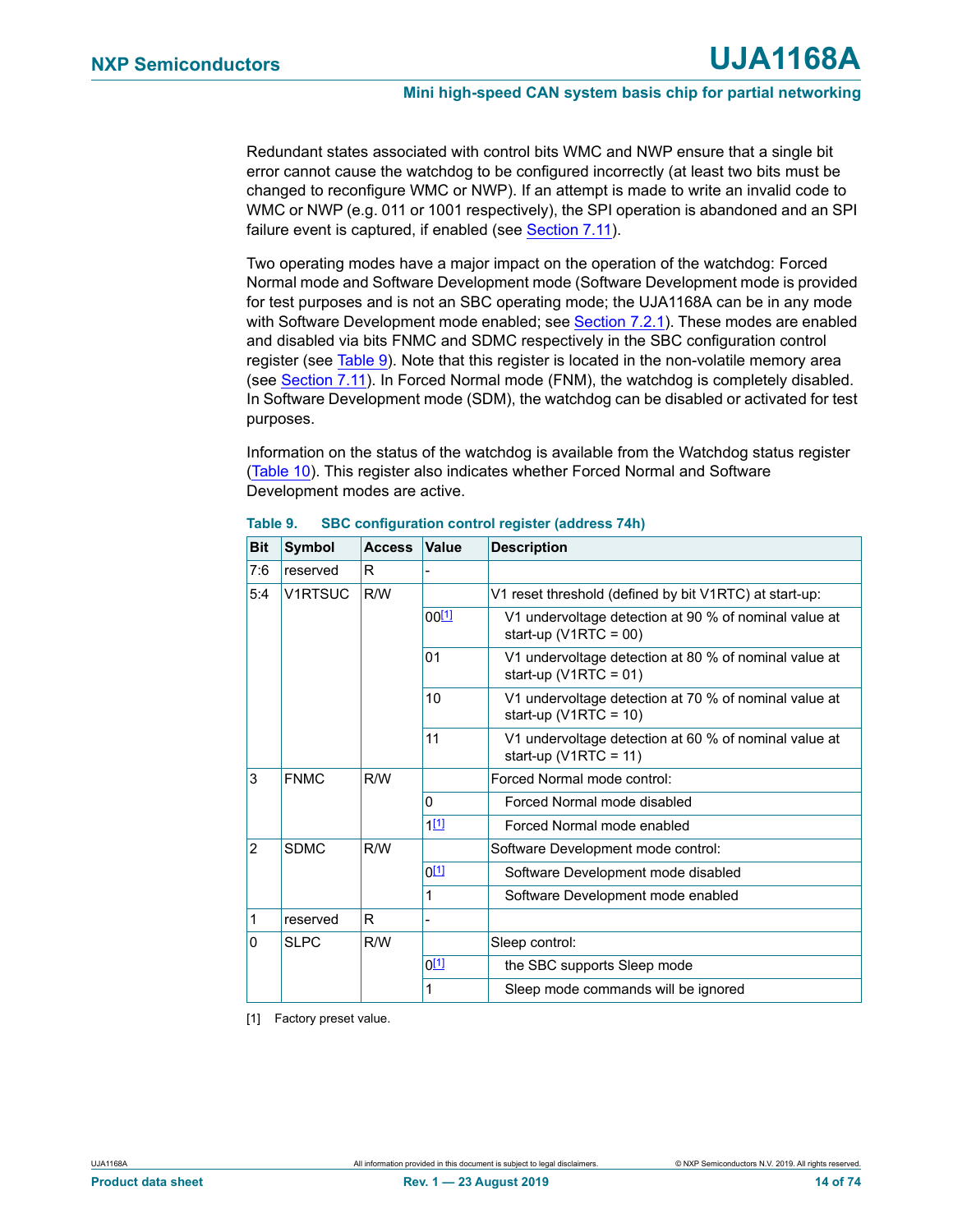Redundant states associated with control bits WMC and NWP ensure that a single bit error cannot cause the watchdog to be configured incorrectly (at least two bits must be changed to reconfigure WMC or NWP). If an attempt is made to write an invalid code to WMC or NWP (e.g. 011 or 1001 respectively), the SPI operation is abandoned and an SPI failure event is captured, if enabled (see Section 7.11).

Two operating modes have a major impact on the operation of the watchdog: Forced Normal mode and Software Development mode (Software Development mode is provided for test purposes and is not an SBC operating mode; the UJA1168A can be in any mode with Software Development mode enabled; see Section 7.2.1). These modes are enabled and disabled via bits FNMC and SDMC respectively in the SBC configuration control register (see Table 9). Note that this register is located in the non-volatile memory area (see Section 7.11). In Forced Normal mode (FNM), the watchdog is completely disabled. In Software Development mode (SDM), the watchdog can be disabled or activated for test purposes.

Information on the status of the watchdog is available from the Watchdog status register (Table 10). This register also indicates whether Forced Normal and Software Development modes are active.

**Table 9. SBC configuration control register (address 74h)**

| Bit | Symbol | Access | Value | Description |
|---|---|---|---|---|
| 7:6 | reserved | R | - | |
| 5:4 | V1RTSUC | R/W | | V1 reset threshold (defined by bit V1RTC) at start-up: |
| | | | 00[1] | V1 undervoltage detection at 90 % of nominal value at start-up (V1RTC = 00) |
| | | | 01 | V1 undervoltage detection at 80 % of nominal value at start-up (V1RTC = 01) |
| | | | 10 | V1 undervoltage detection at 70 % of nominal value at start-up (V1RTC = 10) |
| | | | 11 | V1 undervoltage detection at 60 % of nominal value at start-up (V1RTC = 11) |
| 3 | FNMC | R/W | | Forced Normal mode control: |
| | | | 0 | Forced Normal mode disabled |
| | | | 1[1] | Forced Normal mode enabled |
| 2 | SDMC | R/W | | Software Development mode control: |
| | | | 0[1] | Software Development mode disabled |
| | | | 1 | Software Development mode enabled |
| 1 | reserved | R | - | |
| 0 | SLPC | R/W | | Sleep control: |
| | | | 0[1] | the SBC supports Sleep mode |
| | | | 1 | Sleep mode commands will be ignored |

[1] Factory preset value.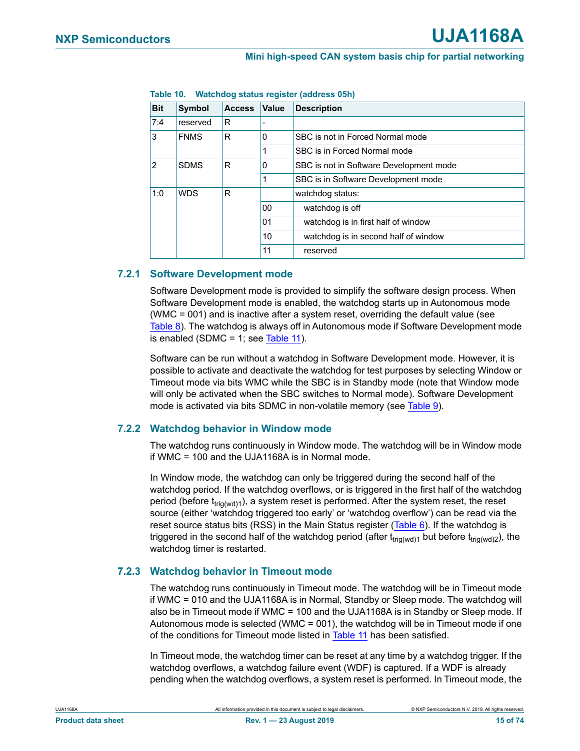**Table 10. Watchdog status register (address 05h)**

| Bit | Symbol | Access | Value | Description |
|---|---|---|---|---|
| 7:4 | reserved | R | - | |
| 3 | FNMS | R | 0 | SBC is not in Forced Normal mode |
| | | | 1 | SBC is in Forced Normal mode |
| 2 | SDMS | R | 0 | SBC is not in Software Development mode |
| | | | 1 | SBC is in Software Development mode |
| 1:0 | WDS | R | | watchdog status: |
| | | | 00 | watchdog is off |
| | | | 01 | watchdog is in first half of window |
| | | | 10 | watchdog is in second half of window |
| | | | 11 | reserved |

### 7.2.1 Software Development mode

Software Development mode is provided to simplify the software design process. When Software Development mode is enabled, the watchdog starts up in Autonomous mode (WMC = 001) and is inactive after a system reset, overriding the default value (see Table 8). The watchdog is always off in Autonomous mode if Software Development mode is enabled (SDMC = 1; see Table 11).

Software can be run without a watchdog in Software Development mode. However, it is possible to activate and deactivate the watchdog for test purposes by selecting Window or Timeout mode via bits WMC while the SBC is in Standby mode (note that Window mode will only be activated when the SBC switches to Normal mode). Software Development mode is activated via bits SDMC in non-volatile memory (see Table 9).

### 7.2.2 Watchdog behavior in Window mode

The watchdog runs continuously in Window mode. The watchdog will be in Window mode if WMC = 100 and the UJA1168A is in Normal mode.

In Window mode, the watchdog can only be triggered during the second half of the watchdog period. If the watchdog overflows, or is triggered in the first half of the watchdog period (before $t_{trig(wd)1}$), a system reset is performed. After the system reset, the reset source (either 'watchdog triggered too early' or 'watchdog overflow') can be read via the reset source status bits (RSS) in the Main Status register (Table 6). If the watchdog is triggered in the second half of the watchdog period (after $t_{trig(wd)1}$ but before $t_{trig(wd)2}$), the watchdog timer is restarted.

### 7.2.3 Watchdog behavior in Timeout mode

The watchdog runs continuously in Timeout mode. The watchdog will be in Timeout mode if WMC = 010 and the UJA1168A is in Normal, Standby or Sleep mode. The watchdog will also be in Timeout mode if WMC = 100 and the UJA1168A is in Standby or Sleep mode. If Autonomous mode is selected (WMC = 001), the watchdog will be in Timeout mode if one of the conditions for Timeout mode listed in Table 11 has been satisfied.

In Timeout mode, the watchdog timer can be reset at any time by a watchdog trigger. If the watchdog overflows, a watchdog failure event (WDF) is captured. If a WDF is already pending when the watchdog overflows, a system reset is performed. In Timeout mode, the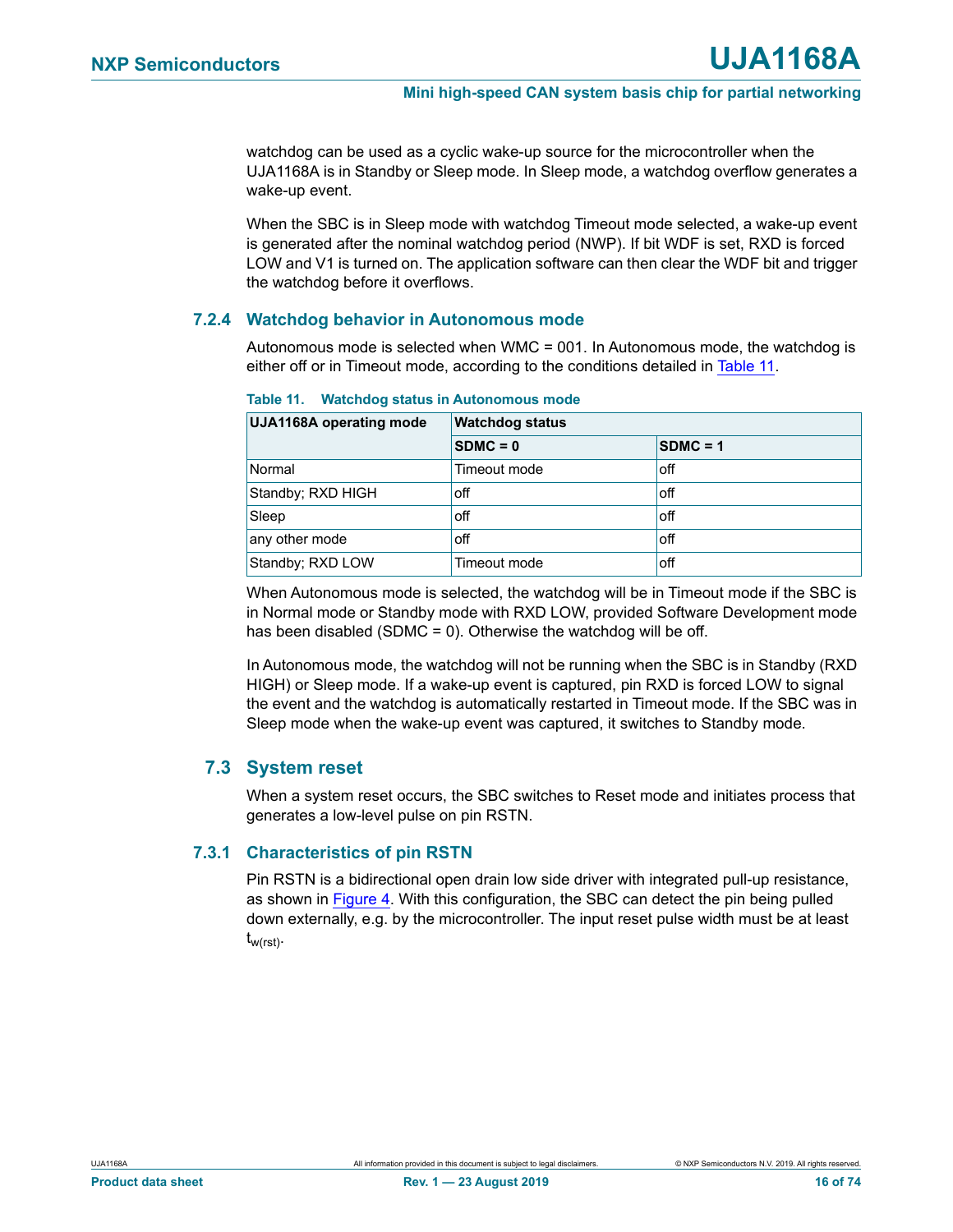watchdog can be used as a cyclic wake-up source for the microcontroller when the UJA1168A is in Standby or Sleep mode. In Sleep mode, a watchdog overflow generates a wake-up event.

When the SBC is in Sleep mode with watchdog Timeout mode selected, a wake-up event is generated after the nominal watchdog period (NWP). If bit WDF is set, RXD is forced LOW and V1 is turned on. The application software can then clear the WDF bit and trigger the watchdog before it overflows.

### 7.2.4 Watchdog behavior in Autonomous mode

Autonomous mode is selected when WMC = 001. In Autonomous mode, the watchdog is either off or in Timeout mode, according to the conditions detailed in Table 11.

**Table 11. Watchdog status in Autonomous mode**

| UJA1168A operating mode | Watchdog status | |
|---|---|---|
| | SDMC = 0 | SDMC = 1 |
| Normal | Timeout mode | off |
| Standby; RXD HIGH | off | off |
| Sleep | off | off |
| any other mode | off | off |
| Standby; RXD LOW | Timeout mode | off |

When Autonomous mode is selected, the watchdog will be in Timeout mode if the SBC is in Normal mode or Standby mode with RXD LOW, provided Software Development mode has been disabled (SDMC = 0). Otherwise the watchdog will be off.

In Autonomous mode, the watchdog will not be running when the SBC is in Standby (RXD HIGH) or Sleep mode. If a wake-up event is captured, pin RXD is forced LOW to signal the event and the watchdog is automatically restarted in Timeout mode. If the SBC was in Sleep mode when the wake-up event was captured, it switches to Standby mode.

## 7.3 System reset

When a system reset occurs, the SBC switches to Reset mode and initiates process that generates a low-level pulse on pin RSTN.

### 7.3.1 Characteristics of pin RSTN

Pin RSTN is a bidirectional open drain low side driver with integrated pull-up resistance, as shown in Figure 4. With this configuration, the SBC can detect the pin being pulled down externally, e.g. by the microcontroller. The input reset pulse width must be at least $t_{w(rst)}$.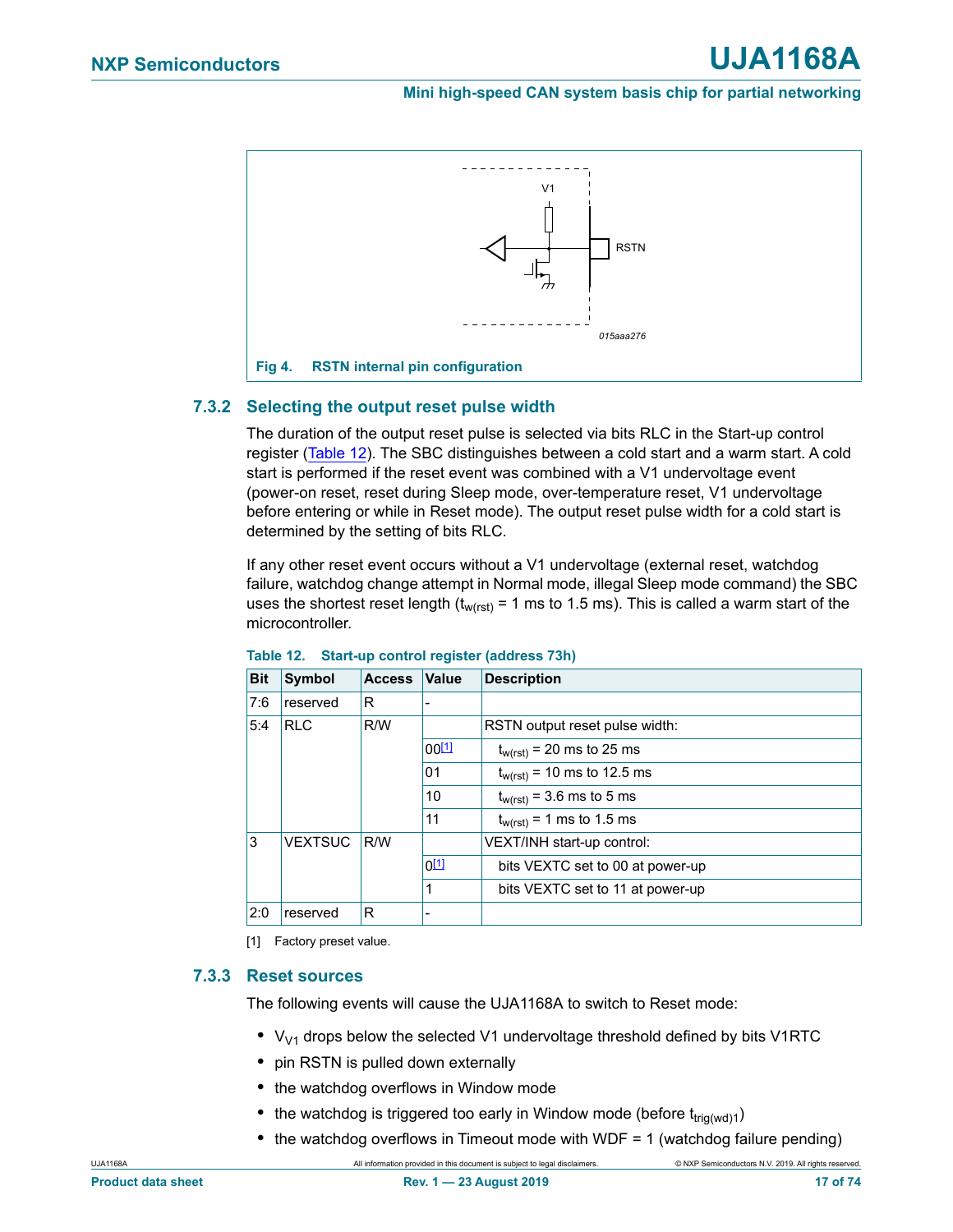Fig 4. RSTN internal pin configuration

### 7.3.2 Selecting the output reset pulse width

The duration of the output reset pulse is selected via bits RLC in the Start-up control register (Table 12). The SBC distinguishes between a cold start and a warm start. A cold start is performed if the reset event was combined with a V1 undervoltage event (power-on reset, reset during Sleep mode, over-temperature reset, V1 undervoltage before entering or while in Reset mode). The output reset pulse width for a cold start is determined by the setting of bits RLC.

If any other reset event occurs without a V1 undervoltage (external reset, watchdog failure, watchdog change attempt in Normal mode, illegal Sleep mode command) the SBC uses the shortest reset length ($t_{w(rst)}$ = 1 ms to 1.5 ms). This is called a warm start of the microcontroller.

**Table 12. Start-up control register (address 73h)**

| Bit | Symbol | Access | Value | Description |
|---|---|---|---|---|
| 7:6 | reserved | R | - | |
| 5:4 | RLC | R/W | | RSTN output reset pulse width: |
| | | | 00[1] | $t_{w(rst)}$ = 20 ms to 25 ms |
| | | | 01 | $t_{w(rst)}$ = 10 ms to 12.5 ms |
| | | | 10 | $t_{w(rst)}$ = 3.6 ms to 5 ms |
| | | | 11 | $t_{w(rst)}$ = 1 ms to 1.5 ms |
| 3 | VEXTSUC | R/W | | VEXT/INH start-up control: |
| | | | 0[1] | bits VEXTC set to 00 at power-up |
| | | | 1 | bits VEXTC set to 11 at power-up |
| 2:0 | reserved | R | - | |

[1] Factory preset value.

### 7.3.3 Reset sources

The following events will cause the UJA1168A to switch to Reset mode:

- $V_{V1}$ drops below the selected V1 undervoltage threshold defined by bits V1RTC
- pin RSTN is pulled down externally
- the watchdog overflows in Window mode
- the watchdog is triggered too early in Window mode (before $t_{trig(wd)1}$)
- the watchdog overflows in Timeout mode with WDF = 1 (watchdog failure pending)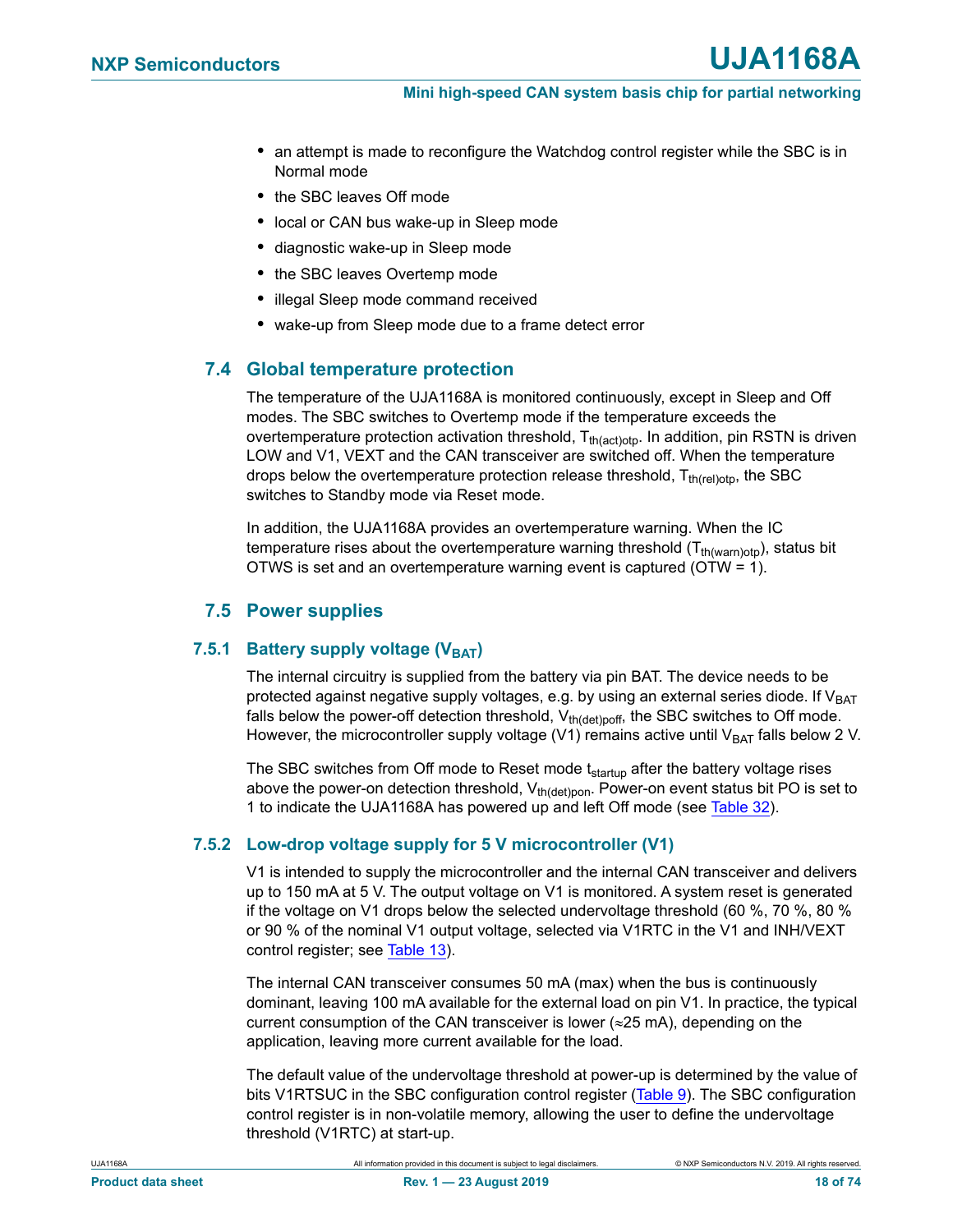- an attempt is made to reconfigure the Watchdog control register while the SBC is in Normal mode
- the SBC leaves Off mode
- local or CAN bus wake-up in Sleep mode
- diagnostic wake-up in Sleep mode
- the SBC leaves Overtemp mode
- illegal Sleep mode command received
- wake-up from Sleep mode due to a frame detect error

## 7.4 Global temperature protection

The temperature of the UJA1168A is monitored continuously, except in Sleep and Off modes. The SBC switches to Overtemp mode if the temperature exceeds the overtemperature protection activation threshold, $T_{th(act)otp}$. In addition, pin RSTN is driven LOW and V1, VEXT and the CAN transceiver are switched off. When the temperature drops below the overtemperature protection release threshold, $T_{th(rel)otp}$, the SBC switches to Standby mode via Reset mode.

In addition, the UJA1168A provides an overtemperature warning. When the IC temperature rises about the overtemperature warning threshold ($T_{th(warn)otp}$), status bit OTWS is set and an overtemperature warning event is captured (OTW = 1).

## 7.5 Power supplies

### 7.5.1 Battery supply voltage ($V_{BAT}$)

The internal circuitry is supplied from the battery via pin BAT. The device needs to be protected against negative supply voltages, e.g. by using an external series diode. If $V_{BAT}$ falls below the power-off detection threshold, $V_{th(det)poff}$, the SBC switches to Off mode. However, the microcontroller supply voltage (V1) remains active until $V_{BAT}$ falls below 2 V.

The SBC switches from Off mode to Reset mode $t_{startup}$ after the battery voltage rises above the power-on detection threshold, $V_{th(det)pon}$. Power-on event status bit PO is set to 1 to indicate the UJA1168A has powered up and left Off mode (see Table 32).

### 7.5.2 Low-drop voltage supply for 5 V microcontroller (V1)

V1 is intended to supply the microcontroller and the internal CAN transceiver and delivers up to 150 mA at 5 V. The output voltage on V1 is monitored. A system reset is generated if the voltage on V1 drops below the selected undervoltage threshold (60 %, 70 %, 80 % or 90 % of the nominal V1 output voltage, selected via V1RTC in the V1 and INH/VEXT control register; see Table 13).

The internal CAN transceiver consumes 50 mA (max) when the bus is continuously dominant, leaving 100 mA available for the external load on pin V1. In practice, the typical current consumption of the CAN transceiver is lower (≈25 mA), depending on the application, leaving more current available for the load.

The default value of the undervoltage threshold at power-up is determined by the value of bits V1RTSUC in the SBC configuration control register (Table 9). The SBC configuration control register is in non-volatile memory, allowing the user to define the undervoltage threshold (V1RTC) at start-up.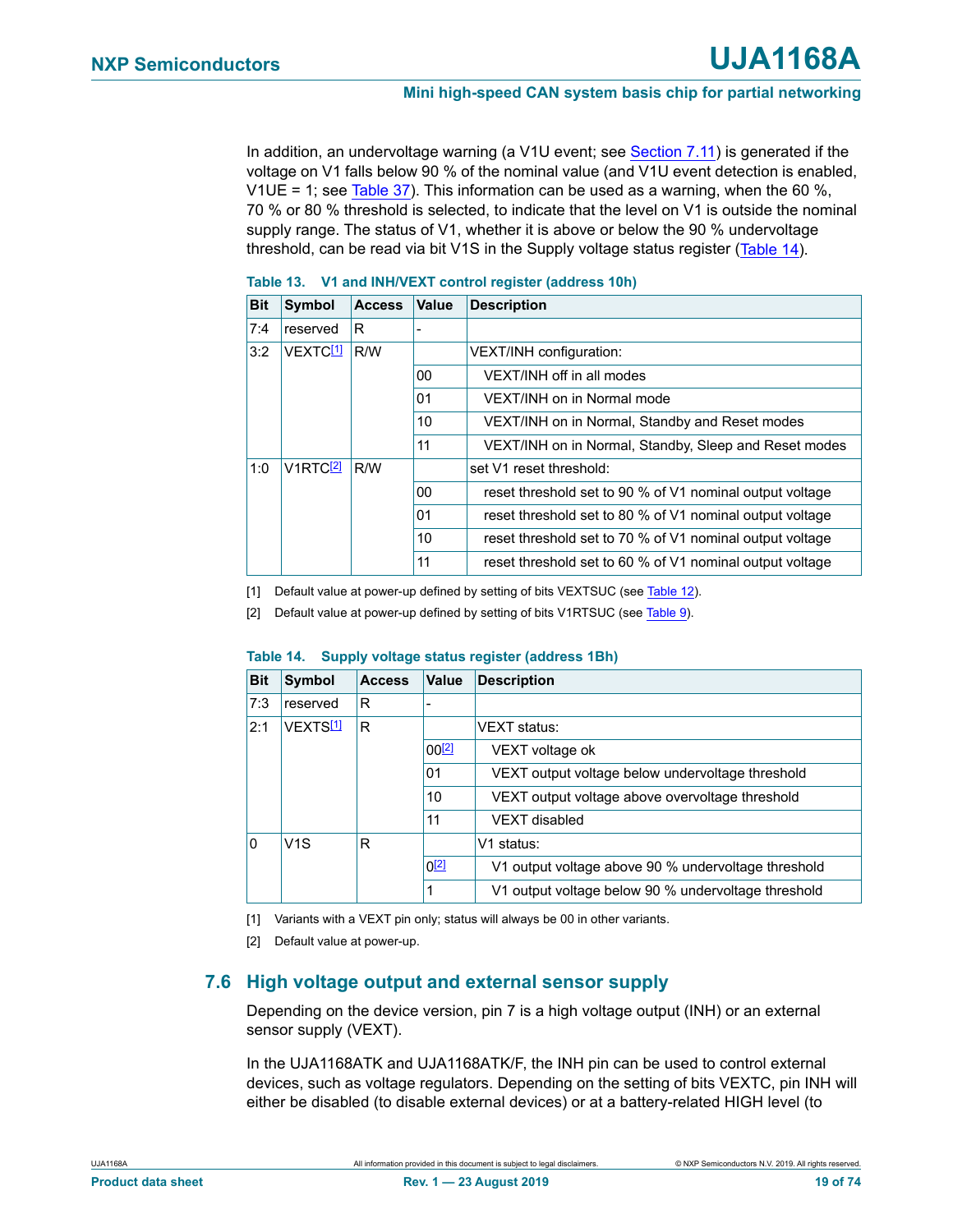In addition, an undervoltage warning (a V1U event; see Section 7.11) is generated if the voltage on V1 falls below 90 % of the nominal value (and V1U event detection is enabled, V1UE = 1; see Table 37). This information can be used as a warning, when the 60 %, 70 % or 80 % threshold is selected, to indicate that the level on V1 is outside the nominal supply range. The status of V1, whether it is above or below the 90 % undervoltage threshold, can be read via bit V1S in the Supply voltage status register (Table 14).

**Table 13. V1 and INH/VEXT control register (address 10h)**

| Bit | Symbol | Access | Value | Description |
|---|---|---|---|---|
| 7:4 | reserved | R | - | |
| 3:2 | VEXTC[1] | R/W | | VEXT/INH configuration: |
| | | | 00 | VEXT/INH off in all modes |
| | | | 01 | VEXT/INH on in Normal mode |
| | | | 10 | VEXT/INH on in Normal, Standby and Reset modes |
| | | | 11 | VEXT/INH on in Normal, Standby, Sleep and Reset modes |
| 1:0 | V1RTC[2] | R/W | | set V1 reset threshold: |
| | | | 00 | reset threshold set to 90 % of V1 nominal output voltage |
| | | | 01 | reset threshold set to 80 % of V1 nominal output voltage |
| | | | 10 | reset threshold set to 70 % of V1 nominal output voltage |
| | | | 11 | reset threshold set to 60 % of V1 nominal output voltage |

[1] Default value at power-up defined by setting of bits VEXTSUC (see Table 12).

[2] Default value at power-up defined by setting of bits V1RTSUC (see Table 9).

**Table 14. Supply voltage status register (address 1Bh)**

| Bit | Symbol | Access | Value | Description |
|---|---|---|---|---|
| 7:3 | reserved | R | - | |
| 2:1 | VEXTS[1] | R | | VEXT status: |
| | | | 00[2] | VEXT voltage ok |
| | | | 01 | VEXT output voltage below undervoltage threshold |
| | | | 10 | VEXT output voltage above overvoltage threshold |
| | | | 11 | VEXT disabled |
| 0 | V1S | R | | V1 status: |
| | | | 0[2] | V1 output voltage above 90 % undervoltage threshold |
| | | | 1 | V1 output voltage below 90 % undervoltage threshold |

[1] Variants with a VEXT pin only; status will always be 00 in other variants.

[2] Default value at power-up.

## 7.6 High voltage output and external sensor supply

Depending on the device version, pin 7 is a high voltage output (INH) or an external sensor supply (VEXT).

In the UJA1168ATK and UJA1168ATK/F, the INH pin can be used to control external devices, such as voltage regulators. Depending on the setting of bits VEXTC, pin INH will either be disabled (to disable external devices) or at a battery-related HIGH level (to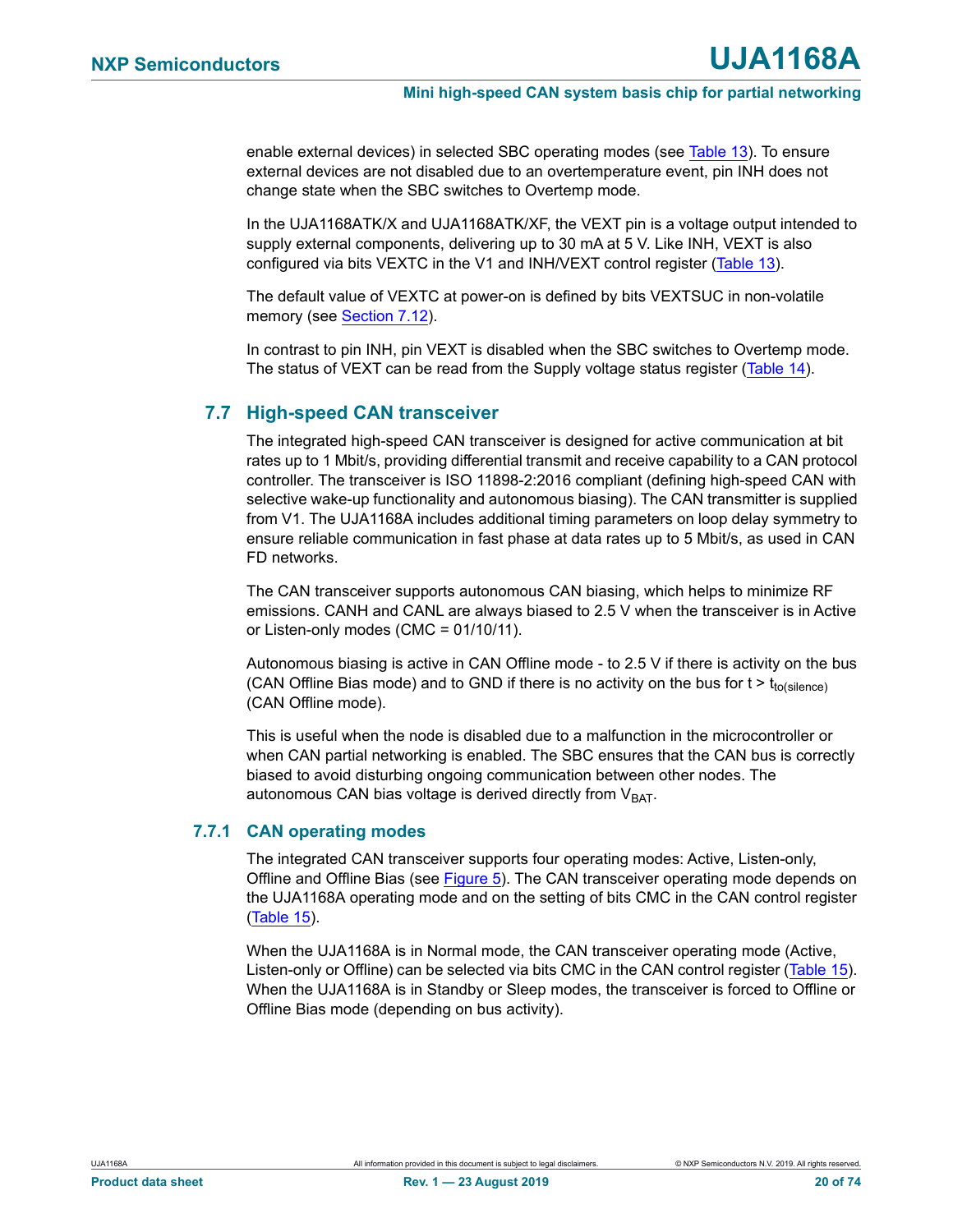enable external devices) in selected SBC operating modes (see Table 13). To ensure external devices are not disabled due to an overtemperature event, pin INH does not change state when the SBC switches to Overtemp mode.

In the UJA1168ATK/X and UJA1168ATK/XF, the VEXT pin is a voltage output intended to supply external components, delivering up to 30 mA at 5 V. Like INH, VEXT is also configured via bits VEXTC in the V1 and INH/VEXT control register (Table 13).

The default value of VEXTC at power-on is defined by bits VEXTSUC in non-volatile memory (see Section 7.12).

In contrast to pin INH, pin VEXT is disabled when the SBC switches to Overtemp mode. The status of VEXT can be read from the Supply voltage status register (Table 14).

## 7.7 High-speed CAN transceiver

The integrated high-speed CAN transceiver is designed for active communication at bit rates up to 1 Mbit/s, providing differential transmit and receive capability to a CAN protocol controller. The transceiver is ISO 11898-2:2016 compliant (defining high-speed CAN with selective wake-up functionality and autonomous biasing). The CAN transmitter is supplied from V1. The UJA1168A includes additional timing parameters on loop delay symmetry to ensure reliable communication in fast phase at data rates up to 5 Mbit/s, as used in CAN FD networks.

The CAN transceiver supports autonomous CAN biasing, which helps to minimize RF emissions. CANH and CANL are always biased to 2.5 V when the transceiver is in Active or Listen-only modes (CMC = 01/10/11).

Autonomous biasing is active in CAN Offline mode - to 2.5 V if there is activity on the bus (CAN Offline Bias mode) and to GND if there is no activity on the bus for $t > t_{to(silence)}$ (CAN Offline mode).

This is useful when the node is disabled due to a malfunction in the microcontroller or when CAN partial networking is enabled. The SBC ensures that the CAN bus is correctly biased to avoid disturbing ongoing communication between other nodes. The autonomous CAN bias voltage is derived directly from $V_{BAT}$.

### 7.7.1 CAN operating modes

The integrated CAN transceiver supports four operating modes: Active, Listen-only, Offline and Offline Bias (see Figure 5). The CAN transceiver operating mode depends on the UJA1168A operating mode and on the setting of bits CMC in the CAN control register (Table 15).

When the UJA1168A is in Normal mode, the CAN transceiver operating mode (Active, Listen-only or Offline) can be selected via bits CMC in the CAN control register (Table 15). When the UJA1168A is in Standby or Sleep modes, the transceiver is forced to Offline or Offline Bias mode (depending on bus activity).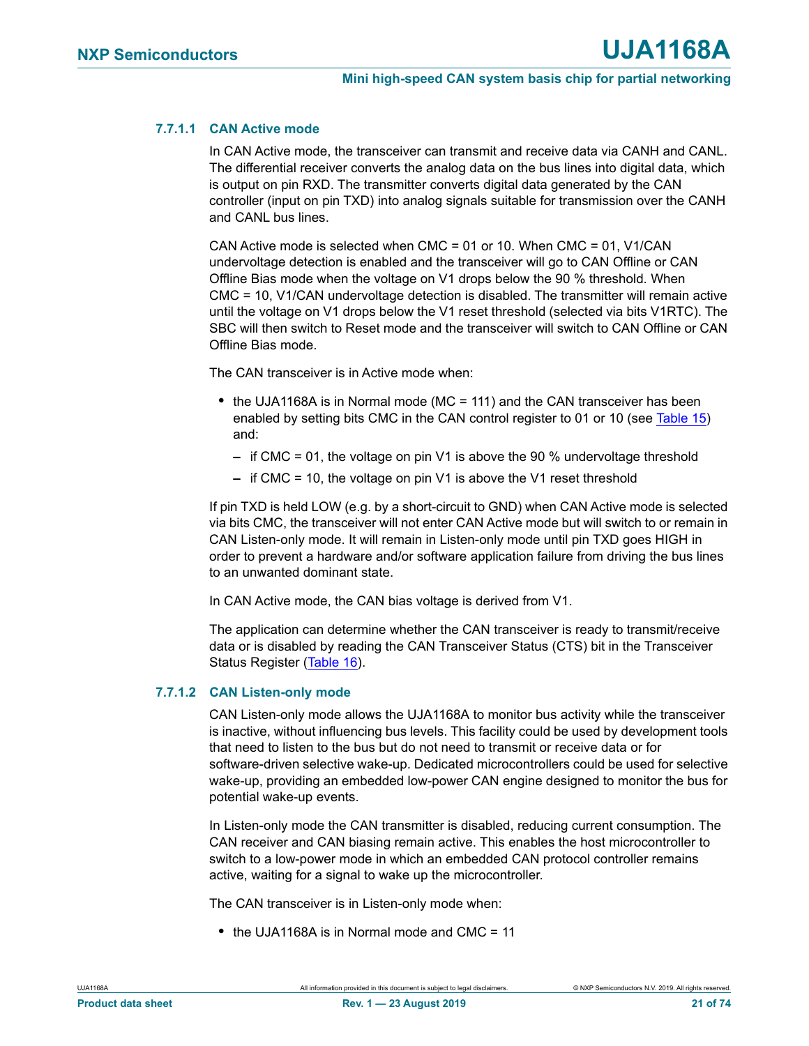#### 7.7.1.1 CAN Active mode

In CAN Active mode, the transceiver can transmit and receive data via CANH and CANL. The differential receiver converts the analog data on the bus lines into digital data, which is output on pin RXD. The transmitter converts digital data generated by the CAN controller (input on pin TXD) into analog signals suitable for transmission over the CANH and CANL bus lines.

CAN Active mode is selected when CMC = 01 or 10. When CMC = 01, V1/CAN undervoltage detection is enabled and the transceiver will go to CAN Offline or CAN Offline Bias mode when the voltage on V1 drops below the 90 % threshold. When CMC = 10, V1/CAN undervoltage detection is disabled. The transmitter will remain active until the voltage on V1 drops below the V1 reset threshold (selected via bits V1RTC). The SBC will then switch to Reset mode and the transceiver will switch to CAN Offline or CAN Offline Bias mode.

The CAN transceiver is in Active mode when:

- the UJA1168A is in Normal mode (MC = 111) and the CAN transceiver has been enabled by setting bits CMC in the CAN control register to 01 or 10 (see Table 15) and:
  - if CMC = 01, the voltage on pin V1 is above the 90 % undervoltage threshold
  - if CMC = 10, the voltage on pin V1 is above the V1 reset threshold

If pin TXD is held LOW (e.g. by a short-circuit to GND) when CAN Active mode is selected via bits CMC, the transceiver will not enter CAN Active mode but will switch to or remain in CAN Listen-only mode. It will remain in Listen-only mode until pin TXD goes HIGH in order to prevent a hardware and/or software application failure from driving the bus lines to an unwanted dominant state.

In CAN Active mode, the CAN bias voltage is derived from V1.

The application can determine whether the CAN transceiver is ready to transmit/receive data or is disabled by reading the CAN Transceiver Status (CTS) bit in the Transceiver Status Register (Table 16).

#### 7.7.1.2 CAN Listen-only mode

CAN Listen-only mode allows the UJA1168A to monitor bus activity while the transceiver is inactive, without influencing bus levels. This facility could be used by development tools that need to listen to the bus but do not need to transmit or receive data or for software-driven selective wake-up. Dedicated microcontrollers could be used for selective wake-up, providing an embedded low-power CAN engine designed to monitor the bus for potential wake-up events.

In Listen-only mode the CAN transmitter is disabled, reducing current consumption. The CAN receiver and CAN biasing remain active. This enables the host microcontroller to switch to a low-power mode in which an embedded CAN protocol controller remains active, waiting for a signal to wake up the microcontroller.

The CAN transceiver is in Listen-only mode when:

- the UJA1168A is in Normal mode and CMC = 11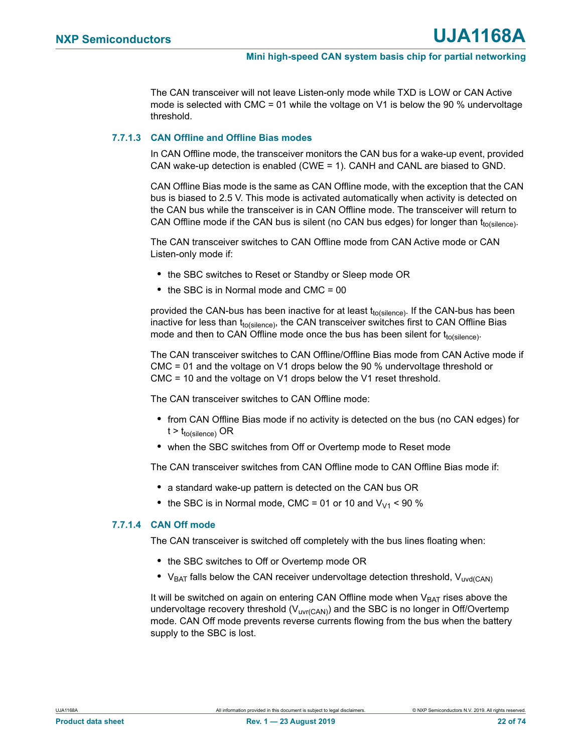The CAN transceiver will not leave Listen-only mode while TXD is LOW or CAN Active mode is selected with CMC = 01 while the voltage on V1 is below the 90 % undervoltage threshold.

#### 7.7.1.3 CAN Offline and Offline Bias modes

In CAN Offline mode, the transceiver monitors the CAN bus for a wake-up event, provided CAN wake-up detection is enabled (CWE = 1). CANH and CANL are biased to GND.

CAN Offline Bias mode is the same as CAN Offline mode, with the exception that the CAN bus is biased to 2.5 V. This mode is activated automatically when activity is detected on the CAN bus while the transceiver is in CAN Offline mode. The transceiver will return to CAN Offline mode if the CAN bus is silent (no CAN bus edges) for longer than $t_{to(silence)}$.

The CAN transceiver switches to CAN Offline mode from CAN Active mode or CAN Listen-only mode if:

- the SBC switches to Reset or Standby or Sleep mode OR
- the SBC is in Normal mode and CMC = 00

provided the CAN-bus has been inactive for at least $t_{to(silence)}$. If the CAN-bus has been inactive for less than $t_{to(silence)}$, the CAN transceiver switches first to CAN Offline Bias mode and then to CAN Offline mode once the bus has been silent for $t_{to(silence)}$.

The CAN transceiver switches to CAN Offline/Offline Bias mode from CAN Active mode if CMC = 01 and the voltage on V1 drops below the 90 % undervoltage threshold or CMC = 10 and the voltage on V1 drops below the V1 reset threshold.

The CAN transceiver switches to CAN Offline mode:

- from CAN Offline Bias mode if no activity is detected on the bus (no CAN edges) for $t > t_{to(silence)}$ OR
- when the SBC switches from Off or Overtemp mode to Reset mode

The CAN transceiver switches from CAN Offline mode to CAN Offline Bias mode if:

- a standard wake-up pattern is detected on the CAN bus OR
- the SBC is in Normal mode, CMC = 01 or 10 and $V_{V1}$ < 90 %

#### 7.7.1.4 CAN Off mode

The CAN transceiver is switched off completely with the bus lines floating when:

- the SBC switches to Off or Overtemp mode OR
- $V_{BAT}$ falls below the CAN receiver undervoltage detection threshold, $V_{uvd(CAN)}$

It will be switched on again on entering CAN Offline mode when $V_{BAT}$ rises above the undervoltage recovery threshold ($V_{uvr(CAN)}$) and the SBC is no longer in Off/Overtemp mode. CAN Off mode prevents reverse currents flowing from the bus when the battery supply to the SBC is lost.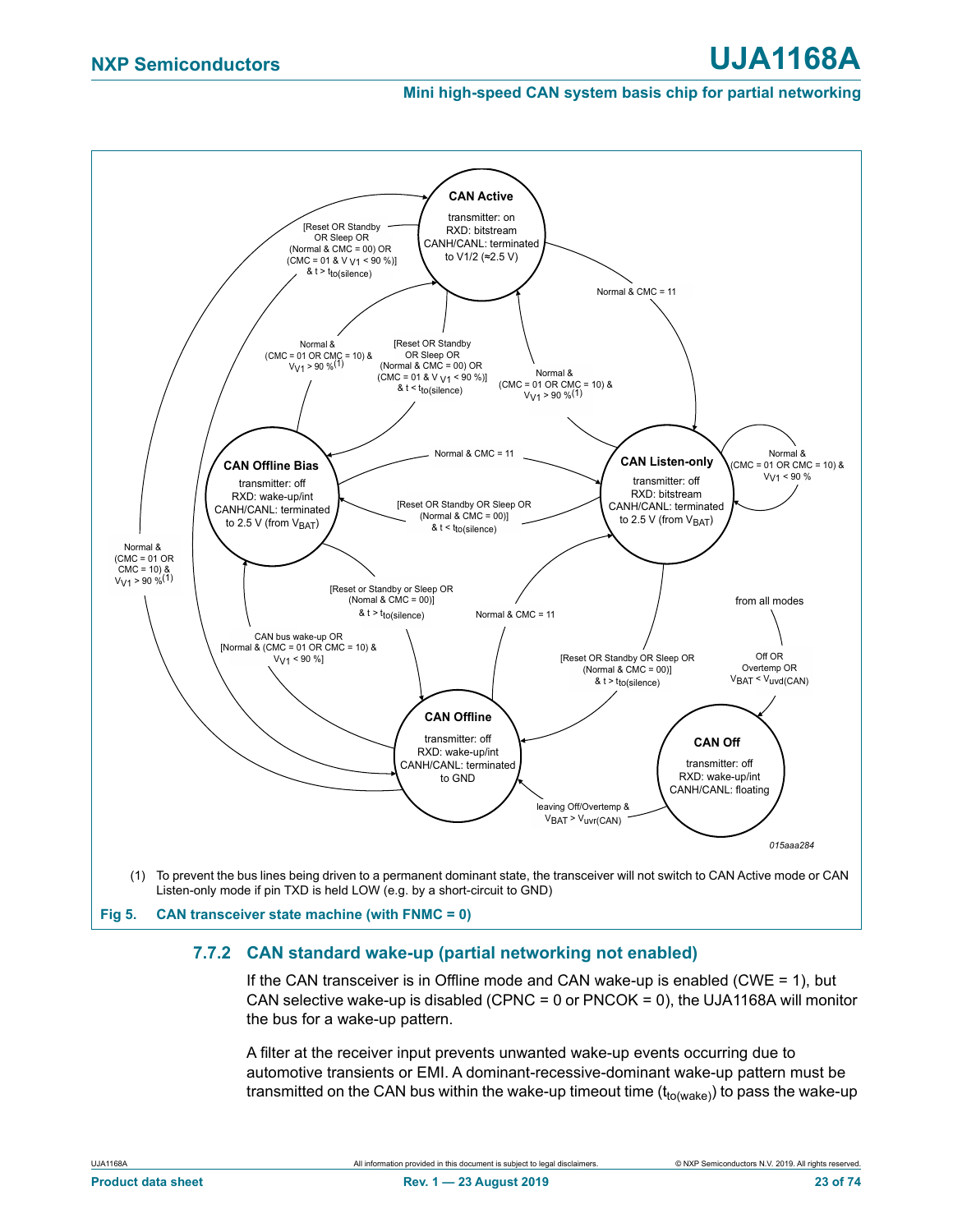CAN Active

transmitter: on
RXD: bitstream
CANH/CANL: terminated to V1/2 (≈2.5 V)

CAN Offline Bias

transmitter: off
RXD: wake-up/int
CANH/CANL: terminated to 2.5 V (from $V_{BAT}$)

CAN Listen-only

transmitter: off
RXD: bitstream
CANH/CANL: terminated to 2.5 V (from $V_{BAT}$)

CAN Offline

transmitter: off
RXD: wake-up/int
CANH/CANL: terminated to GND

CAN Off

transmitter: off
RXD: wake-up/int
CANH/CANL: floating

[Reset OR Standby OR Sleep OR (Normal & CMC = 00) OR (CMC = 01 & $V_{V1}$ < 90 %)] & t > $t_{to(silence)}$

[Reset OR Standby OR Sleep OR (Normal & CMC = 00) OR (CMC = 01 & $V_{V1}$ < 90 %)] & t < $t_{to(silence)}$

Normal & (CMC = 01 OR CMC = 10) & $V_{V1}$ > 90 %(1)

Normal & CMC = 11

Normal & (CMC = 01 OR CMC = 10) & $V_{V1}$ < 90 %

[Reset OR Standby OR Sleep OR (Normal & CMC = 00)] & t < $t_{to(silence)}$

[Reset or Standby or Sleep OR (Nomal & CMC = 00)] & t > $t_{to(silence)}$

[Reset OR Standby OR Sleep OR (Normal & CMC = 00)] & t > $t_{to(silence)}$

CAN bus wake-up OR [Normal & (CMC = 01 OR CMC = 10) & $V_{V1}$ < 90 %]

from all modes

Off OR Overtemp OR $V_{BAT}$ < $V_{uvd(CAN)}$

leaving Off/Overtemp & $V_{BAT}$ > $V_{uvr(CAN)}$

015aaa284

(1) To prevent the bus lines being driven to a permanent dominant state, the transceiver will not switch to CAN Active mode or CAN Listen-only mode if pin TXD is held LOW (e.g. by a short-circuit to GND)

**Fig 5. CAN transceiver state machine (with FNMC = 0)**

### 7.7.2 CAN standard wake-up (partial networking not enabled)

If the CAN transceiver is in Offline mode and CAN wake-up is enabled (CWE = 1), but CAN selective wake-up is disabled (CPNC = 0 or PNCOK = 0), the UJA1168A will monitor the bus for a wake-up pattern.

A filter at the receiver input prevents unwanted wake-up events occurring due to automotive transients or EMI. A dominant-recessive-dominant wake-up pattern must be transmitted on the CAN bus within the wake-up timeout time ($t_{to(wake)}$) to pass the wake-up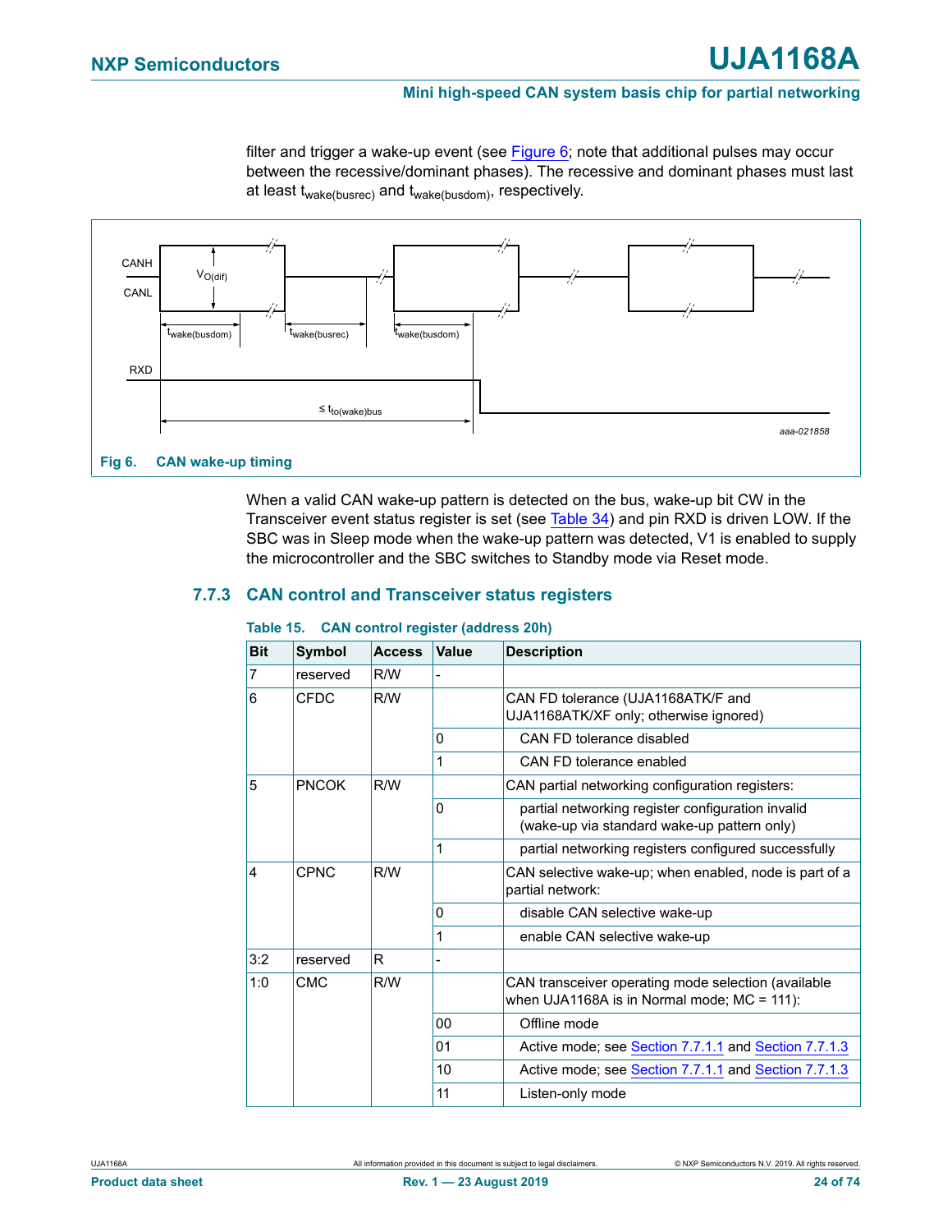filter and trigger a wake-up event (see Figure 6; note that additional pulses may occur between the recessive/dominant phases). The recessive and dominant phases must last at least $t_{wake(busrec)}$ and $t_{wake(busdom)}$, respectively.

Fig 6. CAN wake-up timing

When a valid CAN wake-up pattern is detected on the bus, wake-up bit CW in the Transceiver event status register is set (see Table 34) and pin RXD is driven LOW. If the SBC was in Sleep mode when the wake-up pattern was detected, V1 is enabled to supply the microcontroller and the SBC switches to Standby mode via Reset mode.

### 7.7.3 CAN control and Transceiver status registers

**Table 15. CAN control register (address 20h)**

| Bit | Symbol | Access | Value | Description |
|---|---|---|---|---|
| 7 | reserved | R/W | - | |
| 6 | CFDC | R/W | | CAN FD tolerance (UJA1168ATK/F and UJA1168ATK/XF only; otherwise ignored) |
| | | | 0 | CAN FD tolerance disabled |
| | | | 1 | CAN FD tolerance enabled |
| 5 | PNCOK | R/W | | CAN partial networking configuration registers: |
| | | | 0 | partial networking register configuration invalid (wake-up via standard wake-up pattern only) |
| | | | 1 | partial networking registers configured successfully |
| 4 | CPNC | R/W | | CAN selective wake-up; when enabled, node is part of a partial network: |
| | | | 0 | disable CAN selective wake-up |
| | | | 1 | enable CAN selective wake-up |
| 3:2 | reserved | R | - | |
| 1:0 | CMC | R/W | | CAN transceiver operating mode selection (available when UJA1168A is in Normal mode; MC = 111): |
| | | | 00 | Offline mode |
| | | | 01 | Active mode; see Section 7.7.1.1 and Section 7.7.1.3 |
| | | | 10 | Active mode; see Section 7.7.1.1 and Section 7.7.1.3 |
| | | | 11 | Listen-only mode |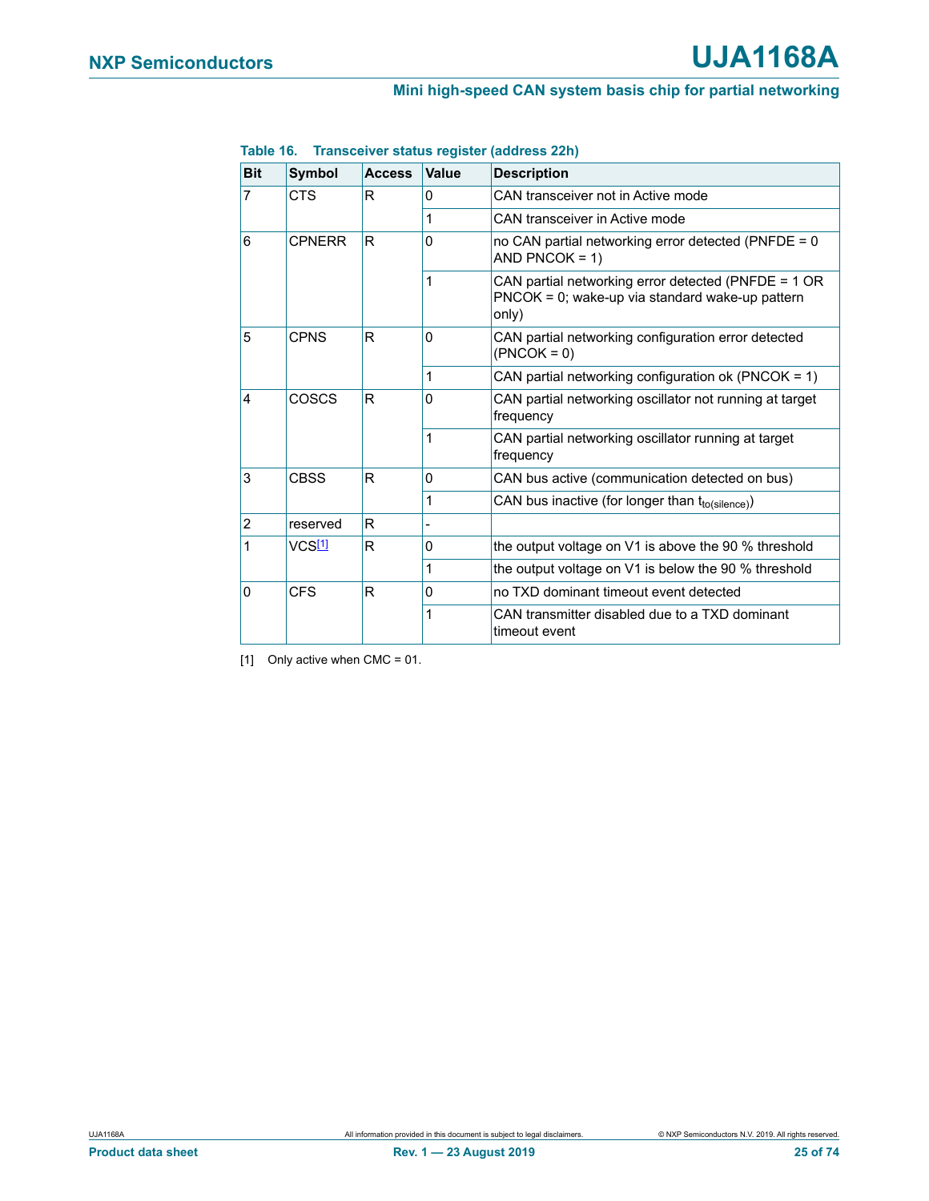**Table 16. Transceiver status register (address 22h)**

| Bit | Symbol | Access | Value | Description |
|---|---|---|---|---|
| 7 | CTS | R | 0 | CAN transceiver not in Active mode |
| | | | 1 | CAN transceiver in Active mode |
| 6 | CPNERR | R | 0 | no CAN partial networking error detected (PNFDE = 0 AND PNCOK = 1) |
| | | | 1 | CAN partial networking error detected (PNFDE = 1 OR PNCOK = 0; wake-up via standard wake-up pattern only) |
| 5 | CPNS | R | 0 | CAN partial networking configuration error detected (PNCOK = 0) |
| | | | 1 | CAN partial networking configuration ok (PNCOK = 1) |
| 4 | COSCS | R | 0 | CAN partial networking oscillator not running at target frequency |
| | | | 1 | CAN partial networking oscillator running at target frequency |
| 3 | CBSS | R | 0 | CAN bus active (communication detected on bus) |
| | | | 1 | CAN bus inactive (for longer than $t_{to(silence)}$) |
| 2 | reserved | R | - | |
| 1 | VCS[1] | R | 0 | the output voltage on V1 is above the 90 % threshold |
| | | | 1 | the output voltage on V1 is below the 90 % threshold |
| 0 | CFS | R | 0 | no TXD dominant timeout event detected |
| | | | 1 | CAN transmitter disabled due to a TXD dominant timeout event |

[1] Only active when CMC = 01.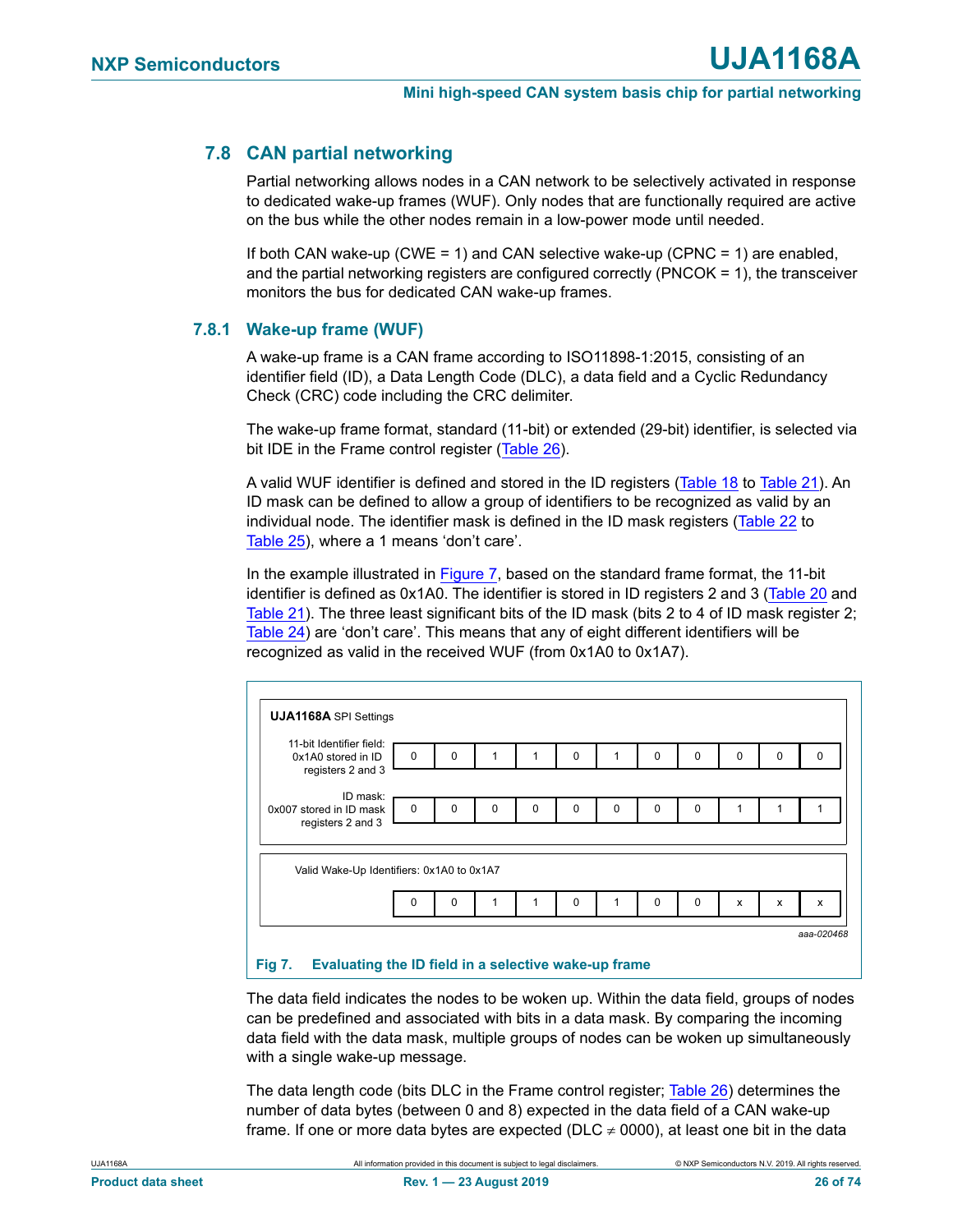## 7.8 CAN partial networking

Partial networking allows nodes in a CAN network to be selectively activated in response to dedicated wake-up frames (WUF). Only nodes that are functionally required are active on the bus while the other nodes remain in a low-power mode until needed.

If both CAN wake-up (CWE = 1) and CAN selective wake-up (CPNC = 1) are enabled, and the partial networking registers are configured correctly (PNCOK = 1), the transceiver monitors the bus for dedicated CAN wake-up frames.

### 7.8.1 Wake-up frame (WUF)

A wake-up frame is a CAN frame according to ISO11898-1:2015, consisting of an identifier field (ID), a Data Length Code (DLC), a data field and a Cyclic Redundancy Check (CRC) code including the CRC delimiter.

The wake-up frame format, standard (11-bit) or extended (29-bit) identifier, is selected via bit IDE in the Frame control register (Table 26).

A valid WUF identifier is defined and stored in the ID registers (Table 18 to Table 21). An ID mask can be defined to allow a group of identifiers to be recognized as valid by an individual node. The identifier mask is defined in the ID mask registers (Table 22 to Table 25), where a 1 means 'don't care'.

In the example illustrated in Figure 7, based on the standard frame format, the 11-bit identifier is defined as 0x1A0. The identifier is stored in ID registers 2 and 3 (Table 20 and Table 21). The three least significant bits of the ID mask (bits 2 to 4 of ID mask register 2; Table 24) are 'don't care'. This means that any of eight different identifiers will be recognized as valid in the received WUF (from 0x1A0 to 0x1A7).

**UJA1168A** SPI Settings

| | | | | | | | | | | | |
|---|---|---|---|---|---|---|---|---|---|---|---|
| 11-bit Identifier field: 0x1A0 stored in ID registers 2 and 3 | 0 | 0 | 1 | 1 | 0 | 1 | 0 | 0 | 0 | 0 | 0 |
| ID mask: 0x007 stored in ID mask registers 2 and 3 | 0 | 0 | 0 | 0 | 0 | 0 | 0 | 0 | 1 | 1 | 1 |

Valid Wake-Up Identifiers: 0x1A0 to 0x1A7

| | | | | | | | | | | |
|---|---|---|---|---|---|---|---|---|---|---|
| 0 | 0 | 1 | 1 | 0 | 1 | 0 | 0 | x | x | x |

aaa-020468

**Fig 7. Evaluating the ID field in a selective wake-up frame**

The data field indicates the nodes to be woken up. Within the data field, groups of nodes can be predefined and associated with bits in a data mask. By comparing the incoming data field with the data mask, multiple groups of nodes can be woken up simultaneously with a single wake-up message.

The data length code (bits DLC in the Frame control register; Table 26) determines the number of data bytes (between 0 and 8) expected in the data field of a CAN wake-up frame. If one or more data bytes are expected (DLC ≠ 0000), at least one bit in the data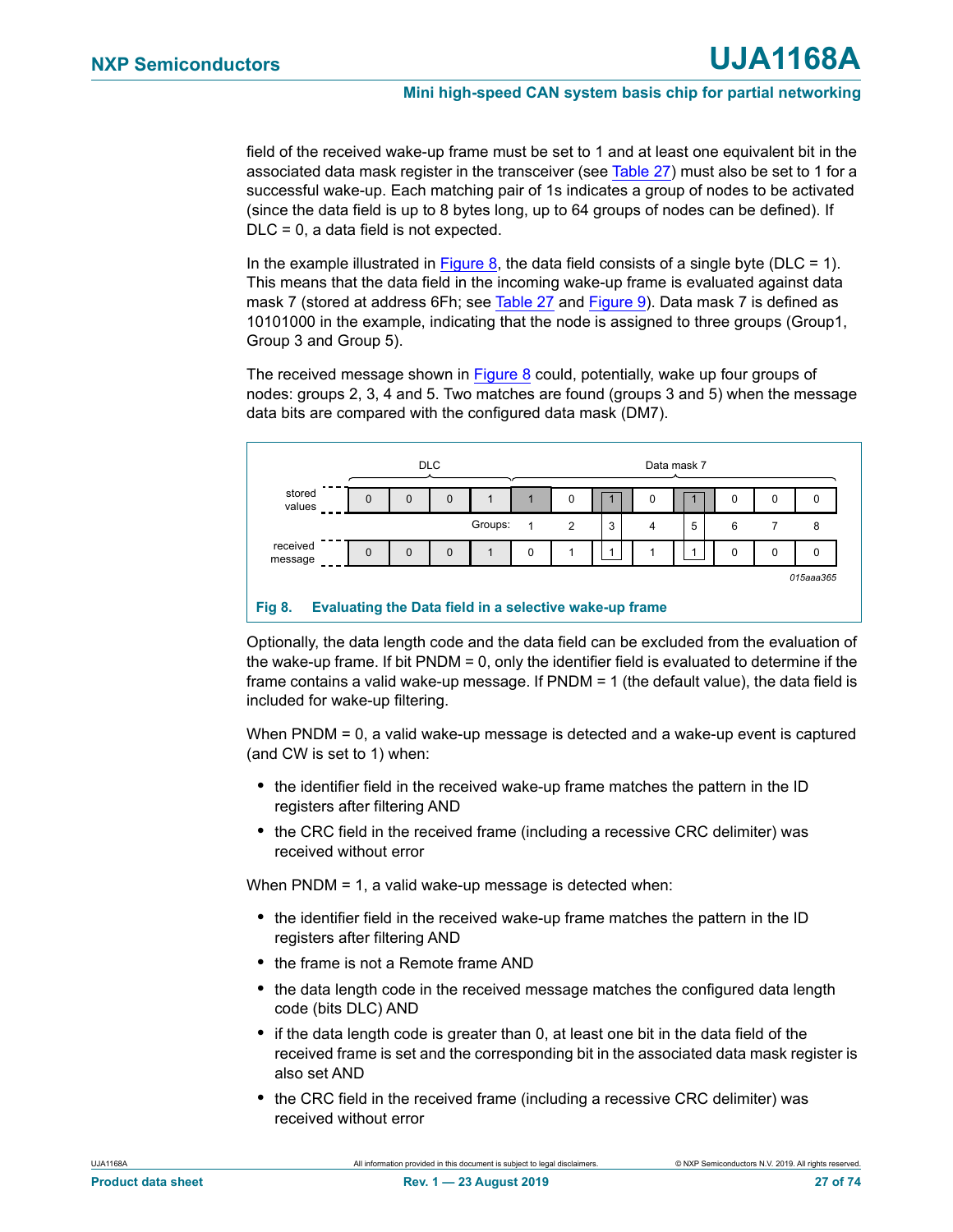field of the received wake-up frame must be set to 1 and at least one equivalent bit in the associated data mask register in the transceiver (see Table 27) must also be set to 1 for a successful wake-up. Each matching pair of 1s indicates a group of nodes to be activated (since the data field is up to 8 bytes long, up to 64 groups of nodes can be defined). If DLC = 0, a data field is not expected.

In the example illustrated in Figure 8, the data field consists of a single byte (DLC = 1). This means that the data field in the incoming wake-up frame is evaluated against data mask 7 (stored at address 6Fh; see Table 27 and Figure 9). Data mask 7 is defined as 10101000 in the example, indicating that the node is assigned to three groups (Group1, Group 3 and Group 5).

The received message shown in Figure 8 could, potentially, wake up four groups of nodes: groups 2, 3, 4 and 5. Two matches are found (groups 3 and 5) when the message data bits are compared with the configured data mask (DM7).

| | DLC | | | | Data mask 7 | | | | | | | |
|---|---|---|---|---|---|---|---|---|---|---|---|---|
| stored values | 0 | 0 | 0 | 1 | 1 | 0 | 1 | 0 | 1 | 0 | 0 | 0 |
| | | | | Groups: | 1 | 2 | 3 | 4 | 5 | 6 | 7 | 8 |
| received message | 0 | 0 | 0 | 1 | 0 | 1 | 1 | 1 | 1 | 0 | 0 | 0 |

015aaa365

**Fig 8. Evaluating the Data field in a selective wake-up frame**

Optionally, the data length code and the data field can be excluded from the evaluation of the wake-up frame. If bit PNDM = 0, only the identifier field is evaluated to determine if the frame contains a valid wake-up message. If PNDM = 1 (the default value), the data field is included for wake-up filtering.

When PNDM = 0, a valid wake-up message is detected and a wake-up event is captured (and CW is set to 1) when:

- the identifier field in the received wake-up frame matches the pattern in the ID registers after filtering AND
- the CRC field in the received frame (including a recessive CRC delimiter) was received without error

When PNDM = 1, a valid wake-up message is detected when:

- the identifier field in the received wake-up frame matches the pattern in the ID registers after filtering AND
- the frame is not a Remote frame AND
- the data length code in the received message matches the configured data length code (bits DLC) AND
- if the data length code is greater than 0, at least one bit in the data field of the received frame is set and the corresponding bit in the associated data mask register is also set AND
- the CRC field in the received frame (including a recessive CRC delimiter) was received without error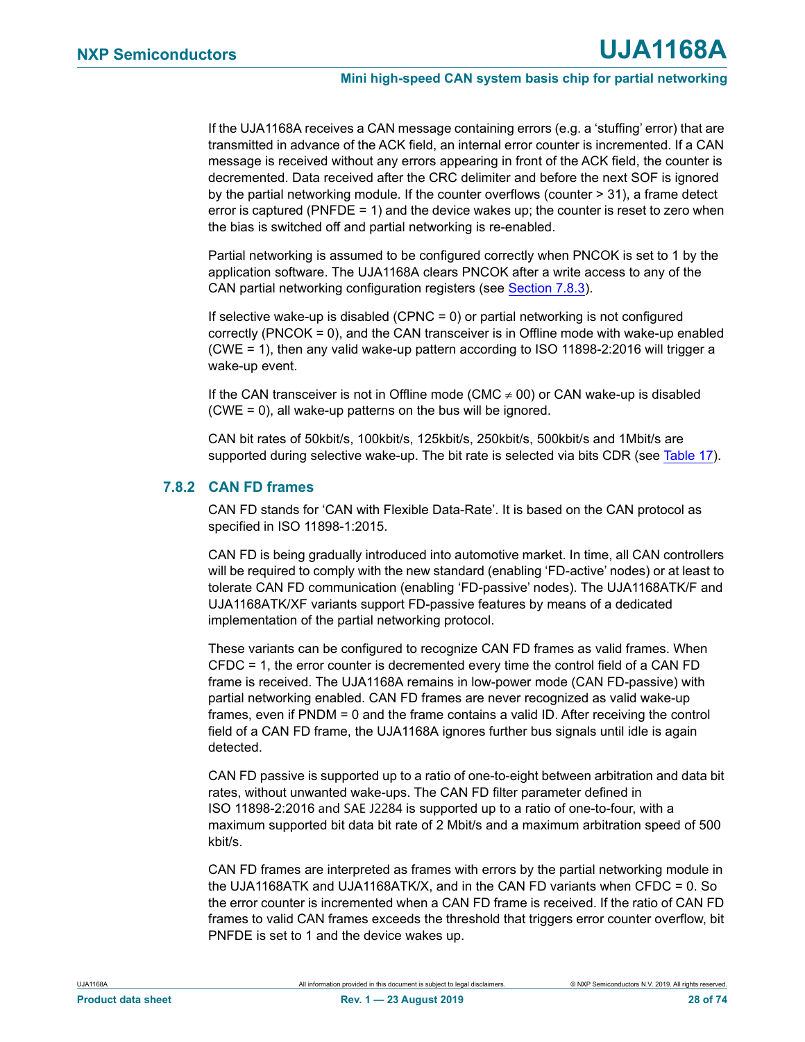If the UJA1168A receives a CAN message containing errors (e.g. a 'stuffing' error) that are transmitted in advance of the ACK field, an internal error counter is incremented. If a CAN message is received without any errors appearing in front of the ACK field, the counter is decremented. Data received after the CRC delimiter and before the next SOF is ignored by the partial networking module. If the counter overflows (counter > 31), a frame detect error is captured (PNFDE = 1) and the device wakes up; the counter is reset to zero when the bias is switched off and partial networking is re-enabled.

Partial networking is assumed to be configured correctly when PNCOK is set to 1 by the application software. The UJA1168A clears PNCOK after a write access to any of the CAN partial networking configuration registers (see Section 7.8.3).

If selective wake-up is disabled (CPNC = 0) or partial networking is not configured correctly (PNCOK = 0), and the CAN transceiver is in Offline mode with wake-up enabled (CWE = 1), then any valid wake-up pattern according to ISO 11898-2:2016 will trigger a wake-up event.

If the CAN transceiver is not in Offline mode (CMC $\neq$ 00) or CAN wake-up is disabled (CWE = 0), all wake-up patterns on the bus will be ignored.

CAN bit rates of 50kbit/s, 100kbit/s, 125kbit/s, 250kbit/s, 500kbit/s and 1Mbit/s are supported during selective wake-up. The bit rate is selected via bits CDR (see Table 17).

### 7.8.2 CAN FD frames

CAN FD stands for 'CAN with Flexible Data-Rate'. It is based on the CAN protocol as specified in ISO 11898-1:2015.

CAN FD is being gradually introduced into automotive market. In time, all CAN controllers will be required to comply with the new standard (enabling 'FD-active' nodes) or at least to tolerate CAN FD communication (enabling 'FD-passive' nodes). The UJA1168ATK/F and UJA1168ATK/XF variants support FD-passive features by means of a dedicated implementation of the partial networking protocol.

These variants can be configured to recognize CAN FD frames as valid frames. When CFDC = 1, the error counter is decremented every time the control field of a CAN FD frame is received. The UJA1168A remains in low-power mode (CAN FD-passive) with partial networking enabled. CAN FD frames are never recognized as valid wake-up frames, even if PNDM = 0 and the frame contains a valid ID. After receiving the control field of a CAN FD frame, the UJA1168A ignores further bus signals until idle is again detected.

CAN FD passive is supported up to a ratio of one-to-eight between arbitration and data bit rates, without unwanted wake-ups. The CAN FD filter parameter defined in ISO 11898-2:2016 and SAE J2284 is supported up to a ratio of one-to-four, with a maximum supported bit data bit rate of 2 Mbit/s and a maximum arbitration speed of 500 kbit/s.

CAN FD frames are interpreted as frames with errors by the partial networking module in the UJA1168ATK and UJA1168ATK/X, and in the CAN FD variants when CFDC = 0. So the error counter is incremented when a CAN FD frame is received. If the ratio of CAN FD frames to valid CAN frames exceeds the threshold that triggers error counter overflow, bit PNFDE is set to 1 and the device wakes up.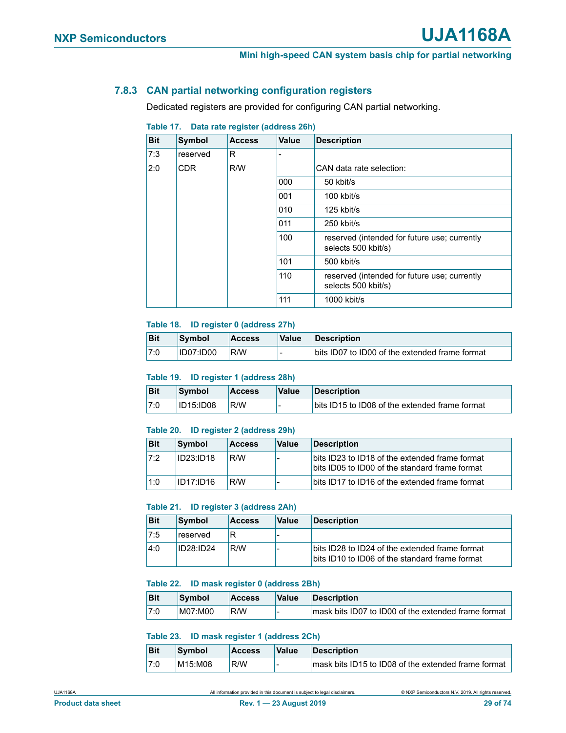### 7.8.3 CAN partial networking configuration registers

Dedicated registers are provided for configuring CAN partial networking.

**Table 17. Data rate register (address 26h)**

| Bit | Symbol | Access | Value | Description |
|---|---|---|---|---|
| 7:3 | reserved | R | - | |
| 2:0 | CDR | R/W | | CAN data rate selection: |
| | | | 000 | 50 kbit/s |
| | | | 001 | 100 kbit/s |
| | | | 010 | 125 kbit/s |
| | | | 011 | 250 kbit/s |
| | | | 100 | reserved (intended for future use; currently selects 500 kbit/s) |
| | | | 101 | 500 kbit/s |
| | | | 110 | reserved (intended for future use; currently selects 500 kbit/s) |
| | | | 111 | 1000 kbit/s |

**Table 18. ID register 0 (address 27h)**

| Bit | Symbol | Access | Value | Description |
|---|---|---|---|---|
| 7:0 | ID07:ID00 | R/W | - | bits ID07 to ID00 of the extended frame format |

**Table 19. ID register 1 (address 28h)**

| Bit | Symbol | Access | Value | Description |
|---|---|---|---|---|
| 7:0 | ID15:ID08 | R/W | - | bits ID15 to ID08 of the extended frame format |

**Table 20. ID register 2 (address 29h)**

| Bit | Symbol | Access | Value | Description |
|---|---|---|---|---|
| 7:2 | ID23:ID18 | R/W | - | bits ID23 to ID18 of the extended frame format<br>bits ID05 to ID00 of the standard frame format |
| 1:0 | ID17:ID16 | R/W | - | bits ID17 to ID16 of the extended frame format |

**Table 21. ID register 3 (address 2Ah)**

| Bit | Symbol | Access | Value | Description |
|---|---|---|---|---|
| 7:5 | reserved | R | - | |
| 4:0 | ID28:ID24 | R/W | - | bits ID28 to ID24 of the extended frame format<br>bits ID10 to ID06 of the standard frame format |

**Table 22. ID mask register 0 (address 2Bh)**

| Bit | Symbol | Access | Value | Description |
|---|---|---|---|---|
| 7:0 | M07:M00 | R/W | - | mask bits ID07 to ID00 of the extended frame format |

**Table 23. ID mask register 1 (address 2Ch)**

| Bit | Symbol | Access | Value | Description |
|---|---|---|---|---|
| 7:0 | M15:M08 | R/W | - | mask bits ID15 to ID08 of the extended frame format |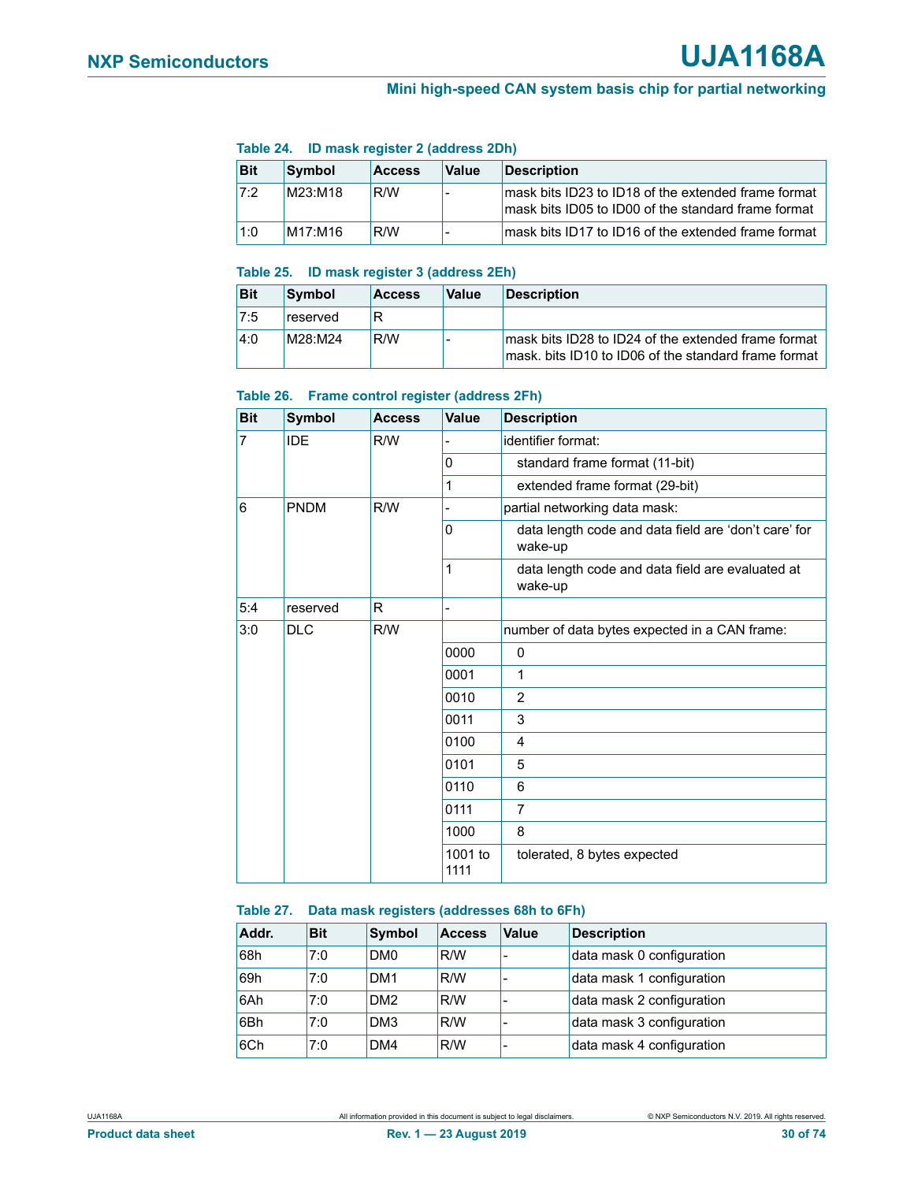**Table 24. ID mask register 2 (address 2Dh)**

| Bit | Symbol | Access | Value | Description |
|---|---|---|---|---|
| 7:2 | M23:M18 | R/W | - | mask bits ID23 to ID18 of the extended frame format<br>mask bits ID05 to ID00 of the standard frame format |
| 1:0 | M17:M16 | R/W | - | mask bits ID17 to ID16 of the extended frame format |

**Table 25. ID mask register 3 (address 2Eh)**

| Bit | Symbol | Access | Value | Description |
|---|---|---|---|---|
| 7:5 | reserved | R | | |
| 4:0 | M28:M24 | R/W | - | mask bits ID28 to ID24 of the extended frame format<br>mask. bits ID10 to ID06 of the standard frame format |

**Table 26. Frame control register (address 2Fh)**

| Bit | Symbol | Access | Value | Description |
|---|---|---|---|---|
| 7 | IDE | R/W | - | identifier format: |
| | | | 0 | standard frame format (11-bit) |
| | | | 1 | extended frame format (29-bit) |
| 6 | PNDM | R/W | - | partial networking data mask: |
| | | | 0 | data length code and data field are ‘don’t care’ for wake-up |
| | | | 1 | data length code and data field are evaluated at wake-up |
| 5:4 | reserved | R | - | |
| 3:0 | DLC | R/W | | number of data bytes expected in a CAN frame: |
| | | | 0000 | 0 |
| | | | 0001 | 1 |
| | | | 0010 | 2 |
| | | | 0011 | 3 |
| | | | 0100 | 4 |
| | | | 0101 | 5 |
| | | | 0110 | 6 |
| | | | 0111 | 7 |
| | | | 1000 | 8 |
| | | | 1001 to 1111 | tolerated, 8 bytes expected |

**Table 27. Data mask registers (addresses 68h to 6Fh)**

| Addr. | Bit | Symbol | Access | Value | Description |
|---|---|---|---|---|---|
| 68h | 7:0 | DM0 | R/W | - | data mask 0 configuration |
| 69h | 7:0 | DM1 | R/W | - | data mask 1 configuration |
| 6Ah | 7:0 | DM2 | R/W | - | data mask 2 configuration |
| 6Bh | 7:0 | DM3 | R/W | - | data mask 3 configuration |
| 6Ch | 7:0 | DM4 | R/W | - | data mask 4 configuration |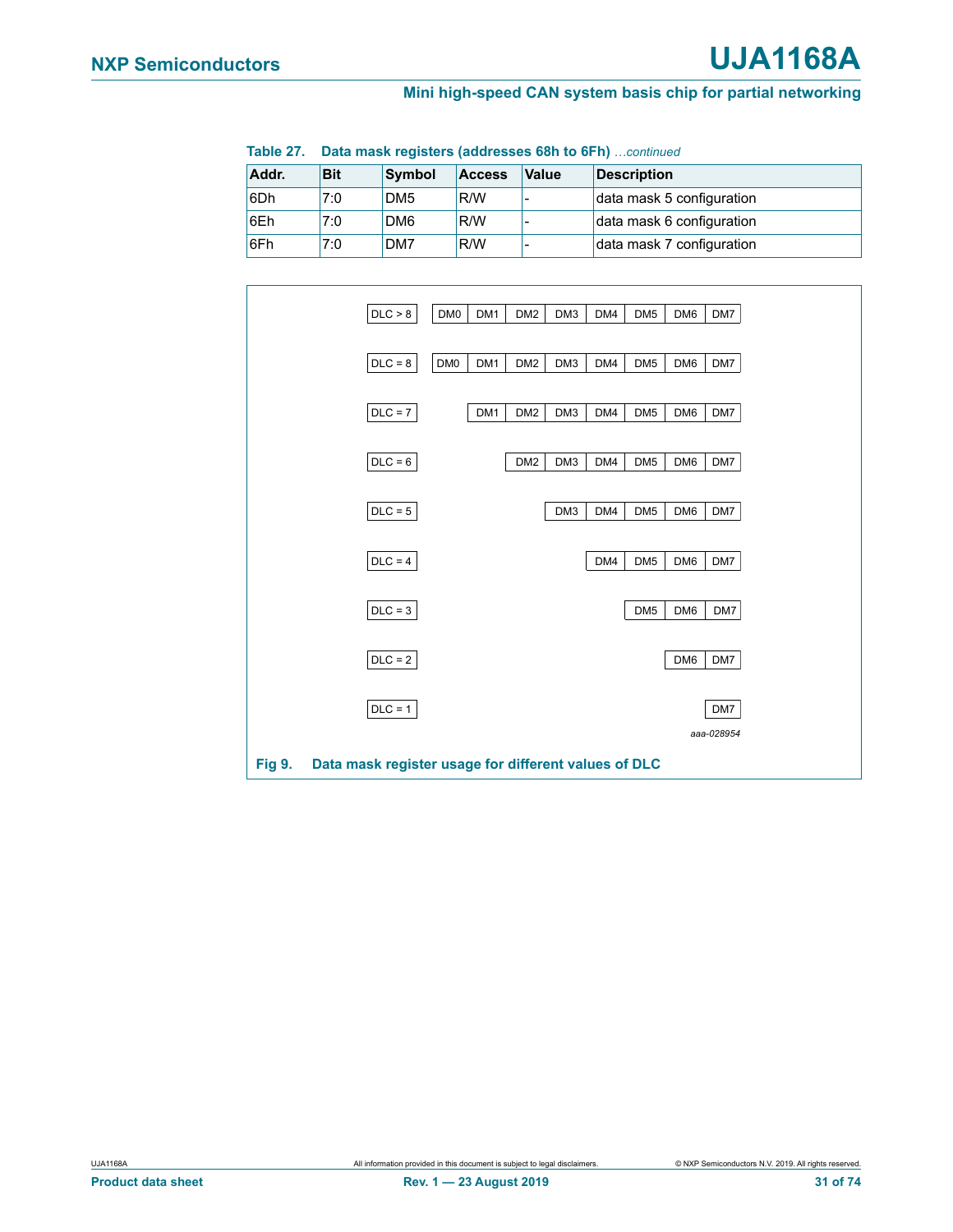**Table 27. Data mask registers (addresses 68h to 6Fh)** *…continued*

| Addr. | Bit | Symbol | Access | Value | Description |
|---|---|---|---|---|---|
| 6Dh | 7:0 | DM5 | R/W | - | data mask 5 configuration |
| 6Eh | 7:0 | DM6 | R/W | - | data mask 6 configuration |
| 6Fh | 7:0 | DM7 | R/W | - | data mask 7 configuration |

| DLC | | | | | | | | |
|---|---|---|---|---|---|---|---|---|
| DLC > 8 | DM0 | DM1 | DM2 | DM3 | DM4 | DM5 | DM6 | DM7 |
| DLC = 8 | DM0 | DM1 | DM2 | DM3 | DM4 | DM5 | DM6 | DM7 |
| DLC = 7 | | DM1 | DM2 | DM3 | DM4 | DM5 | DM6 | DM7 |
| DLC = 6 | | | DM2 | DM3 | DM4 | DM5 | DM6 | DM7 |
| DLC = 5 | | | | DM3 | DM4 | DM5 | DM6 | DM7 |
| DLC = 4 | | | | | DM4 | DM5 | DM6 | DM7 |
| DLC = 3 | | | | | | DM5 | DM6 | DM7 |
| DLC = 2 | | | | | | | DM6 | DM7 |
| DLC = 1 | | | | | | | | DM7 |

*aaa-028954*

**Fig 9. Data mask register usage for different values of DLC**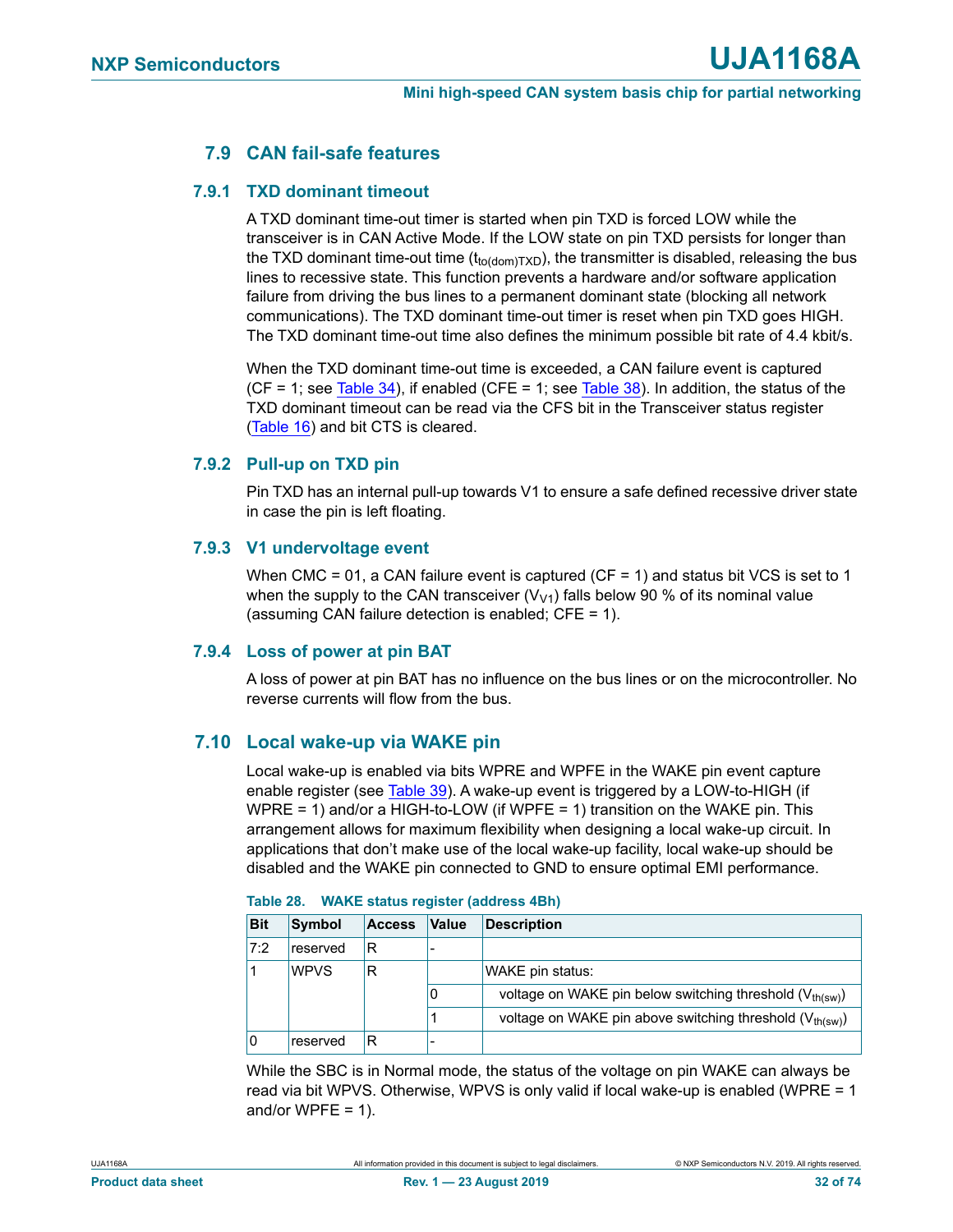### 7.9 CAN fail-safe features

#### 7.9.1 TXD dominant timeout

A TXD dominant time-out timer is started when pin TXD is forced LOW while the transceiver is in CAN Active Mode. If the LOW state on pin TXD persists for longer than the TXD dominant time-out time ($t_{to(dom)TXD}$), the transmitter is disabled, releasing the bus lines to recessive state. This function prevents a hardware and/or software application failure from driving the bus lines to a permanent dominant state (blocking all network communications). The TXD dominant time-out timer is reset when pin TXD goes HIGH. The TXD dominant time-out time also defines the minimum possible bit rate of 4.4 kbit/s.

When the TXD dominant time-out time is exceeded, a CAN failure event is captured (CF = 1; see Table 34), if enabled (CFE = 1; see Table 38). In addition, the status of the TXD dominant timeout can be read via the CFS bit in the Transceiver status register (Table 16) and bit CTS is cleared.

#### 7.9.2 Pull-up on TXD pin

Pin TXD has an internal pull-up towards V1 to ensure a safe defined recessive driver state in case the pin is left floating.

#### 7.9.3 V1 undervoltage event

When CMC = 01, a CAN failure event is captured (CF = 1) and status bit VCS is set to 1 when the supply to the CAN transceiver ($V_{V1}$) falls below 90 % of its nominal value (assuming CAN failure detection is enabled; CFE = 1).

#### 7.9.4 Loss of power at pin BAT

A loss of power at pin BAT has no influence on the bus lines or on the microcontroller. No reverse currents will flow from the bus.

### 7.10 Local wake-up via WAKE pin

Local wake-up is enabled via bits WPRE and WPFE in the WAKE pin event capture enable register (see Table 39). A wake-up event is triggered by a LOW-to-HIGH (if WPRE = 1) and/or a HIGH-to-LOW (if WPFE = 1) transition on the WAKE pin. This arrangement allows for maximum flexibility when designing a local wake-up circuit. In applications that don't make use of the local wake-up facility, local wake-up should be disabled and the WAKE pin connected to GND to ensure optimal EMI performance.

**Table 28. WAKE status register (address 4Bh)**

| Bit | Symbol | Access | Value | Description |
|---|---|---|---|---|
| 7:2 | reserved | R | - | |
| 1 | WPVS | R | | WAKE pin status: |
| | | | 0 | voltage on WAKE pin below switching threshold ($V_{th(sw)}$) |
| | | | 1 | voltage on WAKE pin above switching threshold ($V_{th(sw)}$) |
| 0 | reserved | R | - | |

While the SBC is in Normal mode, the status of the voltage on pin WAKE can always be read via bit WPVS. Otherwise, WPVS is only valid if local wake-up is enabled (WPRE = 1 and/or WPFE = 1).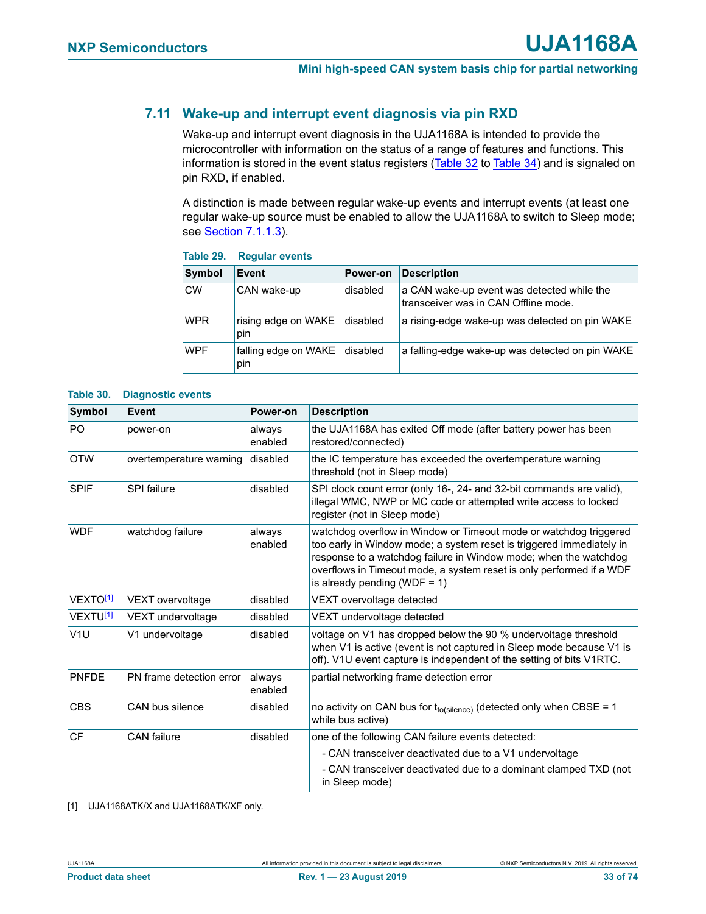## 7.11 Wake-up and interrupt event diagnosis via pin RXD

Wake-up and interrupt event diagnosis in the UJA1168A is intended to provide the microcontroller with information on the status of a range of features and functions. This information is stored in the event status registers (Table 32 to Table 34) and is signaled on pin RXD, if enabled.

A distinction is made between regular wake-up events and interrupt events (at least one regular wake-up source must be enabled to allow the UJA1168A to switch to Sleep mode; see Section 7.1.1.3).

**Table 29. Regular events**

| Symbol | Event | Power-on | Description |
|---|---|---|---|
| CW | CAN wake-up | disabled | a CAN wake-up event was detected while the transceiver was in CAN Offline mode. |
| WPR | rising edge on WAKE pin | disabled | a rising-edge wake-up was detected on pin WAKE |
| WPF | falling edge on WAKE pin | disabled | a falling-edge wake-up was detected on pin WAKE |

**Table 30. Diagnostic events**

| Symbol | Event | Power-on | Description |
|---|---|---|---|
| PO | power-on | always enabled | the UJA1168A has exited Off mode (after battery power has been restored/connected) |
| OTW | overtemperature warning | disabled | the IC temperature has exceeded the overtemperature warning threshold (not in Sleep mode) |
| SPIF | SPI failure | disabled | SPI clock count error (only 16-, 24- and 32-bit commands are valid), illegal WMC, NWP or MC code or attempted write access to locked register (not in Sleep mode) |
| WDF | watchdog failure | always enabled | watchdog overflow in Window or Timeout mode or watchdog triggered too early in Window mode; a system reset is triggered immediately in response to a watchdog failure in Window mode; when the watchdog overflows in Timeout mode, a system reset is only performed if a WDF is already pending (WDF = 1) |
| VEXTO[1] | VEXT overvoltage | disabled | VEXT overvoltage detected |
| VEXTU[1] | VEXT undervoltage | disabled | VEXT undervoltage detected |
| V1U | V1 undervoltage | disabled | voltage on V1 has dropped below the 90 % undervoltage threshold when V1 is active (event is not captured in Sleep mode because V1 is off). V1U event capture is independent of the setting of bits V1RTC. |
| PNFDE | PN frame detection error | always enabled | partial networking frame detection error |
| CBS | CAN bus silence | disabled | no activity on CAN bus for $t_{to(silence)}$ (detected only when CBSE = 1 while bus active) |
| CF | CAN failure | disabled | one of the following CAN failure events detected:<br>- CAN transceiver deactivated due to a V1 undervoltage<br>- CAN transceiver deactivated due to a dominant clamped TXD (not in Sleep mode) |

[1] UJA1168ATK/X and UJA1168ATK/XF only.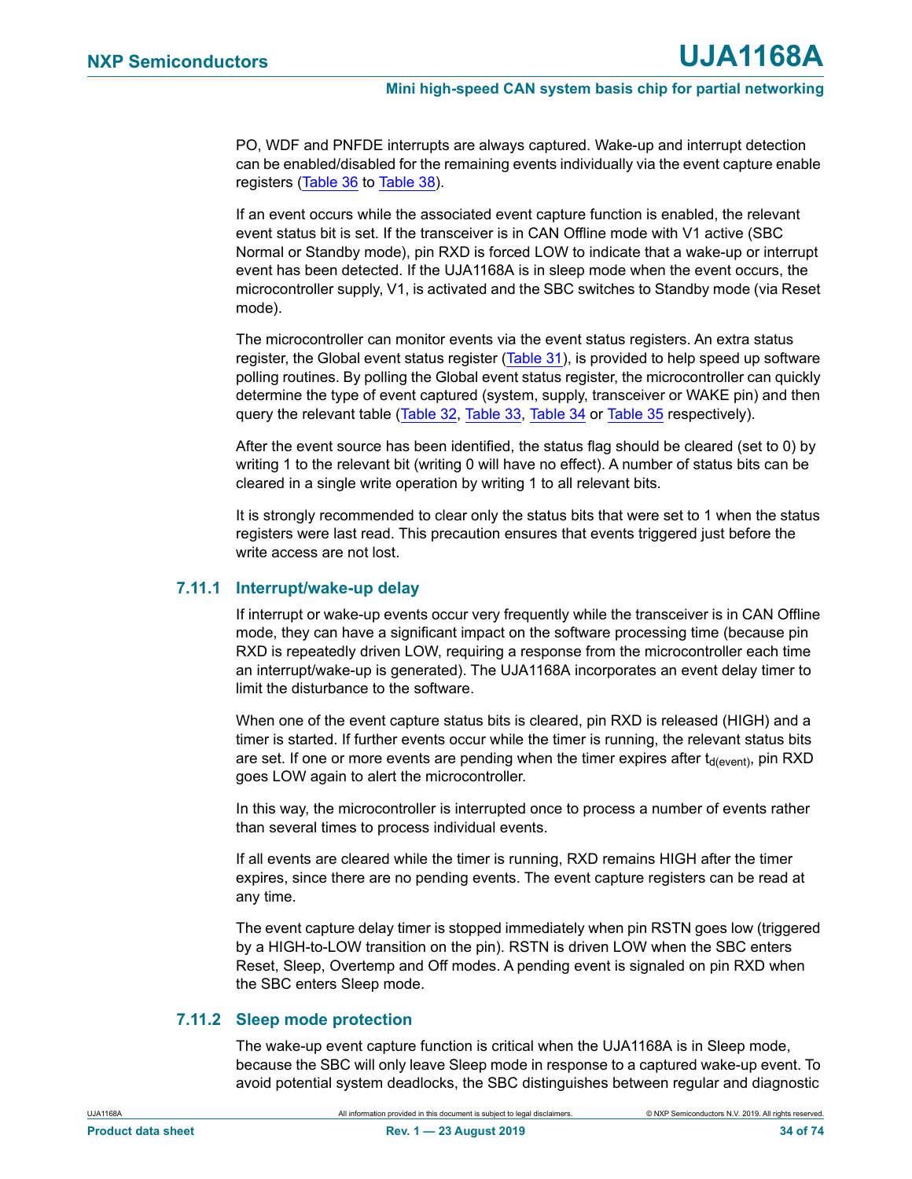PO, WDF and PNFDE interrupts are always captured. Wake-up and interrupt detection can be enabled/disabled for the remaining events individually via the event capture enable registers (Table 36 to Table 38).

If an event occurs while the associated event capture function is enabled, the relevant event status bit is set. If the transceiver is in CAN Offline mode with V1 active (SBC Normal or Standby mode), pin RXD is forced LOW to indicate that a wake-up or interrupt event has been detected. If the UJA1168A is in sleep mode when the event occurs, the microcontroller supply, V1, is activated and the SBC switches to Standby mode (via Reset mode).

The microcontroller can monitor events via the event status registers. An extra status register, the Global event status register (Table 31), is provided to help speed up software polling routines. By polling the Global event status register, the microcontroller can quickly determine the type of event captured (system, supply, transceiver or WAKE pin) and then query the relevant table (Table 32, Table 33, Table 34 or Table 35 respectively).

After the event source has been identified, the status flag should be cleared (set to 0) by writing 1 to the relevant bit (writing 0 will have no effect). A number of status bits can be cleared in a single write operation by writing 1 to all relevant bits.

It is strongly recommended to clear only the status bits that were set to 1 when the status registers were last read. This precaution ensures that events triggered just before the write access are not lost.

### 7.11.1 Interrupt/wake-up delay

If interrupt or wake-up events occur very frequently while the transceiver is in CAN Offline mode, they can have a significant impact on the software processing time (because pin RXD is repeatedly driven LOW, requiring a response from the microcontroller each time an interrupt/wake-up is generated). The UJA1168A incorporates an event delay timer to limit the disturbance to the software.

When one of the event capture status bits is cleared, pin RXD is released (HIGH) and a timer is started. If further events occur while the timer is running, the relevant status bits are set. If one or more events are pending when the timer expires after $t_{d(event)}$, pin RXD goes LOW again to alert the microcontroller.

In this way, the microcontroller is interrupted once to process a number of events rather than several times to process individual events.

If all events are cleared while the timer is running, RXD remains HIGH after the timer expires, since there are no pending events. The event capture registers can be read at any time.

The event capture delay timer is stopped immediately when pin RSTN goes low (triggered by a HIGH-to-LOW transition on the pin). RSTN is driven LOW when the SBC enters Reset, Sleep, Overtemp and Off modes. A pending event is signaled on pin RXD when the SBC enters Sleep mode.

### 7.11.2 Sleep mode protection

The wake-up event capture function is critical when the UJA1168A is in Sleep mode, because the SBC will only leave Sleep mode in response to a captured wake-up event. To avoid potential system deadlocks, the SBC distinguishes between regular and diagnostic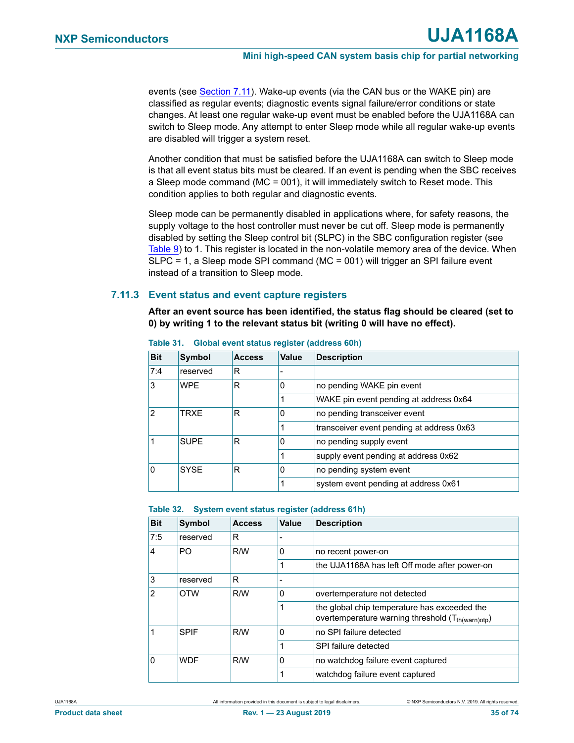events (see Section 7.11). Wake-up events (via the CAN bus or the WAKE pin) are classified as regular events; diagnostic events signal failure/error conditions or state changes. At least one regular wake-up event must be enabled before the UJA1168A can switch to Sleep mode. Any attempt to enter Sleep mode while all regular wake-up events are disabled will trigger a system reset.

Another condition that must be satisfied before the UJA1168A can switch to Sleep mode is that all event status bits must be cleared. If an event is pending when the SBC receives a Sleep mode command (MC = 001), it will immediately switch to Reset mode. This condition applies to both regular and diagnostic events.

Sleep mode can be permanently disabled in applications where, for safety reasons, the supply voltage to the host controller must never be cut off. Sleep mode is permanently disabled by setting the Sleep control bit (SLPC) in the SBC configuration register (see Table 9) to 1. This register is located in the non-volatile memory area of the device. When SLPC = 1, a Sleep mode SPI command (MC = 001) will trigger an SPI failure event instead of a transition to Sleep mode.

### 7.11.3 Event status and event capture registers

**After an event source has been identified, the status flag should be cleared (set to 0) by writing 1 to the relevant status bit (writing 0 will have no effect).**

**Table 31. Global event status register (address 60h)**

| Bit | Symbol | Access | Value | Description |
|---|---|---|---|---|
| 7:4 | reserved | R | - | |
| 3 | WPE | R | 0 | no pending WAKE pin event |
| | | | 1 | WAKE pin event pending at address 0x64 |
| 2 | TRXE | R | 0 | no pending transceiver event |
| | | | 1 | transceiver event pending at address 0x63 |
| 1 | SUPE | R | 0 | no pending supply event |
| | | | 1 | supply event pending at address 0x62 |
| 0 | SYSE | R | 0 | no pending system event |
| | | | 1 | system event pending at address 0x61 |

**Table 32. System event status register (address 61h)**

| Bit | Symbol | Access | Value | Description |
|---|---|---|---|---|
| 7:5 | reserved | R | - | |
| 4 | PO | R/W | 0 | no recent power-on |
| | | | 1 | the UJA1168A has left Off mode after power-on |
| 3 | reserved | R | - | |
| 2 | OTW | R/W | 0 | overtemperature not detected |
| | | | 1 | the global chip temperature has exceeded the overtemperature warning threshold ($T_{th(warn)otp}$) |
| 1 | SPIF | R/W | 0 | no SPI failure detected |
| | | | 1 | SPI failure detected |
| 0 | WDF | R/W | 0 | no watchdog failure event captured |
| | | | 1 | watchdog failure event captured |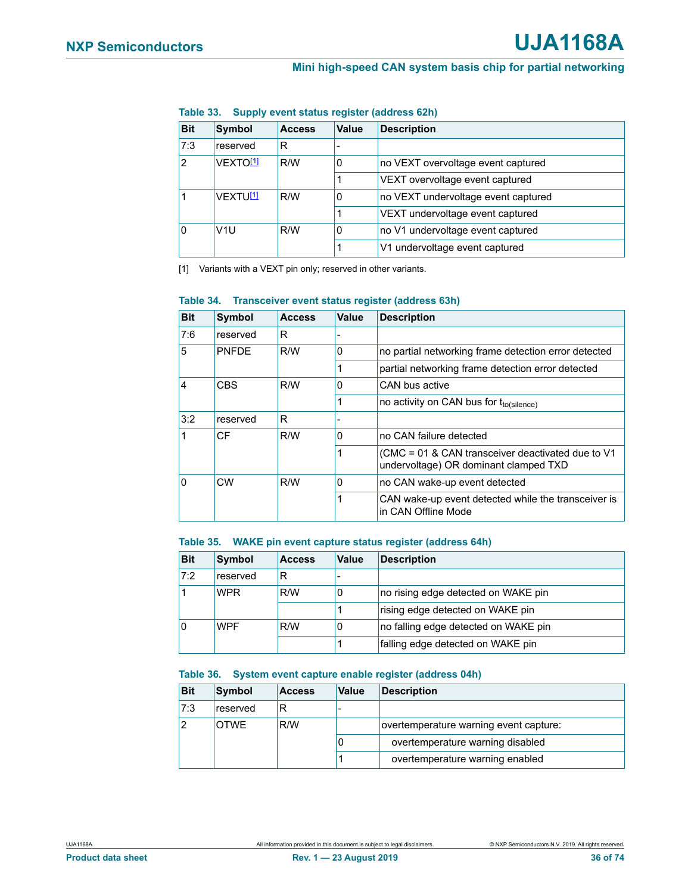**Table 33. Supply event status register (address 62h)**

| Bit | Symbol | Access | Value | Description |
|---|---|---|---|---|
| 7:3 | reserved | R | - | |
| 2 | VEXTO[1] | R/W | 0 | no VEXT overvoltage event captured |
| | | | 1 | VEXT overvoltage event captured |
| 1 | VEXTU[1] | R/W | 0 | no VEXT undervoltage event captured |
| | | | 1 | VEXT undervoltage event captured |
| 0 | V1U | R/W | 0 | no V1 undervoltage event captured |
| | | | 1 | V1 undervoltage event captured |

[1] Variants with a VEXT pin only; reserved in other variants.

**Table 34. Transceiver event status register (address 63h)**

| Bit | Symbol | Access | Value | Description |
|---|---|---|---|---|
| 7:6 | reserved | R | - | |
| 5 | PNFDE | R/W | 0 | no partial networking frame detection error detected |
| | | | 1 | partial networking frame detection error detected |
| 4 | CBS | R/W | 0 | CAN bus active |
| | | | 1 | no activity on CAN bus for $t_{to(silence)}$ |
| 3:2 | reserved | R | - | |
| 1 | CF | R/W | 0 | no CAN failure detected |
| | | | 1 | (CMC = 01 & CAN transceiver deactivated due to V1 undervoltage) OR dominant clamped TXD |
| 0 | CW | R/W | 0 | no CAN wake-up event detected |
| | | | 1 | CAN wake-up event detected while the transceiver is in CAN Offline Mode |

**Table 35. WAKE pin event capture status register (address 64h)**

| Bit | Symbol | Access | Value | Description |
|---|---|---|---|---|
| 7:2 | reserved | R | - | |
| 1 | WPR | R/W | 0 | no rising edge detected on WAKE pin |
| | | | 1 | rising edge detected on WAKE pin |
| 0 | WPF | R/W | 0 | no falling edge detected on WAKE pin |
| | | | 1 | falling edge detected on WAKE pin |

**Table 36. System event capture enable register (address 04h)**

| Bit | Symbol | Access | Value | Description |
|---|---|---|---|---|
| 7:3 | reserved | R | - | |
| 2 | OTWE | R/W | | overtemperature warning event capture: |
| | | | 0 | overtemperature warning disabled |
| | | | 1 | overtemperature warning enabled |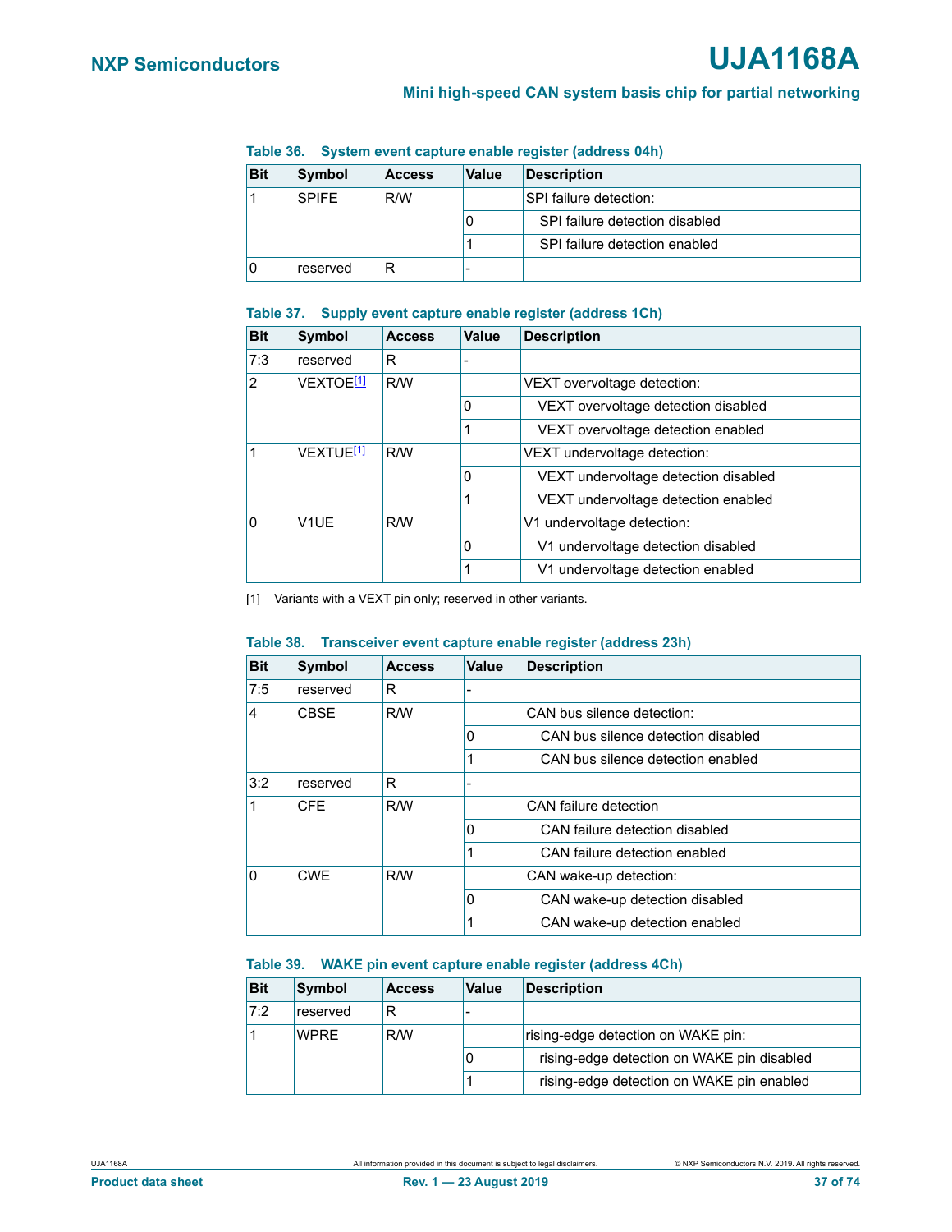**Table 36. System event capture enable register (address 04h)**

| Bit | Symbol | Access | Value | Description |
|---|---|---|---|---|
| 1 | SPIFE | R/W | | SPI failure detection: |
| | | | 0 | SPI failure detection disabled |
| | | | 1 | SPI failure detection enabled |
| 0 | reserved | R | - | |

**Table 37. Supply event capture enable register (address 1Ch)**

| Bit | Symbol | Access | Value | Description |
|---|---|---|---|---|
| 7:3 | reserved | R | - | |
| 2 | VEXTOE[1] | R/W | | VEXT overvoltage detection: |
| | | | 0 | VEXT overvoltage detection disabled |
| | | | 1 | VEXT overvoltage detection enabled |
| 1 | VEXTUE[1] | R/W | | VEXT undervoltage detection: |
| | | | 0 | VEXT undervoltage detection disabled |
| | | | 1 | VEXT undervoltage detection enabled |
| 0 | V1UE | R/W | | V1 undervoltage detection: |
| | | | 0 | V1 undervoltage detection disabled |
| | | | 1 | V1 undervoltage detection enabled |

[1] Variants with a VEXT pin only; reserved in other variants.

**Table 38. Transceiver event capture enable register (address 23h)**

| Bit | Symbol | Access | Value | Description |
|---|---|---|---|---|
| 7:5 | reserved | R | - | |
| 4 | CBSE | R/W | | CAN bus silence detection: |
| | | | 0 | CAN bus silence detection disabled |
| | | | 1 | CAN bus silence detection enabled |
| 3:2 | reserved | R | - | |
| 1 | CFE | R/W | | CAN failure detection |
| | | | 0 | CAN failure detection disabled |
| | | | 1 | CAN failure detection enabled |
| 0 | CWE | R/W | | CAN wake-up detection: |
| | | | 0 | CAN wake-up detection disabled |
| | | | 1 | CAN wake-up detection enabled |

**Table 39. WAKE pin event capture enable register (address 4Ch)**

| Bit | Symbol | Access | Value | Description |
|---|---|---|---|---|
| 7:2 | reserved | R | - | |
| 1 | WPRE | R/W | | rising-edge detection on WAKE pin: |
| | | | 0 | rising-edge detection on WAKE pin disabled |
| | | | 1 | rising-edge detection on WAKE pin enabled |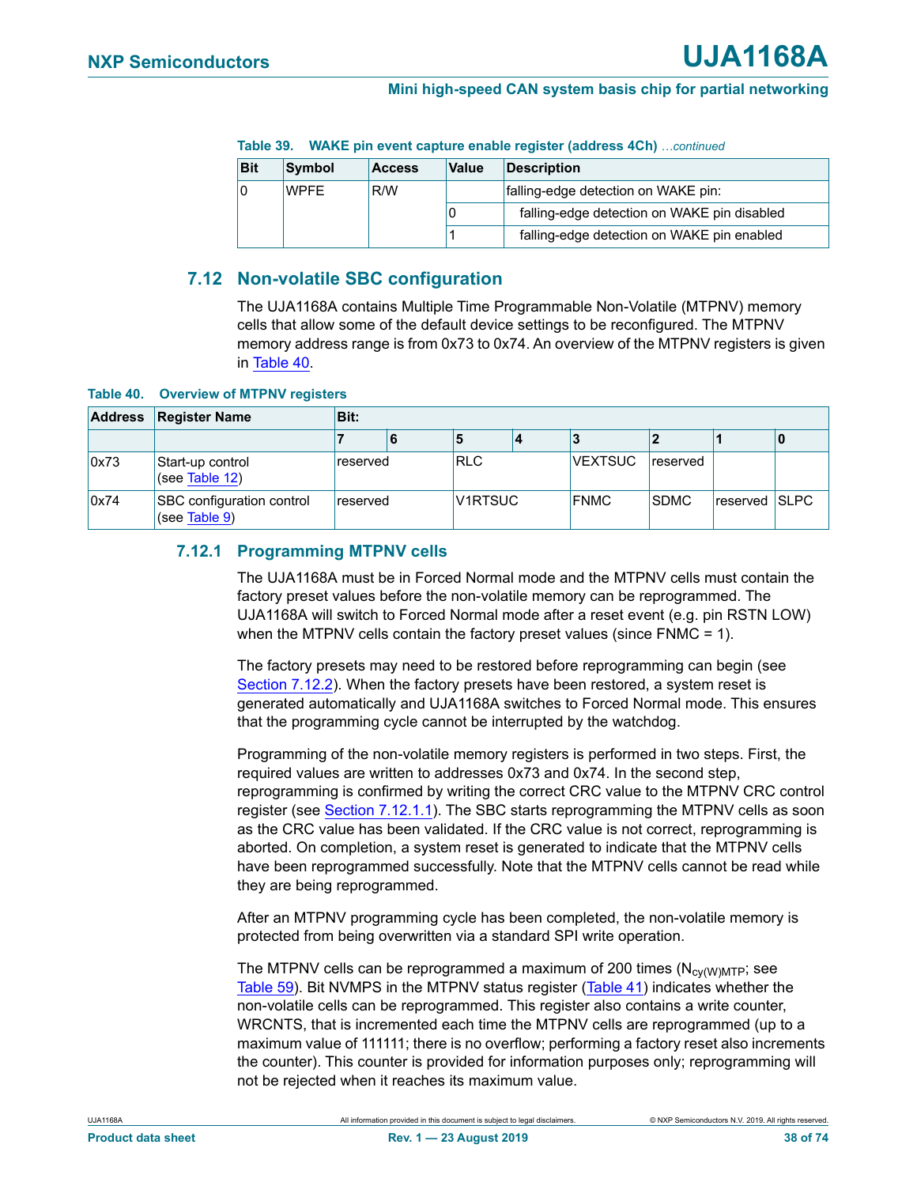**Table 39. WAKE pin event capture enable register (address 4Ch)** *…continued*

| Bit | Symbol | Access | Value | Description |
|---|---|---|---|---|
| 0 | WPFE | R/W | | falling-edge detection on WAKE pin: |
| | | | 0 | falling-edge detection on WAKE pin disabled |
| | | | 1 | falling-edge detection on WAKE pin enabled |

## 7.12 Non-volatile SBC configuration

The UJA1168A contains Multiple Time Programmable Non-Volatile (MTPNV) memory cells that allow some of the default device settings to be reconfigured. The MTPNV memory address range is from 0x73 to 0x74. An overview of the MTPNV registers is given in Table 40.

**Table 40. Overview of MTPNV registers**

| Address | Register Name | Bit: | | | | | | | |
|---|---|---|---|---|---|---|---|---|---|
| | | 7 | 6 | 5 | 4 | 3 | 2 | 1 | 0 |
| 0x73 | Start-up control (see Table 12) | reserved | | RLC | | VEXTSUC | reserved | | |
| 0x74 | SBC configuration control (see Table 9) | reserved | | V1RTSUC | | FNMC | SDMC | reserved | SLPC |

### 7.12.1 Programming MTPNV cells

The UJA1168A must be in Forced Normal mode and the MTPNV cells must contain the factory preset values before the non-volatile memory can be reprogrammed. The UJA1168A will switch to Forced Normal mode after a reset event (e.g. pin RSTN LOW) when the MTPNV cells contain the factory preset values (since FNMC = 1).

The factory presets may need to be restored before reprogramming can begin (see Section 7.12.2). When the factory presets have been restored, a system reset is generated automatically and UJA1168A switches to Forced Normal mode. This ensures that the programming cycle cannot be interrupted by the watchdog.

Programming of the non-volatile memory registers is performed in two steps. First, the required values are written to addresses 0x73 and 0x74. In the second step, reprogramming is confirmed by writing the correct CRC value to the MTPNV CRC control register (see Section 7.12.1.1). The SBC starts reprogramming the MTPNV cells as soon as the CRC value has been validated. If the CRC value is not correct, reprogramming is aborted. On completion, a system reset is generated to indicate that the MTPNV cells have been reprogrammed successfully. Note that the MTPNV cells cannot be read while they are being reprogrammed.

After an MTPNV programming cycle has been completed, the non-volatile memory is protected from being overwritten via a standard SPI write operation.

The MTPNV cells can be reprogrammed a maximum of 200 times ($N_{cy(W)MTP}$; see Table 59). Bit NVMPS in the MTPNV status register (Table 41) indicates whether the non-volatile cells can be reprogrammed. This register also contains a write counter, WRCNTS, that is incremented each time the MTPNV cells are reprogrammed (up to a maximum value of 111111; there is no overflow; performing a factory reset also increments the counter). This counter is provided for information purposes only; reprogramming will not be rejected when it reaches its maximum value.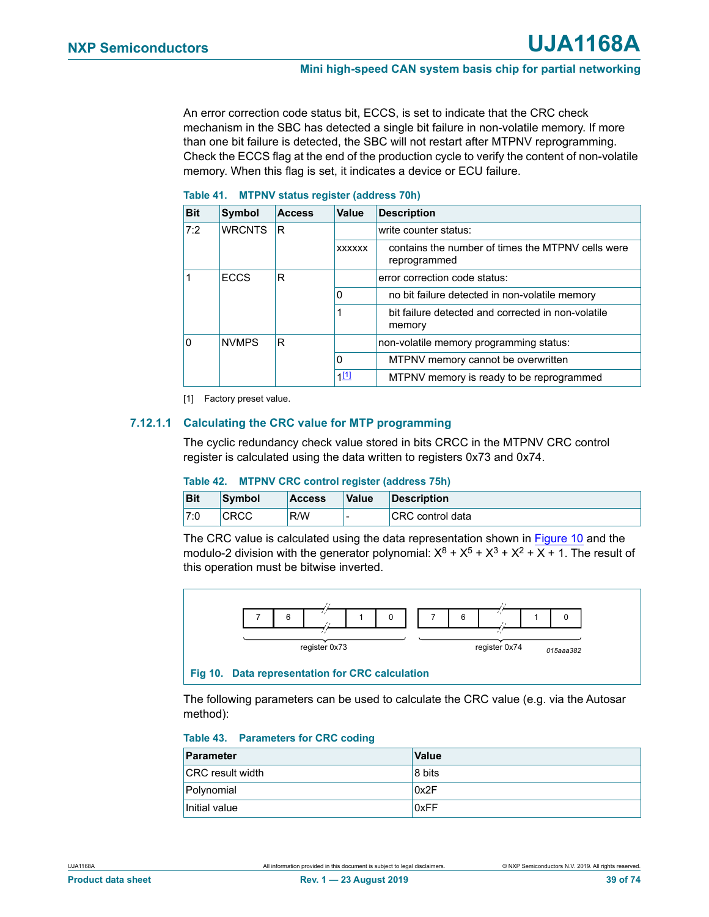An error correction code status bit, ECCS, is set to indicate that the CRC check mechanism in the SBC has detected a single bit failure in non-volatile memory. If more than one bit failure is detected, the SBC will not restart after MTPNV reprogramming. Check the ECCS flag at the end of the production cycle to verify the content of non-volatile memory. When this flag is set, it indicates a device or ECU failure.

**Table 41. MTPNV status register (address 70h)**

| Bit | Symbol | Access | Value | Description |
|---|---|---|---|---|
| 7:2 | WRCNTS | R | | write counter status: |
| | | | xxxxxx | contains the number of times the MTPNV cells were reprogrammed |
| 1 | ECCS | R | | error correction code status: |
| | | | 0 | no bit failure detected in non-volatile memory |
| | | | 1 | bit failure detected and corrected in non-volatile memory |
| 0 | NVMPS | R | | non-volatile memory programming status: |
| | | | 0 | MTPNV memory cannot be overwritten |
| | | | 1[1] | MTPNV memory is ready to be reprogrammed |

[1] Factory preset value.

#### 7.12.1.1 Calculating the CRC value for MTP programming

The cyclic redundancy check value stored in bits CRCC in the MTPNV CRC control register is calculated using the data written to registers 0x73 and 0x74.

**Table 42. MTPNV CRC control register (address 75h)**

| Bit | Symbol | Access | Value | Description |
|---|---|---|---|---|
| 7:0 | CRCC | R/W | - | CRC control data |

The CRC value is calculated using the data representation shown in Figure 10 and the modulo-2 division with the generator polynomial: $X^8 + X^5 + X^3 + X^2 + X + 1$. The result of this operation must be bitwise inverted.

| 7 | 6 | ... | 1 | 0 | 7 | 6 | ... | 1 | 0 |
|---|---|---|---|---|---|---|---|---|---|
| register 0x73 | | | | | register 0x74 | | | | |

015aaa382

**Fig 10. Data representation for CRC calculation**

The following parameters can be used to calculate the CRC value (e.g. via the Autosar method):

**Table 43. Parameters for CRC coding**

| Parameter | Value |
|---|---|
| CRC result width | 8 bits |
| Polynomial | 0x2F |
| Initial value | 0xFF |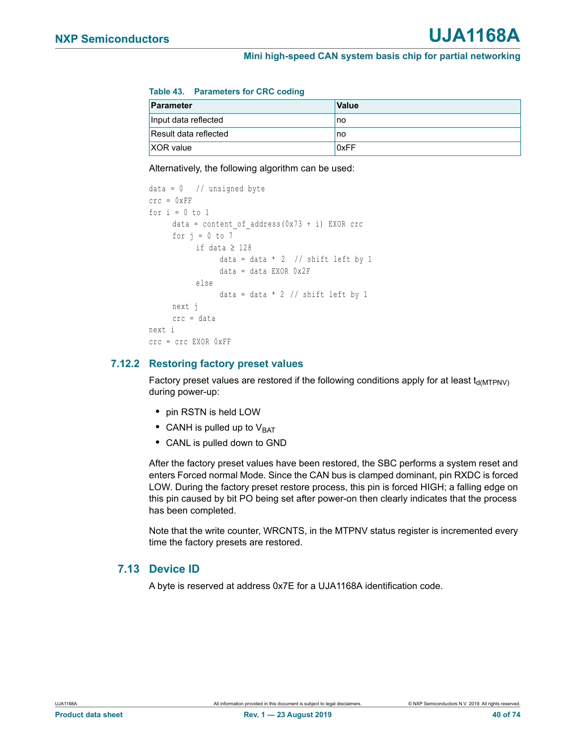**Table 43. Parameters for CRC coding**

| Parameter | Value |
|---|---|
| Input data reflected | no |
| Result data reflected | no |
| XOR value | 0xFF |

Alternatively, the following algorithm can be used:

```
data = 0   // unsigned byte
crc = 0xFF
for i = 0 to 1
      data = content_of_address(0x73 + i) EXOR crc
      for j = 0 to 7
            if data ≥ 128
                  data = data * 2  // shift left by 1
                  data = data EXOR 0x2F
            else
                  data = data * 2 // shift left by 1
      next j
      crc = data
next i
crc = crc EXOR 0xFF
```

### 7.12.2 Restoring factory preset values

Factory preset values are restored if the following conditions apply for at least $t_{d(MTPNV)}$ during power-up:

- pin RSTN is held LOW
- CANH is pulled up to $V_{BAT}$
- CANL is pulled down to GND

After the factory preset values have been restored, the SBC performs a system reset and enters Forced normal Mode. Since the CAN bus is clamped dominant, pin RXDC is forced LOW. During the factory preset restore process, this pin is forced HIGH; a falling edge on this pin caused by bit PO being set after power-on then clearly indicates that the process has been completed.

Note that the write counter, WRCNTS, in the MTPNV status register is incremented every time the factory presets are restored.

## 7.13 Device ID

A byte is reserved at address 0x7E for a UJA1168A identification code.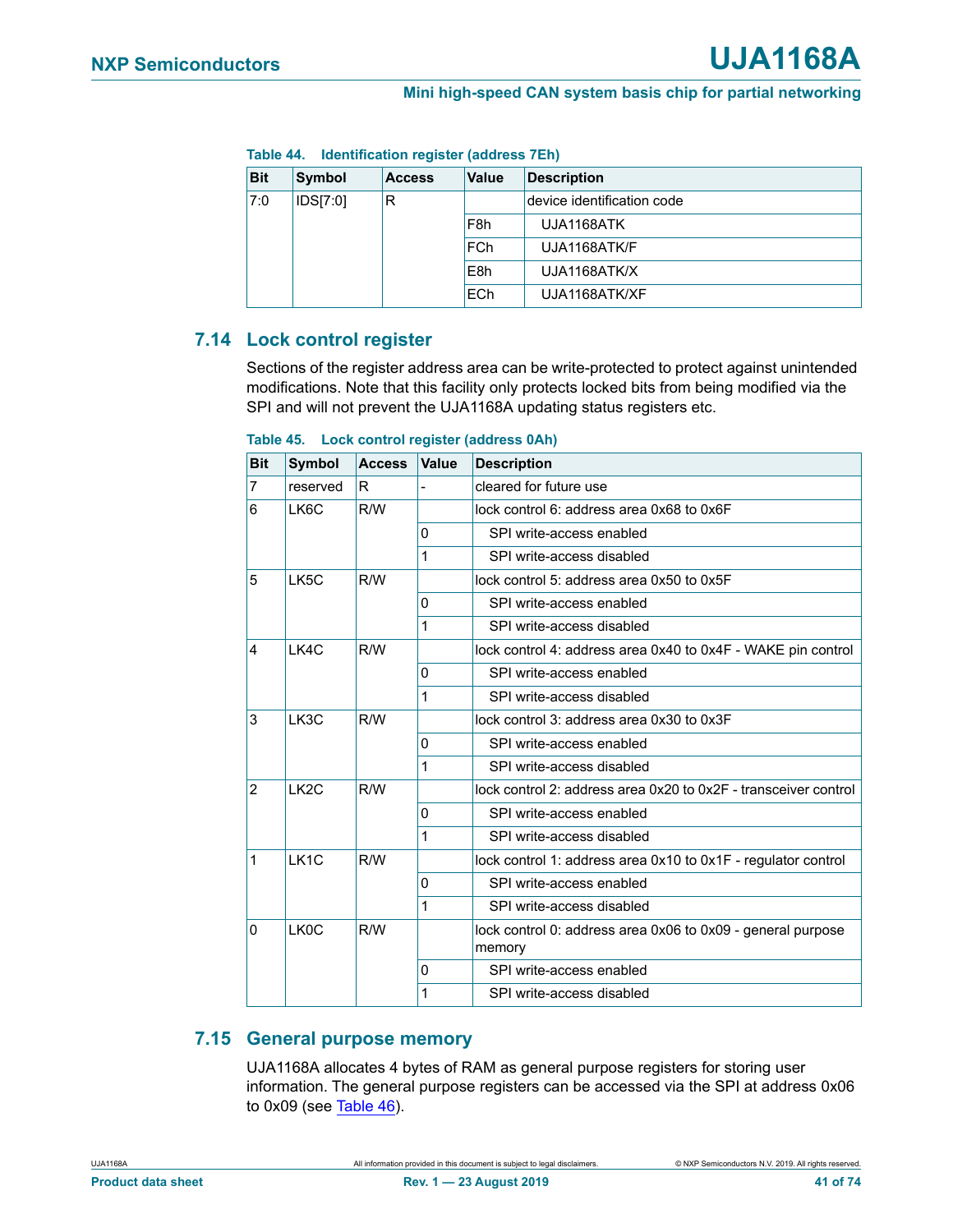**Table 44. Identification register (address 7Eh)**

| Bit | Symbol | Access | Value | Description |
|---|---|---|---|---|
| 7:0 | IDS[7:0] | R | | device identification code |
| | | | F8h | UJA1168ATK |
| | | | FCh | UJA1168ATK/F |
| | | | E8h | UJA1168ATK/X |
| | | | ECh | UJA1168ATK/XF |

## 7.14 Lock control register

Sections of the register address area can be write-protected to protect against unintended modifications. Note that this facility only protects locked bits from being modified via the SPI and will not prevent the UJA1168A updating status registers etc.

**Table 45. Lock control register (address 0Ah)**

| Bit | Symbol | Access | Value | Description |
|---|---|---|---|---|
| 7 | reserved | R | - | cleared for future use |
| 6 | LK6C | R/W | | lock control 6: address area 0x68 to 0x6F |
| | | | 0 | SPI write-access enabled |
| | | | 1 | SPI write-access disabled |
| 5 | LK5C | R/W | | lock control 5: address area 0x50 to 0x5F |
| | | | 0 | SPI write-access enabled |
| | | | 1 | SPI write-access disabled |
| 4 | LK4C | R/W | | lock control 4: address area 0x40 to 0x4F - WAKE pin control |
| | | | 0 | SPI write-access enabled |
| | | | 1 | SPI write-access disabled |
| 3 | LK3C | R/W | | lock control 3: address area 0x30 to 0x3F |
| | | | 0 | SPI write-access enabled |
| | | | 1 | SPI write-access disabled |
| 2 | LK2C | R/W | | lock control 2: address area 0x20 to 0x2F - transceiver control |
| | | | 0 | SPI write-access enabled |
| | | | 1 | SPI write-access disabled |
| 1 | LK1C | R/W | | lock control 1: address area 0x10 to 0x1F - regulator control |
| | | | 0 | SPI write-access enabled |
| | | | 1 | SPI write-access disabled |
| 0 | LK0C | R/W | | lock control 0: address area 0x06 to 0x09 - general purpose memory |
| | | | 0 | SPI write-access enabled |
| | | | 1 | SPI write-access disabled |

## 7.15 General purpose memory

UJA1168A allocates 4 bytes of RAM as general purpose registers for storing user information. The general purpose registers can be accessed via the SPI at address 0x06 to 0x09 (see Table 46).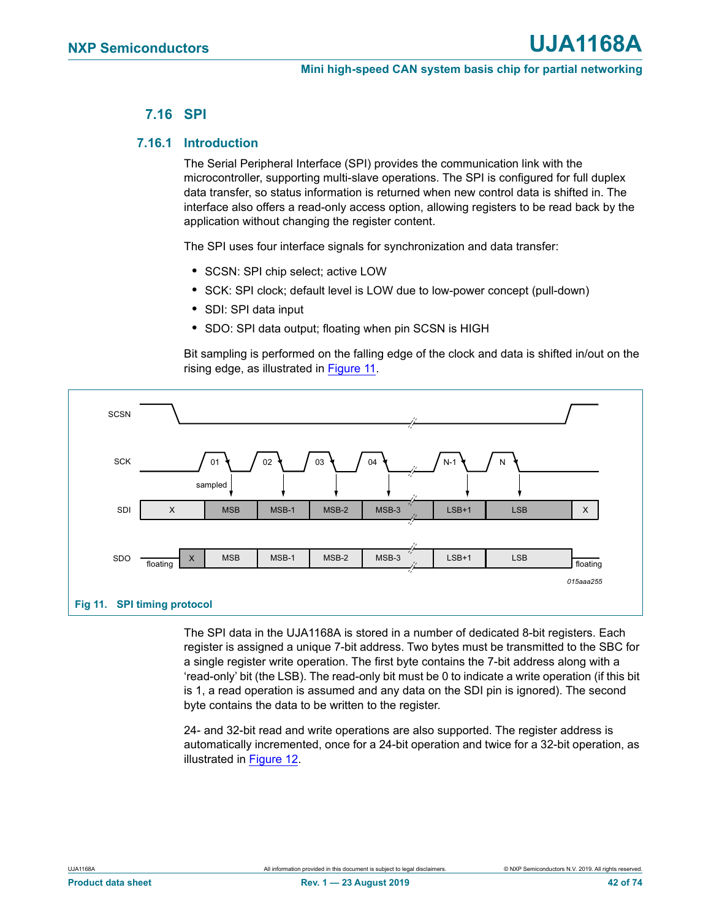## 7.16 SPI

### 7.16.1 Introduction

The Serial Peripheral Interface (SPI) provides the communication link with the microcontroller, supporting multi-slave operations. The SPI is configured for full duplex data transfer, so status information is returned when new control data is shifted in. The interface also offers a read-only access option, allowing registers to be read back by the application without changing the register content.

The SPI uses four interface signals for synchronization and data transfer:

- SCSN: SPI chip select; active LOW
- SCK: SPI clock; default level is LOW due to low-power concept (pull-down)
- SDI: SPI data input
- SDO: SPI data output; floating when pin SCSN is HIGH

Bit sampling is performed on the falling edge of the clock and data is shifted in/out on the rising edge, as illustrated in Figure 11.

**Fig 11. SPI timing protocol**

The SPI data in the UJA1168A is stored in a number of dedicated 8-bit registers. Each register is assigned a unique 7-bit address. Two bytes must be transmitted to the SBC for a single register write operation. The first byte contains the 7-bit address along with a 'read-only' bit (the LSB). The read-only bit must be 0 to indicate a write operation (if this bit is 1, a read operation is assumed and any data on the SDI pin is ignored). The second byte contains the data to be written to the register.

24- and 32-bit read and write operations are also supported. The register address is automatically incremented, once for a 24-bit operation and twice for a 32-bit operation, as illustrated in Figure 12.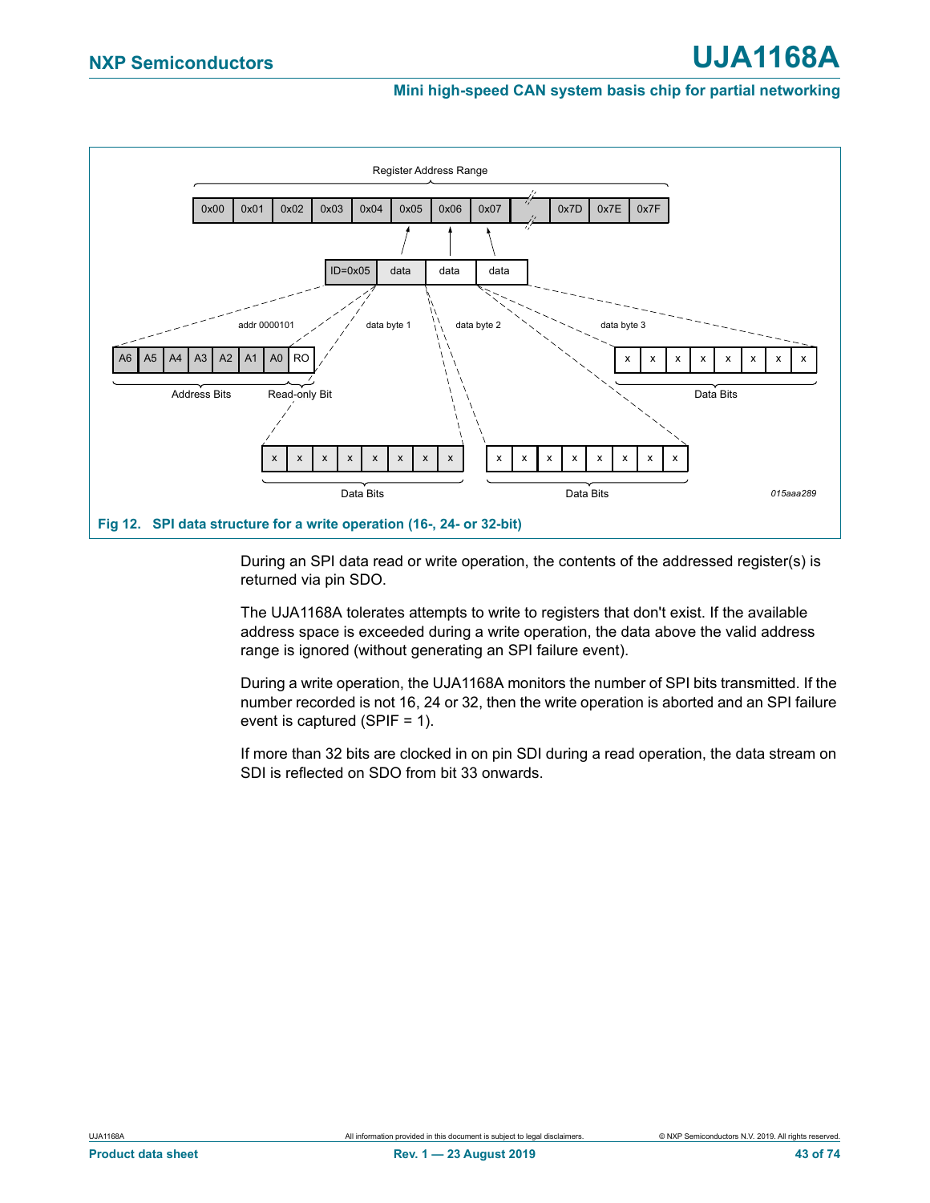Fig 12. SPI data structure for a write operation (16-, 24- or 32-bit)

During an SPI data read or write operation, the contents of the addressed register(s) is returned via pin SDO.

The UJA1168A tolerates attempts to write to registers that don't exist. If the available address space is exceeded during a write operation, the data above the valid address range is ignored (without generating an SPI failure event).

During a write operation, the UJA1168A monitors the number of SPI bits transmitted. If the number recorded is not 16, 24 or 32, then the write operation is aborted and an SPI failure event is captured (SPIF = 1).

If more than 32 bits are clocked in on pin SDI during a read operation, the data stream on SDI is reflected on SDO from bit 33 onwards.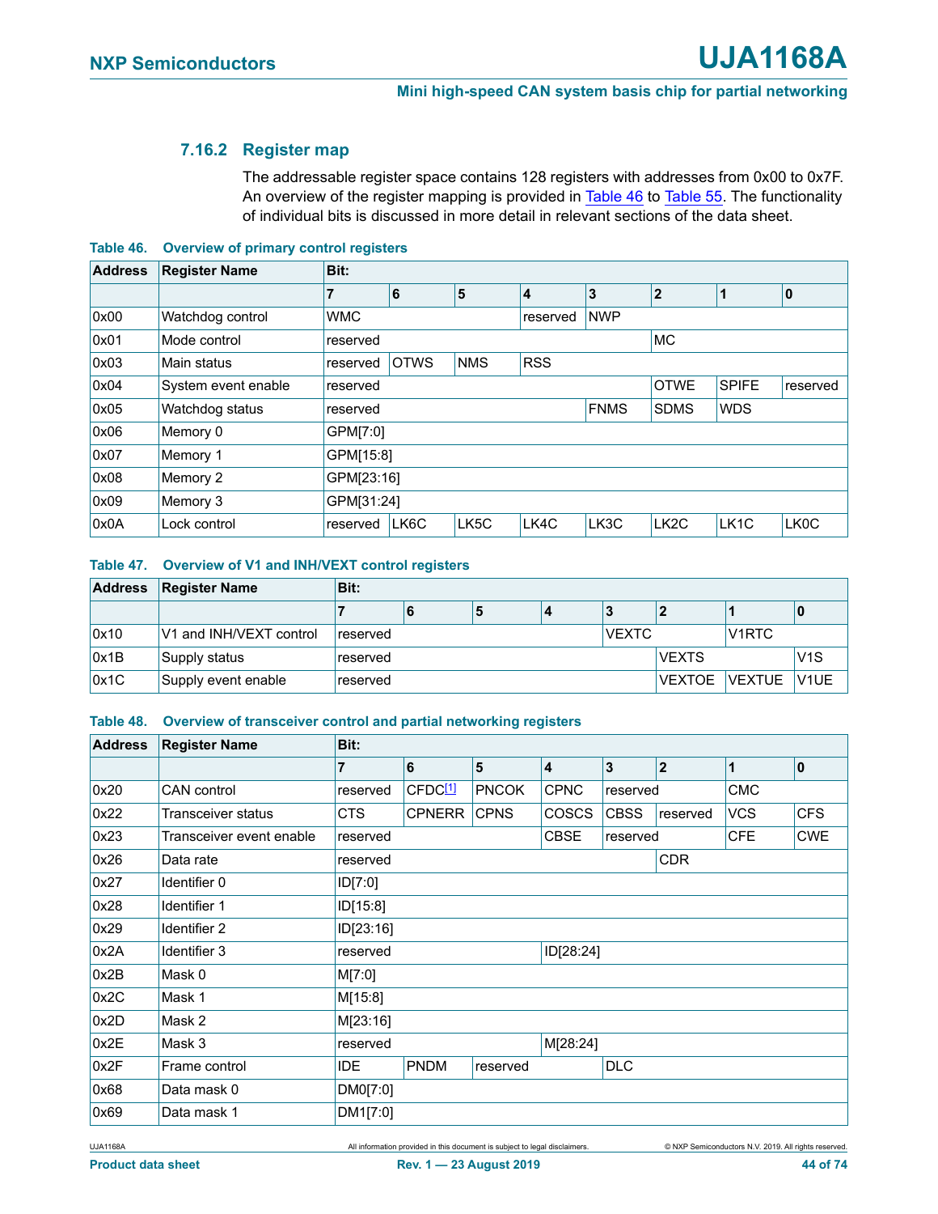### 7.16.2 Register map

The addressable register space contains 128 registers with addresses from 0x00 to 0x7F. An overview of the register mapping is provided in Table 46 to Table 55. The functionality of individual bits is discussed in more detail in relevant sections of the data sheet.

**Table 46. Overview of primary control registers**

| Address | Register Name | Bit: | | | | | | | |
|---|---|---|---|---|---|---|---|---|---|
| | | 7 | 6 | 5 | 4 | 3 | 2 | 1 | 0 |
| 0x00 | Watchdog control | WMC | | | reserved | NWP | | | |
| 0x01 | Mode control | reserved | | | | | MC | | |
| 0x03 | Main status | reserved | OTWS | NMS | RSS | | | | |
| 0x04 | System event enable | reserved | | | | | OTWE | SPIFE | reserved |
| 0x05 | Watchdog status | reserved | | | | FNMS | SDMS | WDS | |
| 0x06 | Memory 0 | GPM[7:0] | | | | | | | |
| 0x07 | Memory 1 | GPM[15:8] | | | | | | | |
| 0x08 | Memory 2 | GPM[23:16] | | | | | | | |
| 0x09 | Memory 3 | GPM[31:24] | | | | | | | |
| 0x0A | Lock control | reserved | LK6C | LK5C | LK4C | LK3C | LK2C | LK1C | LK0C |

**Table 47. Overview of V1 and INH/VEXT control registers**

| Address | Register Name | Bit: | | | | | | | |
|---|---|---|---|---|---|---|---|---|---|
| | | 7 | 6 | 5 | 4 | 3 | 2 | 1 | 0 |
| 0x10 | V1 and INH/VEXT control | reserved | | | | VEXTC | | V1RTC | |
| 0x1B | Supply status | reserved | | | | | VEXTS | | V1S |
| 0x1C | Supply event enable | reserved | | | | | VEXTOE | VEXTUE | V1UE |

**Table 48. Overview of transceiver control and partial networking registers**

| Address | Register Name | Bit: | | | | | | | |
|---|---|---|---|---|---|---|---|---|---|
| | | 7 | 6 | 5 | 4 | 3 | 2 | 1 | 0 |
| 0x20 | CAN control | reserved | CFDC[1] | PNCOK | CPNC | reserved | | CMC | |
| 0x22 | Transceiver status | CTS | CPNERR | CPNS | COSCS | CBSS | reserved | VCS | CFS |
| 0x23 | Transceiver event enable | reserved | | | CBSE | reserved | | CFE | CWE |
| 0x26 | Data rate | reserved | | | | | CDR | | |
| 0x27 | Identifier 0 | ID[7:0] | | | | | | | |
| 0x28 | Identifier 1 | ID[15:8] | | | | | | | |
| 0x29 | Identifier 2 | ID[23:16] | | | | | | | |
| 0x2A | Identifier 3 | reserved | | | ID[28:24] | | | | |
| 0x2B | Mask 0 | M[7:0] | | | | | | | |
| 0x2C | Mask 1 | M[15:8] | | | | | | | |
| 0x2D | Mask 2 | M[23:16] | | | | | | | |
| 0x2E | Mask 3 | reserved | | | M[28:24] | | | | |
| 0x2F | Frame control | IDE | PNDM | reserved | | DLC | | | |
| 0x68 | Data mask 0 | DM0[7:0] | | | | | | | |
| 0x69 | Data mask 1 | DM1[7:0] | | | | | | | |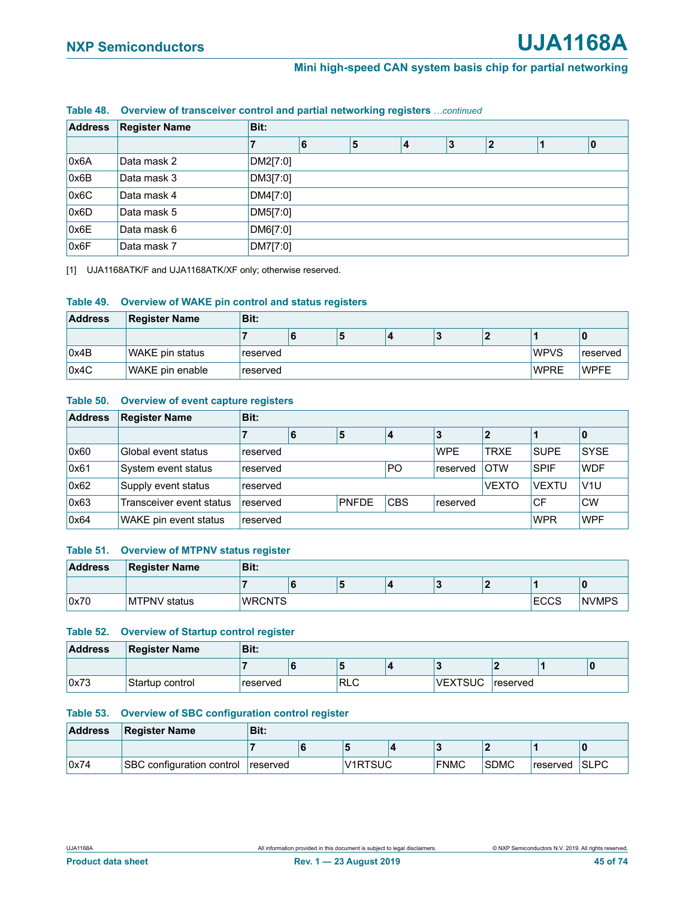**Table 48. Overview of transceiver control and partial networking registers** *…continued*

| Address | Register Name | Bit: | | | | | | | |
|---|---|---|---|---|---|---|---|---|---|
| | | 7 | 6 | 5 | 4 | 3 | 2 | 1 | 0 |
| 0x6A | Data mask 2 | DM2[7:0] | | | | | | | |
| 0x6B | Data mask 3 | DM3[7:0] | | | | | | | |
| 0x6C | Data mask 4 | DM4[7:0] | | | | | | | |
| 0x6D | Data mask 5 | DM5[7:0] | | | | | | | |
| 0x6E | Data mask 6 | DM6[7:0] | | | | | | | |
| 0x6F | Data mask 7 | DM7[7:0] | | | | | | | |

[1] UJA1168ATK/F and UJA1168ATK/XF only; otherwise reserved.

**Table 49. Overview of WAKE pin control and status registers**

| Address | Register Name | Bit: | | | | | | | |
|---|---|---|---|---|---|---|---|---|---|
| | | 7 | 6 | 5 | 4 | 3 | 2 | 1 | 0 |
| 0x4B | WAKE pin status | reserved | | | | | | WPVS | reserved |
| 0x4C | WAKE pin enable | reserved | | | | | | WPRE | WPFE |

**Table 50. Overview of event capture registers**

| Address | Register Name | Bit: | | | | | | | |
|---|---|---|---|---|---|---|---|---|---|
| | | 7 | 6 | 5 | 4 | 3 | 2 | 1 | 0 |
| 0x60 | Global event status | reserved | | | | WPE | TRXE | SUPE | SYSE |
| 0x61 | System event status | reserved | | | PO | reserved | OTW | SPIF | WDF |
| 0x62 | Supply event status | reserved | | | | | VEXTO | VEXTU | V1U |
| 0x63 | Transceiver event status | reserved | | PNFDE | CBS | reserved | | CF | CW |
| 0x64 | WAKE pin event status | reserved | | | | | | WPR | WPF |

**Table 51. Overview of MTPNV status register**

| Address | Register Name | Bit: | | | | | | | |
|---|---|---|---|---|---|---|---|---|---|
| | | 7 | 6 | 5 | 4 | 3 | 2 | 1 | 0 |
| 0x70 | MTPNV status | WRCNTS | | | | | | ECCS | NVMPS |

**Table 52. Overview of Startup control register**

| Address | Register Name | Bit: | | | | | | | |
|---|---|---|---|---|---|---|---|---|---|
| | | 7 | 6 | 5 | 4 | 3 | 2 | 1 | 0 |
| 0x73 | Startup control | reserved | | RLC | | VEXTSUC | reserved | | |

**Table 53. Overview of SBC configuration control register**

| Address | Register Name | Bit: | | | | | | | |
|---|---|---|---|---|---|---|---|---|---|
| | | 7 | 6 | 5 | 4 | 3 | 2 | 1 | 0 |
| 0x74 | SBC configuration control | reserved | | V1RTSUC | | FNMC | SDMC | reserved | SLPC |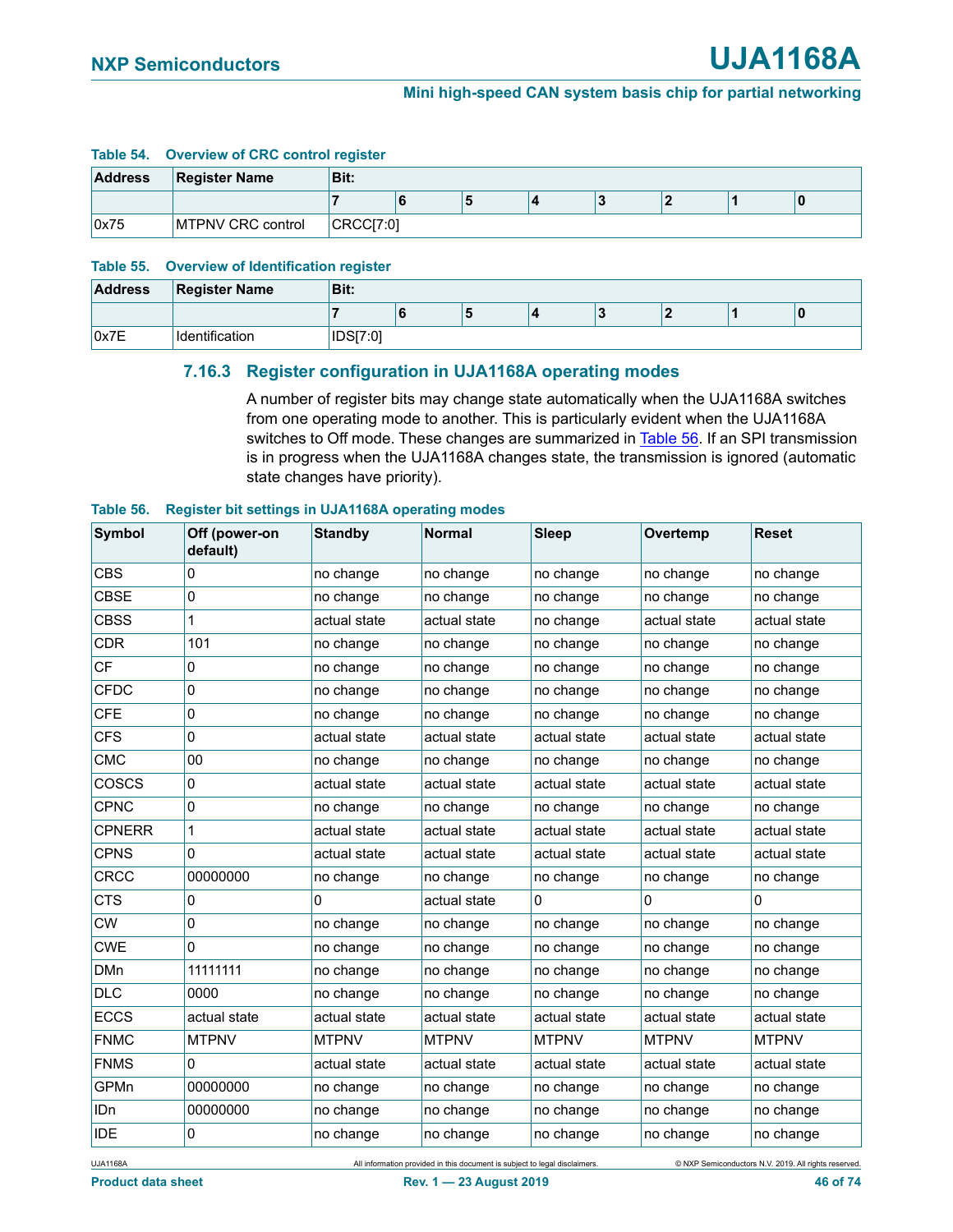**Table 54. Overview of CRC control register**

| Address | Register Name | Bit: | | | | | | | |
|---|---|---|---|---|---|---|---|---|---|
| | | 7 | 6 | 5 | 4 | 3 | 2 | 1 | 0 |
| 0x75 | MTPNV CRC control | CRCC[7:0] | | | | | | | |

**Table 55. Overview of Identification register**

| Address | Register Name | Bit: | | | | | | | |
|---|---|---|---|---|---|---|---|---|---|
| | | 7 | 6 | 5 | 4 | 3 | 2 | 1 | 0 |
| 0x7E | Identification | IDS[7:0] | | | | | | | |

### 7.16.3 Register configuration in UJA1168A operating modes

A number of register bits may change state automatically when the UJA1168A switches from one operating mode to another. This is particularly evident when the UJA1168A switches to Off mode. These changes are summarized in Table 56. If an SPI transmission is in progress when the UJA1168A changes state, the transmission is ignored (automatic state changes have priority).

**Table 56. Register bit settings in UJA1168A operating modes**

| Symbol | Off (power-on default) | Standby | Normal | Sleep | Overtemp | Reset |
|---|---|---|---|---|---|---|
| CBS | 0 | no change | no change | no change | no change | no change |
| CBSE | 0 | no change | no change | no change | no change | no change |
| CBSS | 1 | actual state | actual state | no change | actual state | actual state |
| CDR | 101 | no change | no change | no change | no change | no change |
| CF | 0 | no change | no change | no change | no change | no change |
| CFDC | 0 | no change | no change | no change | no change | no change |
| CFE | 0 | no change | no change | no change | no change | no change |
| CFS | 0 | actual state | actual state | actual state | actual state | actual state |
| CMC | 00 | no change | no change | no change | no change | no change |
| COSCS | 0 | actual state | actual state | actual state | actual state | actual state |
| CPNC | 0 | no change | no change | no change | no change | no change |
| CPNERR | 1 | actual state | actual state | actual state | actual state | actual state |
| CPNS | 0 | actual state | actual state | actual state | actual state | actual state |
| CRCC | 00000000 | no change | no change | no change | no change | no change |
| CTS | 0 | 0 | actual state | 0 | 0 | 0 |
| CW | 0 | no change | no change | no change | no change | no change |
| CWE | 0 | no change | no change | no change | no change | no change |
| DMn | 11111111 | no change | no change | no change | no change | no change |
| DLC | 0000 | no change | no change | no change | no change | no change |
| ECCS | actual state | actual state | actual state | actual state | actual state | actual state |
| FNMC | MTPNV | MTPNV | MTPNV | MTPNV | MTPNV | MTPNV |
| FNMS | 0 | actual state | actual state | actual state | actual state | actual state |
| GPMn | 00000000 | no change | no change | no change | no change | no change |
| IDn | 00000000 | no change | no change | no change | no change | no change |
| IDE | 0 | no change | no change | no change | no change | no change |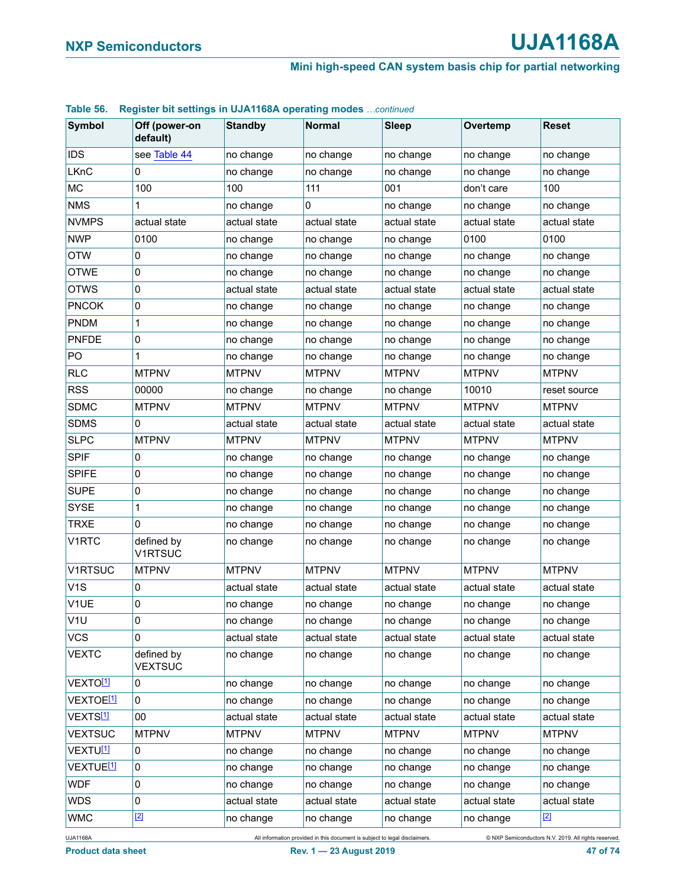**Table 56. Register bit settings in UJA1168A operating modes** *...continued*

| Symbol | Off (power-on default) | Standby | Normal | Sleep | Overtemp | Reset |
|---|---|---|---|---|---|---|
| IDS | see Table 44 | no change | no change | no change | no change | no change |
| LKnC | 0 | no change | no change | no change | no change | no change |
| MC | 100 | 100 | 111 | 001 | don't care | 100 |
| NMS | 1 | no change | 0 | no change | no change | no change |
| NVMPS | actual state | actual state | actual state | actual state | actual state | actual state |
| NWP | 0100 | no change | no change | no change | 0100 | 0100 |
| OTW | 0 | no change | no change | no change | no change | no change |
| OTWE | 0 | no change | no change | no change | no change | no change |
| OTWS | 0 | actual state | actual state | actual state | actual state | actual state |
| PNCOK | 0 | no change | no change | no change | no change | no change |
| PNDM | 1 | no change | no change | no change | no change | no change |
| PNFDE | 0 | no change | no change | no change | no change | no change |
| PO | 1 | no change | no change | no change | no change | no change |
| RLC | MTPNV | MTPNV | MTPNV | MTPNV | MTPNV | MTPNV |
| RSS | 00000 | no change | no change | no change | 10010 | reset source |
| SDMC | MTPNV | MTPNV | MTPNV | MTPNV | MTPNV | MTPNV |
| SDMS | 0 | actual state | actual state | actual state | actual state | actual state |
| SLPC | MTPNV | MTPNV | MTPNV | MTPNV | MTPNV | MTPNV |
| SPIF | 0 | no change | no change | no change | no change | no change |
| SPIFE | 0 | no change | no change | no change | no change | no change |
| SUPE | 0 | no change | no change | no change | no change | no change |
| SYSE | 1 | no change | no change | no change | no change | no change |
| TRXE | 0 | no change | no change | no change | no change | no change |
| V1RTC | defined by V1RTSUC | no change | no change | no change | no change | no change |
| V1RTSUC | MTPNV | MTPNV | MTPNV | MTPNV | MTPNV | MTPNV |
| V1S | 0 | actual state | actual state | actual state | actual state | actual state |
| V1UE | 0 | no change | no change | no change | no change | no change |
| V1U | 0 | no change | no change | no change | no change | no change |
| VCS | 0 | actual state | actual state | actual state | actual state | actual state |
| VEXTC | defined by VEXTSUC | no change | no change | no change | no change | no change |
| VEXTO[1] | 0 | no change | no change | no change | no change | no change |
| VEXTOE[1] | 0 | no change | no change | no change | no change | no change |
| VEXTS[1] | 00 | actual state | actual state | actual state | actual state | actual state |
| VEXTSUC | MTPNV | MTPNV | MTPNV | MTPNV | MTPNV | MTPNV |
| VEXTU[1] | 0 | no change | no change | no change | no change | no change |
| VEXTUE[1] | 0 | no change | no change | no change | no change | no change |
| WDF | 0 | no change | no change | no change | no change | no change |
| WDS | 0 | actual state | actual state | actual state | actual state | actual state |
| WMC | [2] | no change | no change | no change | no change | [2] |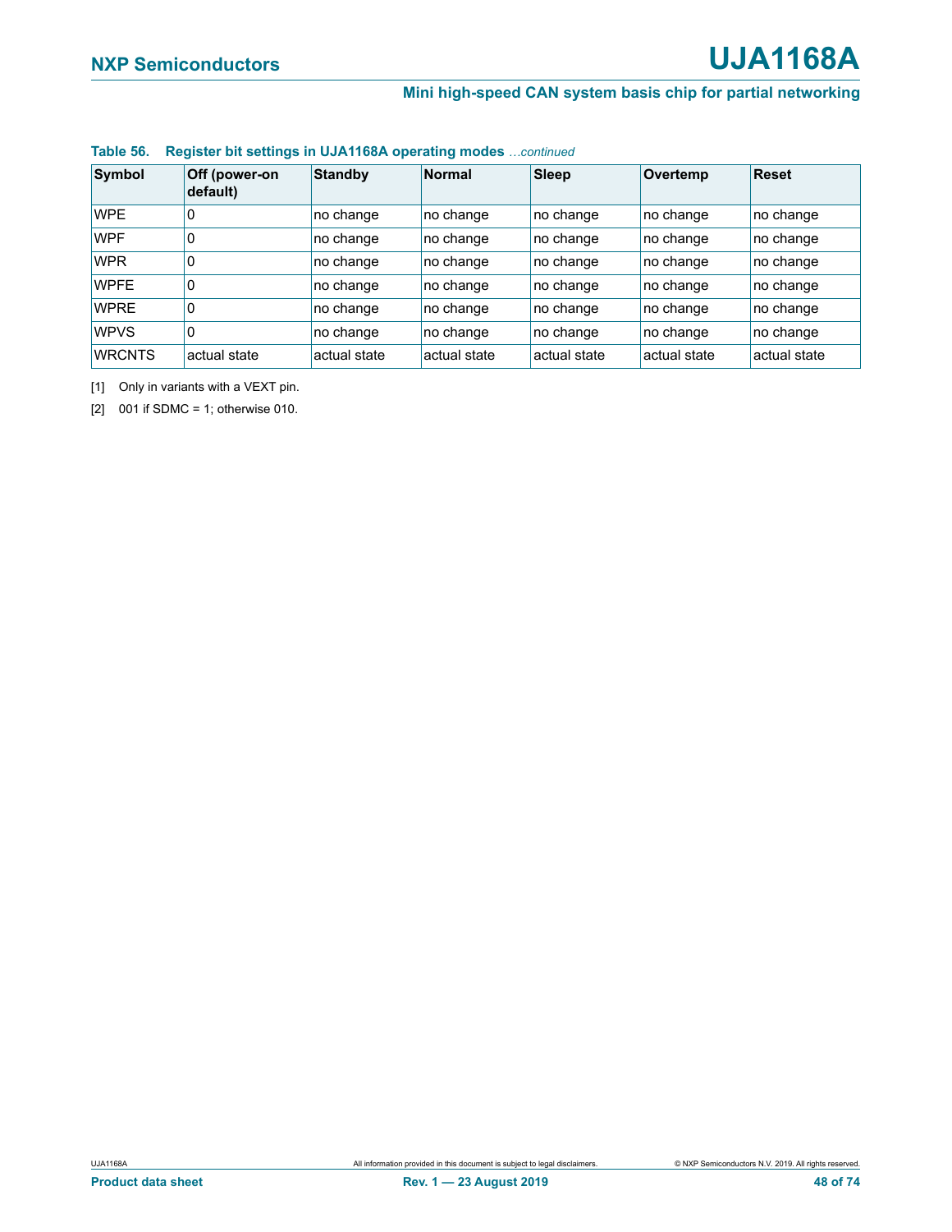**Table 56. Register bit settings in UJA1168A operating modes** *…continued*

| Symbol | Off (power-on default) | Standby | Normal | Sleep | Overtemp | Reset |
|---|---|---|---|---|---|---|
| WPE | 0 | no change | no change | no change | no change | no change |
| WPF | 0 | no change | no change | no change | no change | no change |
| WPR | 0 | no change | no change | no change | no change | no change |
| WPFE | 0 | no change | no change | no change | no change | no change |
| WPRE | 0 | no change | no change | no change | no change | no change |
| WPVS | 0 | no change | no change | no change | no change | no change |
| WRCNTS | actual state | actual state | actual state | actual state | actual state | actual state |

[1] Only in variants with a VEXT pin.

[2] 001 if SDMC = 1; otherwise 010.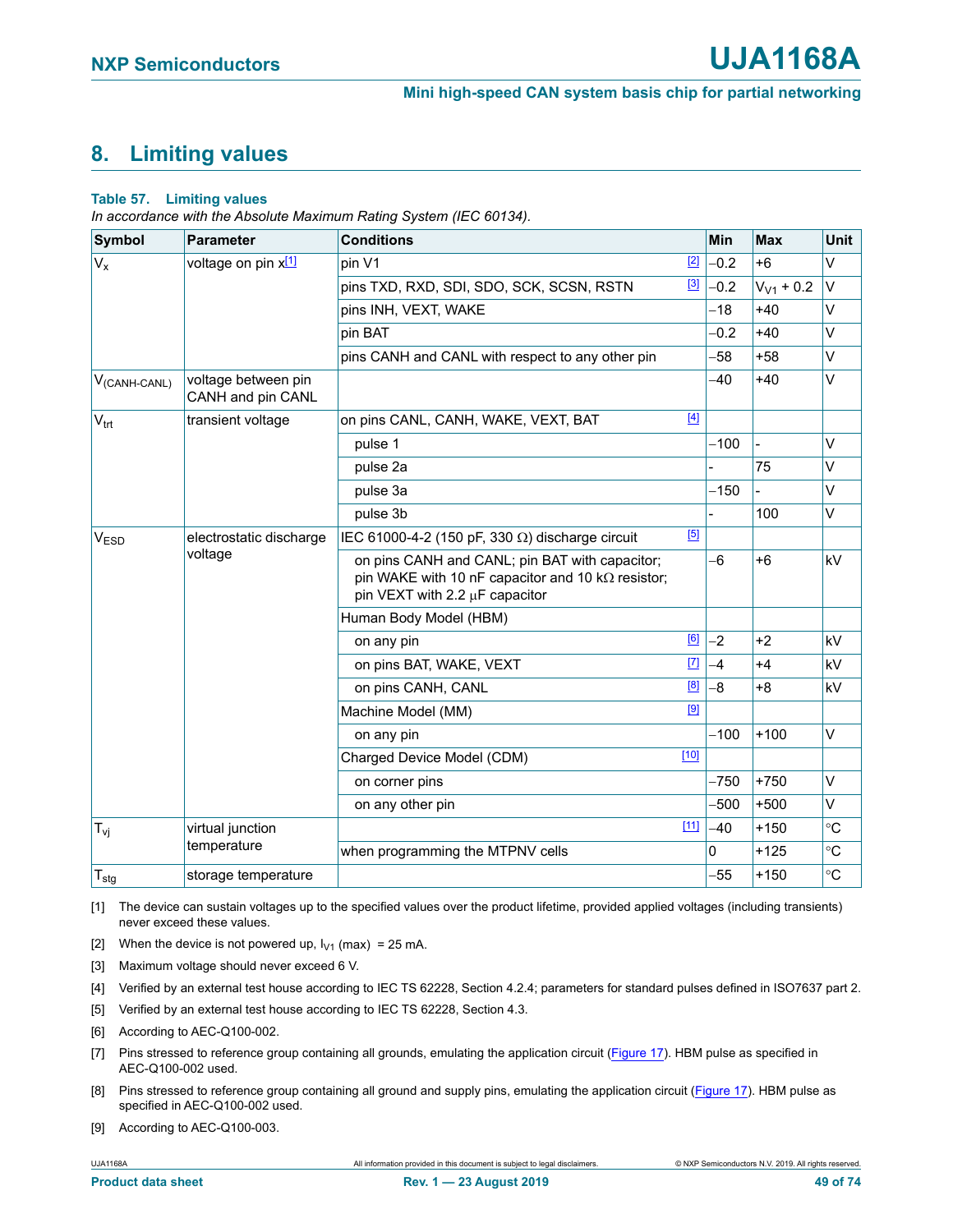## 8. Limiting values

**Table 57. Limiting values**

*In accordance with the Absolute Maximum Rating System (IEC 60134).*

| Symbol | Parameter | Conditions | | Min | Max | Unit |
|---|---|---|---|---|---|---|
| $V_x$ | voltage on pin x[1] | pin V1 | [2] | −0.2 | +6 | V |
| | | pins TXD, RXD, SDI, SDO, SCK, SCSN, RSTN | [3] | −0.2 | $V_{V1}$ + 0.2 | V |
| | | pins INH, VEXT, WAKE | | −18 | +40 | V |
| | | pin BAT | | −0.2 | +40 | V |
| | | pins CANH and CANL with respect to any other pin | | −58 | +58 | V |
| $V_{(CANH-CANL)}$ | voltage between pin CANH and pin CANL | | | −40 | +40 | V |
| $V_{trt}$ | transient voltage | on pins CANL, CANH, WAKE, VEXT, BAT | [4] | | | |
| | | pulse 1 | | −100 | - | V |
| | | pulse 2a | | - | 75 | V |
| | | pulse 3a | | −150 | - | V |
| | | pulse 3b | | - | 100 | V |
| $V_{ESD}$ | electrostatic discharge voltage | IEC 61000-4-2 (150 pF, 330 Ω) discharge circuit | [5] | | | |
| | | on pins CANH and CANL; pin BAT with capacitor; pin WAKE with 10 nF capacitor and 10 kΩ resistor; pin VEXT with 2.2 μF capacitor | | −6 | +6 | kV |
| | | Human Body Model (HBM) | | | | |
| | | on any pin | [6] | −2 | +2 | kV |
| | | on pins BAT, WAKE, VEXT | [7] | −4 | +4 | kV |
| | | on pins CANH, CANL | [8] | −8 | +8 | kV |
| | | Machine Model (MM) | [9] | | | |
| | | on any pin | | −100 | +100 | V |
| | | Charged Device Model (CDM) | [10] | | | |
| | | on corner pins | | −750 | +750 | V |
| | | on any other pin | | −500 | +500 | V |
| $T_{vj}$ | virtual junction temperature | | [11] | −40 | +150 | °C |
| | | when programming the MTPNV cells | | 0 | +125 | °C |
| $T_{stg}$ | storage temperature | | | −55 | +150 | °C |

[1] The device can sustain voltages up to the specified values over the product lifetime, provided applied voltages (including transients) never exceed these values.

[2] When the device is not powered up, $I_{V1}$ (max) = 25 mA.

[3] Maximum voltage should never exceed 6 V.

[4] Verified by an external test house according to IEC TS 62228, Section 4.2.4; parameters for standard pulses defined in ISO7637 part 2.

[5] Verified by an external test house according to IEC TS 62228, Section 4.3.

[6] According to AEC-Q100-002.

[7] Pins stressed to reference group containing all grounds, emulating the application circuit (Figure 17). HBM pulse as specified in AEC-Q100-002 used.

[8] Pins stressed to reference group containing all ground and supply pins, emulating the application circuit (Figure 17). HBM pulse as specified in AEC-Q100-002 used.

[9] According to AEC-Q100-003.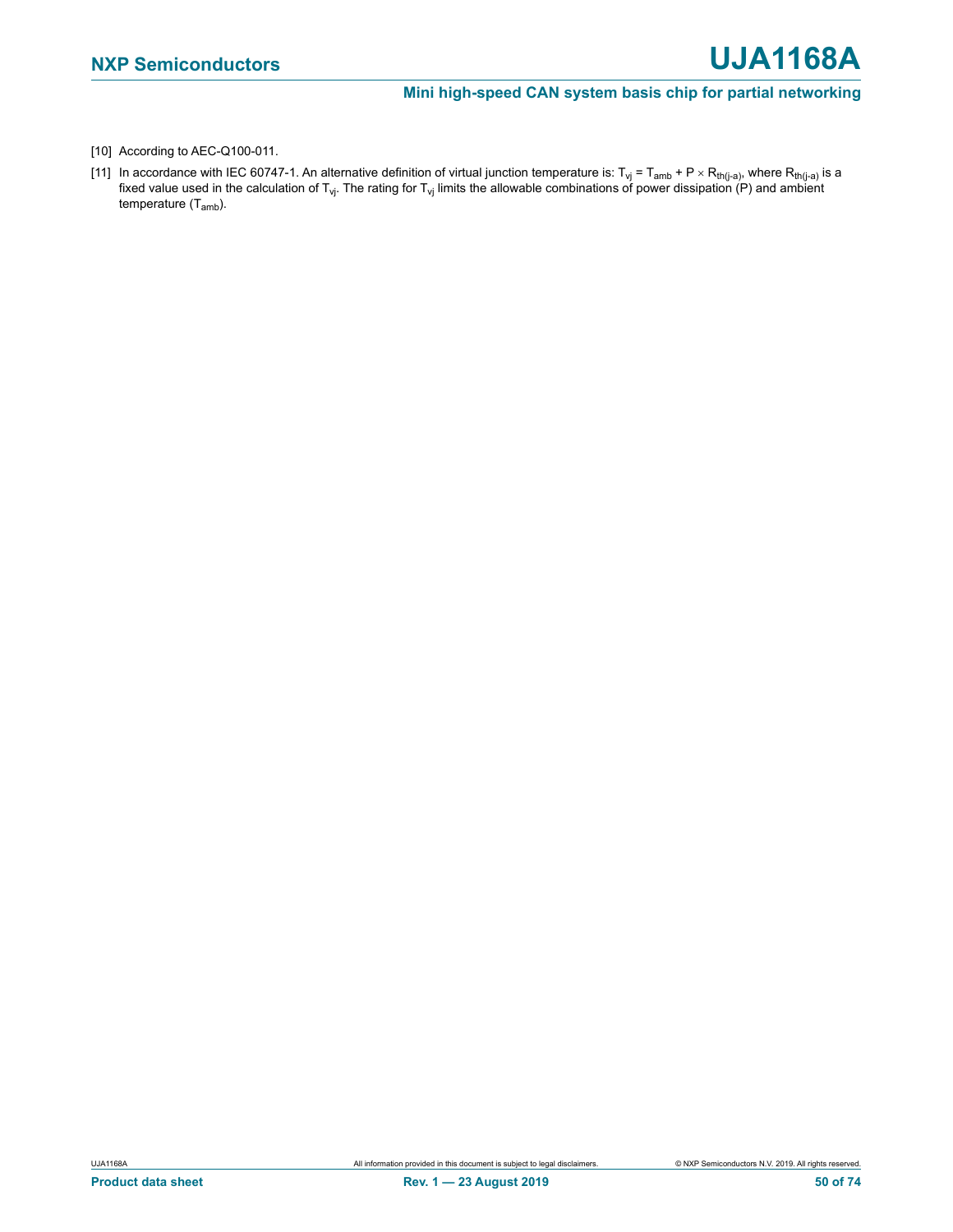[10] According to AEC-Q100-011.

[11] In accordance with IEC 60747-1. An alternative definition of virtual junction temperature is: $T_{vj} = T_{amb} + P \times R_{th(j-a)}$, where $R_{th(j-a)}$ is a fixed value used in the calculation of $T_{vj}$. The rating for $T_{vj}$ limits the allowable combinations of power dissipation (P) and ambient temperature ($T_{amb}$).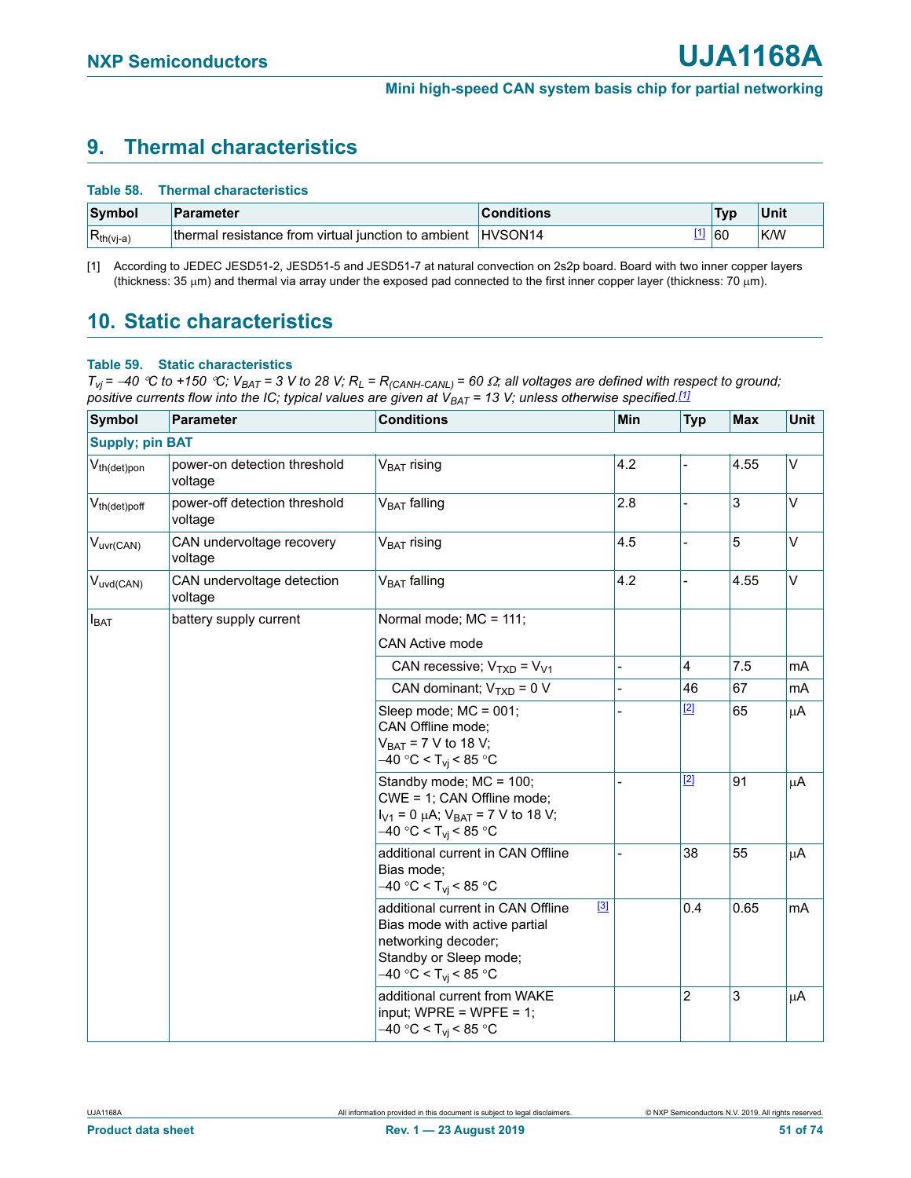## 9. Thermal characteristics

**Table 58. Thermal characteristics**

| Symbol | Parameter | Conditions | Typ | Unit |
|---|---|---|---|---|
| $R_{th(vj-a)}$ | thermal resistance from virtual junction to ambient | HVSON14 [1] | 60 | K/W |

[1] According to JEDEC JESD51-2, JESD51-5 and JESD51-7 at natural convection on 2s2p board. Board with two inner copper layers (thickness: 35 μm) and thermal via array under the exposed pad connected to the first inner copper layer (thickness: 70 μm).

## 10. Static characteristics

**Table 59. Static characteristics**

*$T_{vj}$ = −40 °C to +150 °C; $V_{BAT}$ = 3 V to 28 V; $R_L$ = $R_{(CANH-CANL)}$ = 60 Ω; all voltages are defined with respect to ground; positive currents flow into the IC; typical values are given at $V_{BAT}$ = 13 V; unless otherwise specified.[1]*

| Symbol | Parameter | Conditions | Min | Typ | Max | Unit |
|---|---|---|---|---|---|---|
| **Supply; pin BAT** | | | | | | |
| $V_{th(det)pon}$ | power-on detection threshold voltage | $V_{BAT}$ rising | 4.2 | - | 4.55 | V |
| $V_{th(det)poff}$ | power-off detection threshold voltage | $V_{BAT}$ falling | 2.8 | - | 3 | V |
| $V_{uvr(CAN)}$ | CAN undervoltage recovery voltage | $V_{BAT}$ rising | 4.5 | - | 5 | V |
| $V_{uvd(CAN)}$ | CAN undervoltage detection voltage | $V_{BAT}$ falling | 4.2 | - | 4.55 | V |
| $I_{BAT}$ | battery supply current | Normal mode; MC = 111; CAN Active mode | | | | |
| | | CAN recessive; $V_{TXD}$ = $V_{V1}$ | - | 4 | 7.5 | mA |
| | | CAN dominant; $V_{TXD}$ = 0 V | - | 46 | 67 | mA |
| | | Sleep mode; MC = 001; CAN Offline mode; $V_{BAT}$ = 7 V to 18 V; −40 °C < $T_{vj}$ < 85 °C | - | [2] | 65 | μA |
| | | Standby mode; MC = 100; CWE = 1; CAN Offline mode; $I_{V1}$ = 0 μA; $V_{BAT}$ = 7 V to 18 V; −40 °C < $T_{vj}$ < 85 °C | - | [2] | 91 | μA |
| | | additional current in CAN Offline Bias mode; −40 °C < $T_{vj}$ < 85 °C | - | 38 | 55 | μA |
| | | additional current in CAN Offline Bias mode with active partial networking decoder; Standby or Sleep mode; −40 °C < $T_{vj}$ < 85 °C [3] | | 0.4 | 0.65 | mA |
| | | additional current from WAKE input; WPRE = WPFE = 1; −40 °C < $T_{vj}$ < 85 °C | | 2 | 3 | μA |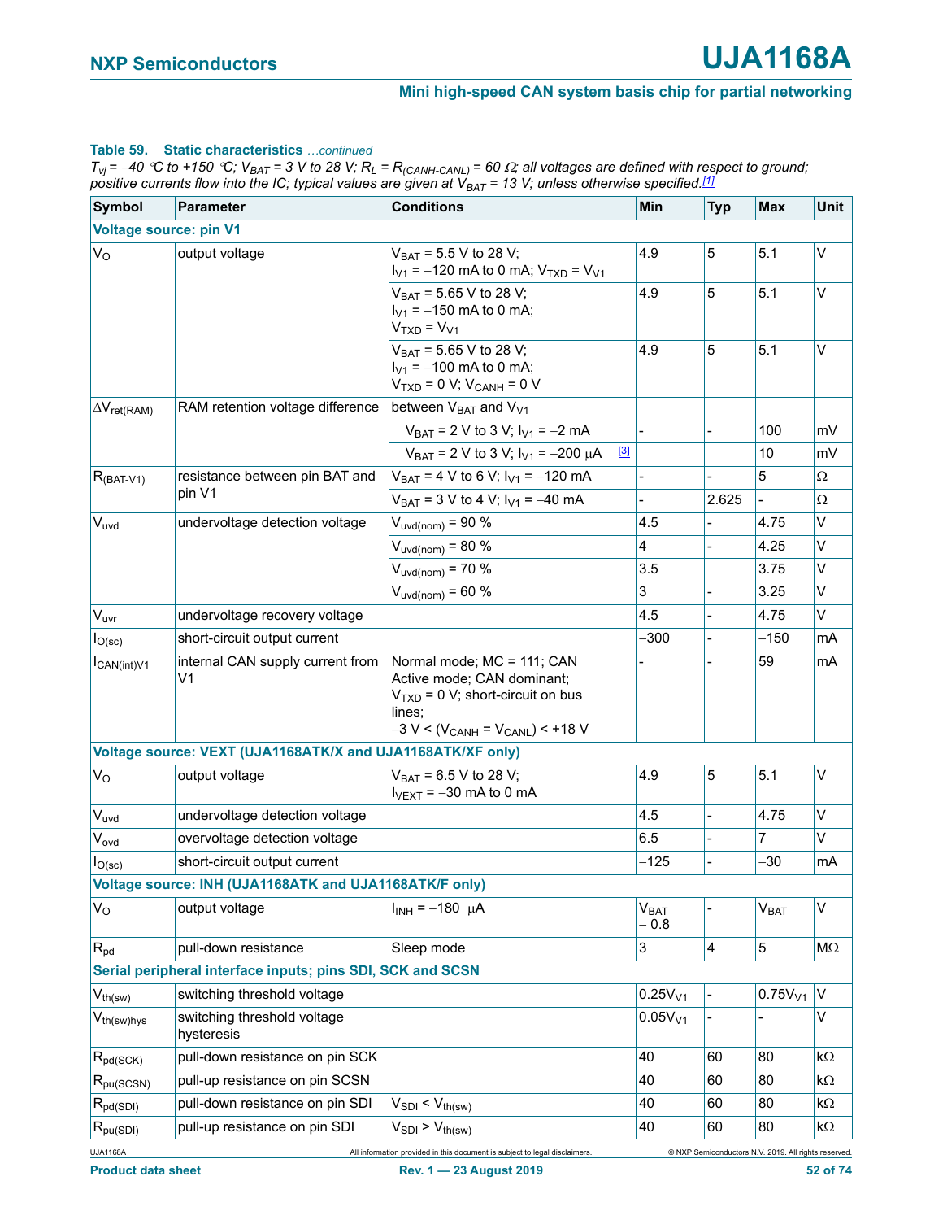**Table 59. Static characteristics** *...continued*

*$T_{vj}$ = –40 °C to +150 °C; $V_{BAT}$ = 3 V to 28 V; $R_L$ = $R_{(CANH-CANL)}$ = 60 Ω; all voltages are defined with respect to ground; positive currents flow into the IC; typical values are given at $V_{BAT}$ = 13 V; unless otherwise specified.*[1]

| Symbol | Parameter | Conditions | Min | Typ | Max | Unit |
|---|---|---|---|---|---|---|
| **Voltage source: pin V1** | | | | | | |
| $V_O$ | output voltage | $V_{BAT}$ = 5.5 V to 28 V; $I_{V1}$ = –120 mA to 0 mA; $V_{TXD}$ = $V_{V1}$ | 4.9 | 5 | 5.1 | V |
| | | $V_{BAT}$ = 5.65 V to 28 V; $I_{V1}$ = –150 mA to 0 mA; $V_{TXD}$ = $V_{V1}$ | 4.9 | 5 | 5.1 | V |
| | | $V_{BAT}$ = 5.65 V to 28 V; $I_{V1}$ = –100 mA to 0 mA; $V_{TXD}$ = 0 V; $V_{CANH}$ = 0 V | 4.9 | 5 | 5.1 | V |
| $\Delta V_{ret(RAM)}$ | RAM retention voltage difference | between $V_{BAT}$ and $V_{V1}$ | | | | |
| | | $V_{BAT}$ = 2 V to 3 V; $I_{V1}$ = –2 mA | - | - | 100 | mV |
| | | $V_{BAT}$ = 2 V to 3 V; $I_{V1}$ = –200 μA [3] | | | 10 | mV |
| $R_{(BAT-V1)}$ | resistance between pin BAT and pin V1 | $V_{BAT}$ = 4 V to 6 V; $I_{V1}$ = –120 mA | - | - | 5 | Ω |
| | | $V_{BAT}$ = 3 V to 4 V; $I_{V1}$ = –40 mA | - | 2.625 | - | Ω |
| $V_{uvd}$ | undervoltage detection voltage | $V_{uvd(nom)}$ = 90 % | 4.5 | - | 4.75 | V |
| | | $V_{uvd(nom)}$ = 80 % | 4 | - | 4.25 | V |
| | | $V_{uvd(nom)}$ = 70 % | 3.5 | - | 3.75 | V |
| | | $V_{uvd(nom)}$ = 60 % | 3 | - | 3.25 | V |
| $V_{uvr}$ | undervoltage recovery voltage | | 4.5 | - | 4.75 | V |
| $I_{O(sc)}$ | short-circuit output current | | –300 | - | –150 | mA |
| $I_{CAN(int)V1}$ | internal CAN supply current from V1 | Normal mode; MC = 111; CAN Active mode; CAN dominant; $V_{TXD}$ = 0 V; short-circuit on bus lines; –3 V < ($V_{CANH}$ = $V_{CANL}$) < +18 V | - | - | 59 | mA |
| **Voltage source: VEXT (UJA1168ATK/X and UJA1168ATK/XF only)** | | | | | | |
| $V_O$ | output voltage | $V_{BAT}$ = 6.5 V to 28 V; $I_{VEXT}$ = –30 mA to 0 mA | 4.9 | 5 | 5.1 | V |
| $V_{uvd}$ | undervoltage detection voltage | | 4.5 | - | 4.75 | V |
| $V_{ovd}$ | overvoltage detection voltage | | 6.5 | - | 7 | V |
| $I_{O(sc)}$ | short-circuit output current | | –125 | - | –30 | mA |
| **Voltage source: INH (UJA1168ATK and UJA1168ATK/F only)** | | | | | | |
| $V_O$ | output voltage | $I_{INH}$ = –180 μA | $V_{BAT}$ – 0.8 | - | $V_{BAT}$ | V |
| $R_{pd}$ | pull-down resistance | Sleep mode | 3 | 4 | 5 | MΩ |
| **Serial peripheral interface inputs; pins SDI, SCK and SCSN** | | | | | | |
| $V_{th(sw)}$ | switching threshold voltage | | $0.25V_{V1}$ | - | $0.75V_{V1}$ | V |
| $V_{th(sw)hys}$ | switching threshold voltage hysteresis | | $0.05V_{V1}$ | - | - | V |
| $R_{pd(SCK)}$ | pull-down resistance on pin SCK | | 40 | 60 | 80 | kΩ |
| $R_{pu(SCSN)}$ | pull-up resistance on pin SCSN | | 40 | 60 | 80 | kΩ |
| $R_{pd(SDI)}$ | pull-down resistance on pin SDI | $V_{SDI}$ < $V_{th(sw)}$ | 40 | 60 | 80 | kΩ |
| $R_{pu(SDI)}$ | pull-up resistance on pin SDI | $V_{SDI}$ > $V_{th(sw)}$ | 40 | 60 | 80 | kΩ |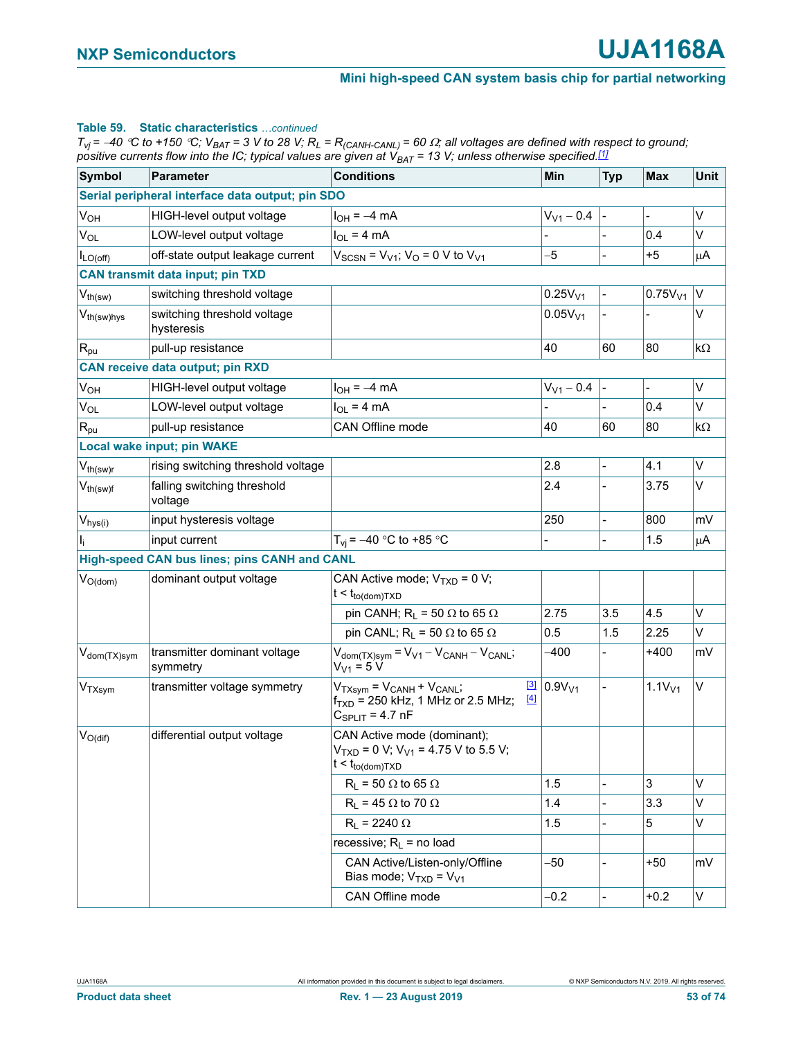**Table 59. Static characteristics** *…continued*

*$T_{vj}$ = −40 °C to +150 °C; $V_{BAT}$ = 3 V to 28 V; $R_L$ = $R_{(CANH-CANL)}$ = 60 Ω; all voltages are defined with respect to ground; positive currents flow into the IC; typical values are given at $V_{BAT}$ = 13 V; unless otherwise specified.*[1]

| Symbol | Parameter | Conditions | Min | Typ | Max | Unit |
|---|---|---|---|---|---|---|
| **Serial peripheral interface data output; pin SDO** | | | | | | |
| $V_{OH}$ | HIGH-level output voltage | $I_{OH}$ = −4 mA | $V_{V1}$ − 0.4 | - | - | V |
| $V_{OL}$ | LOW-level output voltage | $I_{OL}$ = 4 mA | - | - | 0.4 | V |
| $I_{LO(off)}$ | off-state output leakage current | $V_{SCSN}$ = $V_{V1}$; $V_O$ = 0 V to $V_{V1}$ | −5 | - | +5 | μA |
| **CAN transmit data input; pin TXD** | | | | | | |
| $V_{th(sw)}$ | switching threshold voltage | | $0.25V_{V1}$ | - | $0.75V_{V1}$ | V |
| $V_{th(sw)hys}$ | switching threshold voltage hysteresis | | $0.05V_{V1}$ | - | - | V |
| $R_{pu}$ | pull-up resistance | | 40 | 60 | 80 | kΩ |
| **CAN receive data output; pin RXD** | | | | | | |
| $V_{OH}$ | HIGH-level output voltage | $I_{OH}$ = −4 mA | $V_{V1}$ − 0.4 | - | - | V |
| $V_{OL}$ | LOW-level output voltage | $I_{OL}$ = 4 mA | - | - | 0.4 | V |
| $R_{pu}$ | pull-up resistance | CAN Offline mode | 40 | 60 | 80 | kΩ |
| **Local wake input; pin WAKE** | | | | | | |
| $V_{th(sw)r}$ | rising switching threshold voltage | | 2.8 | - | 4.1 | V |
| $V_{th(sw)f}$ | falling switching threshold voltage | | 2.4 | - | 3.75 | V |
| $V_{hys(i)}$ | input hysteresis voltage | | 250 | - | 800 | mV |
| $I_i$ | input current | $T_{vj}$ = −40 °C to +85 °C | - | - | 1.5 | μA |
| **High-speed CAN bus lines; pins CANH and CANL** | | | | | | |
| $V_{O(dom)}$ | dominant output voltage | CAN Active mode; $V_{TXD}$ = 0 V; t < $t_{to(dom)TXD}$ | | | | |
| | | pin CANH; $R_L$ = 50 Ω to 65 Ω | 2.75 | 3.5 | 4.5 | V |
| | | pin CANL; $R_L$ = 50 Ω to 65 Ω | 0.5 | 1.5 | 2.25 | V |
| $V_{dom(TX)sym}$ | transmitter dominant voltage symmetry | $V_{dom(TX)sym}$ = $V_{V1}$ − $V_{CANH}$ − $V_{CANL}$; $V_{V1}$ = 5 V | −400 | - | +400 | mV |
| $V_{TXsym}$ | transmitter voltage symmetry | $V_{TXsym}$ = $V_{CANH}$ + $V_{CANL}$; $f_{TXD}$ = 250 kHz, 1 MHz or 2.5 MHz; $C_{SPLIT}$ = 4.7 nF [3] [4] | $0.9V_{V1}$ | - | $1.1V_{V1}$ | V |
| $V_{O(dif)}$ | differential output voltage | CAN Active mode (dominant); $V_{TXD}$ = 0 V; $V_{V1}$ = 4.75 V to 5.5 V; t < $t_{to(dom)TXD}$ | | | | |
| | | $R_L$ = 50 Ω to 65 Ω | 1.5 | - | 3 | V |
| | | $R_L$ = 45 Ω to 70 Ω | 1.4 | - | 3.3 | V |
| | | $R_L$ = 2240 Ω | 1.5 | - | 5 | V |
| | | recessive; $R_L$ = no load | | | | |
| | | CAN Active/Listen-only/Offline Bias mode; $V_{TXD}$ = $V_{V1}$ | −50 | - | +50 | mV |
| | | CAN Offline mode | −0.2 | - | +0.2 | V |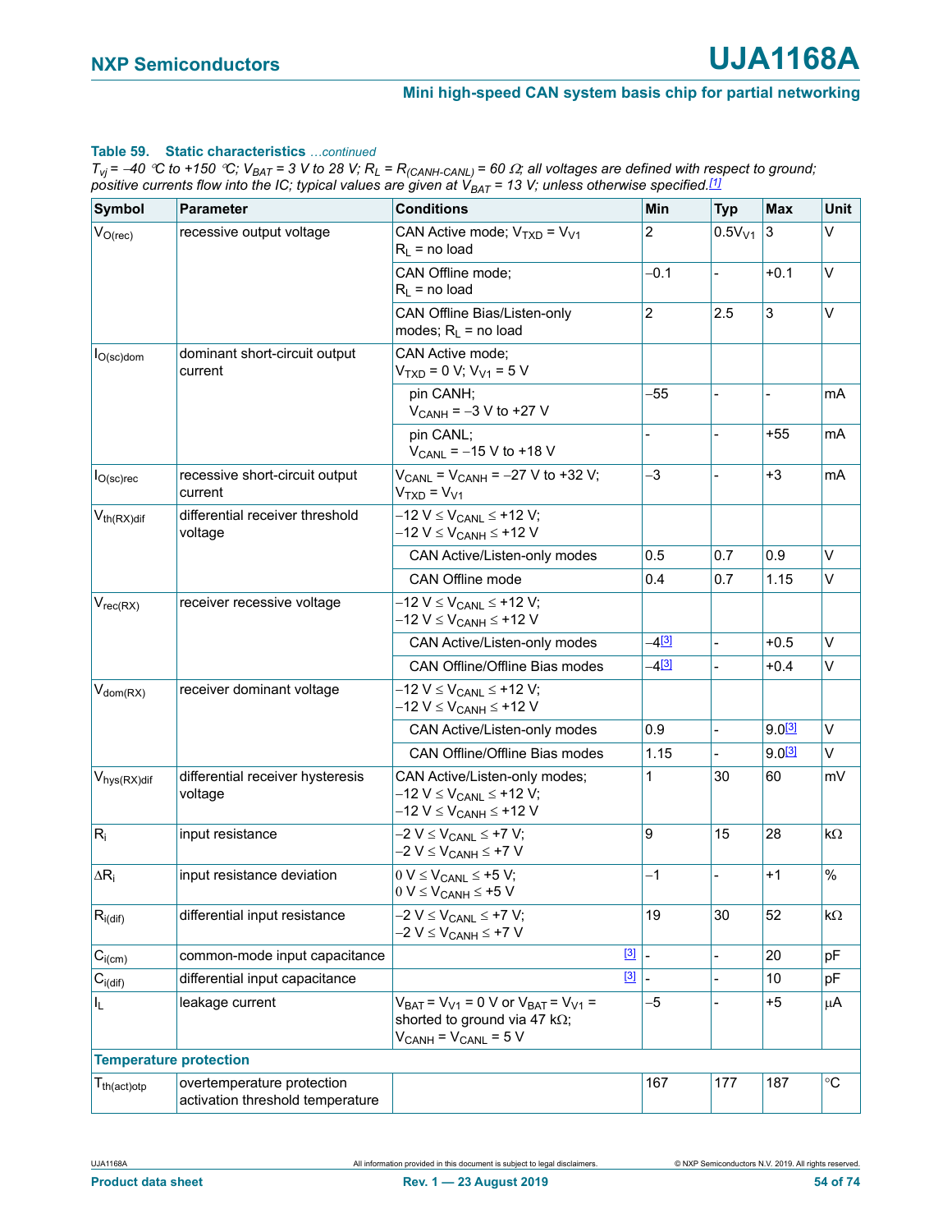**Table 59. Static characteristics** *…continued*

*$T_{vj}$ = −40 °C to +150 °C; $V_{BAT}$ = 3 V to 28 V; $R_L$ = $R_{(CANH-CANL)}$ = 60 Ω; all voltages are defined with respect to ground; positive currents flow into the IC; typical values are given at $V_{BAT}$ = 13 V; unless otherwise specified.*[1]

| Symbol | Parameter | Conditions | Min | Typ | Max | Unit |
|---|---|---|---|---|---|---|
| $V_{O(rec)}$ | recessive output voltage | CAN Active mode; $V_{TXD}$ = $V_{V1}$; $R_L$ = no load | 2 | $0.5V_{V1}$ | 3 | V |
| | | CAN Offline mode; $R_L$ = no load | −0.1 | - | +0.1 | V |
| | | CAN Offline Bias/Listen-only modes; $R_L$ = no load | 2 | 2.5 | 3 | V |
| $I_{O(sc)dom}$ | dominant short-circuit output current | CAN Active mode; $V_{TXD}$ = 0 V; $V_{V1}$ = 5 V | | | | |
| | | pin CANH; $V_{CANH}$ = −3 V to +27 V | −55 | - | - | mA |
| | | pin CANL; $V_{CANL}$ = −15 V to +18 V | - | - | +55 | mA |
| $I_{O(sc)rec}$ | recessive short-circuit output current | $V_{CANL}$ = $V_{CANH}$ = −27 V to +32 V; $V_{TXD}$ = $V_{V1}$ | −3 | - | +3 | mA |
| $V_{th(RX)dif}$ | differential receiver threshold voltage | −12 V ≤ $V_{CANL}$ ≤ +12 V; −12 V ≤ $V_{CANH}$ ≤ +12 V | | | | |
| | | CAN Active/Listen-only modes | 0.5 | 0.7 | 0.9 | V |
| | | CAN Offline mode | 0.4 | 0.7 | 1.15 | V |
| $V_{rec(RX)}$ | receiver recessive voltage | −12 V ≤ $V_{CANL}$ ≤ +12 V; −12 V ≤ $V_{CANH}$ ≤ +12 V | | | | |
| | | CAN Active/Listen-only modes | −4[3] | - | +0.5 | V |
| | | CAN Offline/Offline Bias modes | −4[3] | - | +0.4 | V |
| $V_{dom(RX)}$ | receiver dominant voltage | −12 V ≤ $V_{CANL}$ ≤ +12 V; −12 V ≤ $V_{CANH}$ ≤ +12 V | | | | |
| | | CAN Active/Listen-only modes | 0.9 | - | 9.0[3] | V |
| | | CAN Offline/Offline Bias modes | 1.15 | - | 9.0[3] | V |
| $V_{hys(RX)dif}$ | differential receiver hysteresis voltage | CAN Active/Listen-only modes; −12 V ≤ $V_{CANL}$ ≤ +12 V; −12 V ≤ $V_{CANH}$ ≤ +12 V | 1 | 30 | 60 | mV |
| $R_i$ | input resistance | −2 V ≤ $V_{CANL}$ ≤ +7 V; −2 V ≤ $V_{CANH}$ ≤ +7 V | 9 | 15 | 28 | kΩ |
| $\Delta R_i$ | input resistance deviation | 0 V ≤ $V_{CANL}$ ≤ +5 V; 0 V ≤ $V_{CANH}$ ≤ +5 V | −1 | - | +1 | % |
| $R_{i(dif)}$ | differential input resistance | −2 V ≤ $V_{CANL}$ ≤ +7 V; −2 V ≤ $V_{CANH}$ ≤ +7 V | 19 | 30 | 52 | kΩ |
| $C_{i(cm)}$ | common-mode input capacitance | [3] | - | - | 20 | pF |
| $C_{i(dif)}$ | differential input capacitance | [3] | - | - | 10 | pF |
| $I_L$ | leakage current | $V_{BAT}$ = $V_{V1}$ = 0 V or $V_{BAT}$ = $V_{V1}$ = shorted to ground via 47 kΩ; $V_{CANH}$ = $V_{CANL}$ = 5 V | −5 | - | +5 | μA |
| **Temperature protection** | | | | | | |
| $T_{th(act)otp}$ | overtemperature protection activation threshold temperature | | 167 | 177 | 187 | °C |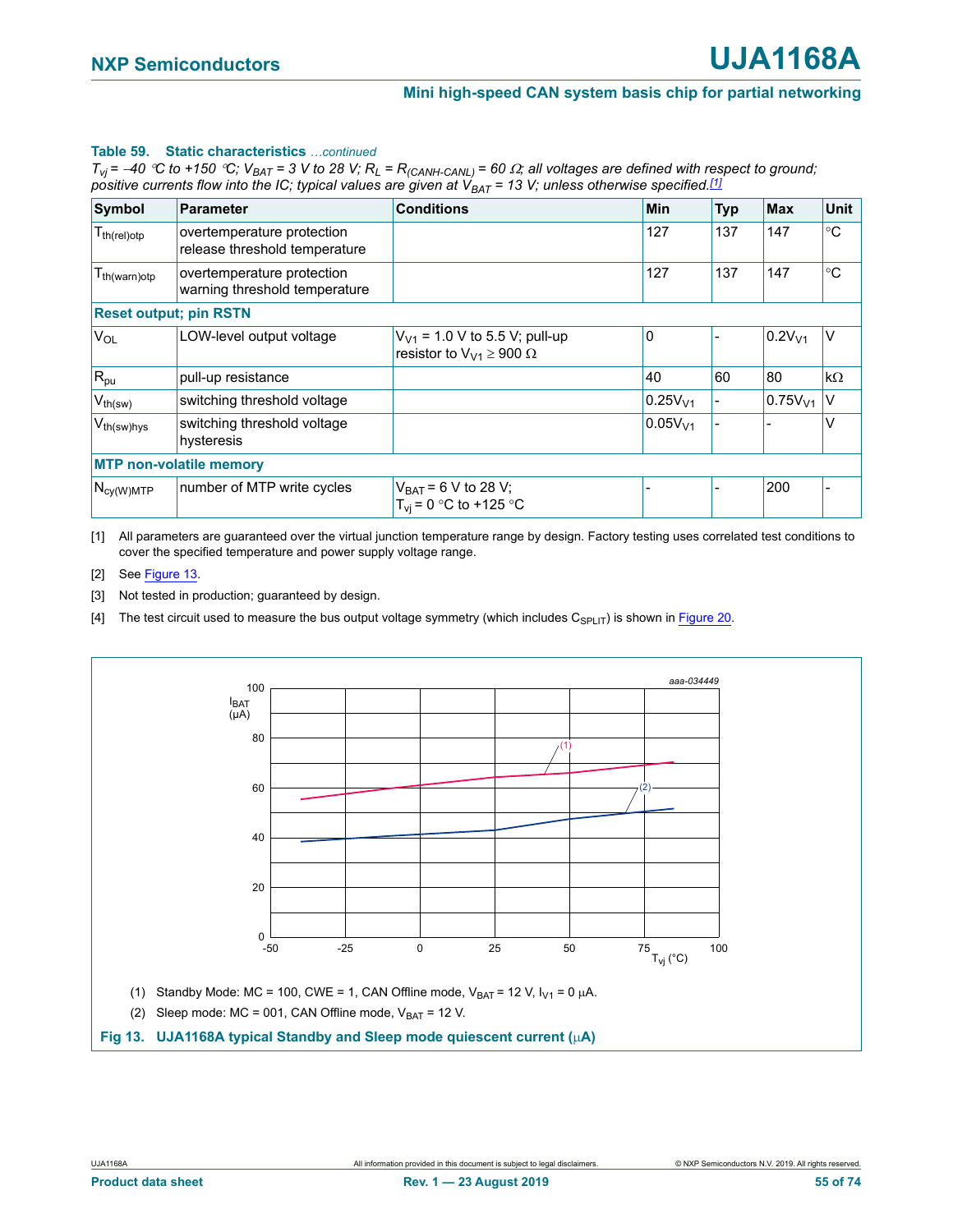**Table 59. Static characteristics** *...continued*

*$T_{vj}$ = –40 °C to +150 °C; $V_{BAT}$ = 3 V to 28 V; $R_L$ = $R_{(CANH-CANL)}$ = 60 Ω; all voltages are defined with respect to ground; positive currents flow into the IC; typical values are given at $V_{BAT}$ = 13 V; unless otherwise specified.[1]*

| Symbol | Parameter | Conditions | Min | Typ | Max | Unit |
|---|---|---|---|---|---|---|
| $T_{th(rel)otp}$ | overtemperature protection release threshold temperature | | 127 | 137 | 147 | °C |
| $T_{th(warn)otp}$ | overtemperature protection warning threshold temperature | | 127 | 137 | 147 | °C |
| **Reset output; pin RSTN** | | | | | | |
| $V_{OL}$ | LOW-level output voltage | $V_{V1}$ = 1.0 V to 5.5 V; pull-up resistor to $V_{V1}$ ≥ 900 Ω | 0 | - | $0.2V_{V1}$ | V |
| $R_{pu}$ | pull-up resistance | | 40 | 60 | 80 | kΩ |
| $V_{th(sw)}$ | switching threshold voltage | | $0.25V_{V1}$ | - | $0.75V_{V1}$ | V |
| $V_{th(sw)hys}$ | switching threshold voltage hysteresis | | $0.05V_{V1}$ | - | - | V |
| **MTP non-volatile memory** | | | | | | |
| $N_{cy(W)MTP}$ | number of MTP write cycles | $V_{BAT}$ = 6 V to 28 V; $T_{vj}$ = 0 °C to +125 °C | - | - | 200 | - |

[1] All parameters are guaranteed over the virtual junction temperature range by design. Factory testing uses correlated test conditions to cover the specified temperature and power supply voltage range.

[2] See Figure 13.

[3] Not tested in production; guaranteed by design.

[4] The test circuit used to measure the bus output voltage symmetry (which includes $C_{SPLIT}$) is shown in Figure 20.

(1) Standby Mode: MC = 100, CWE = 1, CAN Offline mode, $V_{BAT}$ = 12 V, $I_{V1}$ = 0 μA.

(2) Sleep mode: MC = 001, CAN Offline mode, $V_{BAT}$ = 12 V.

**Fig 13. UJA1168A typical Standby and Sleep mode quiescent current (μA)**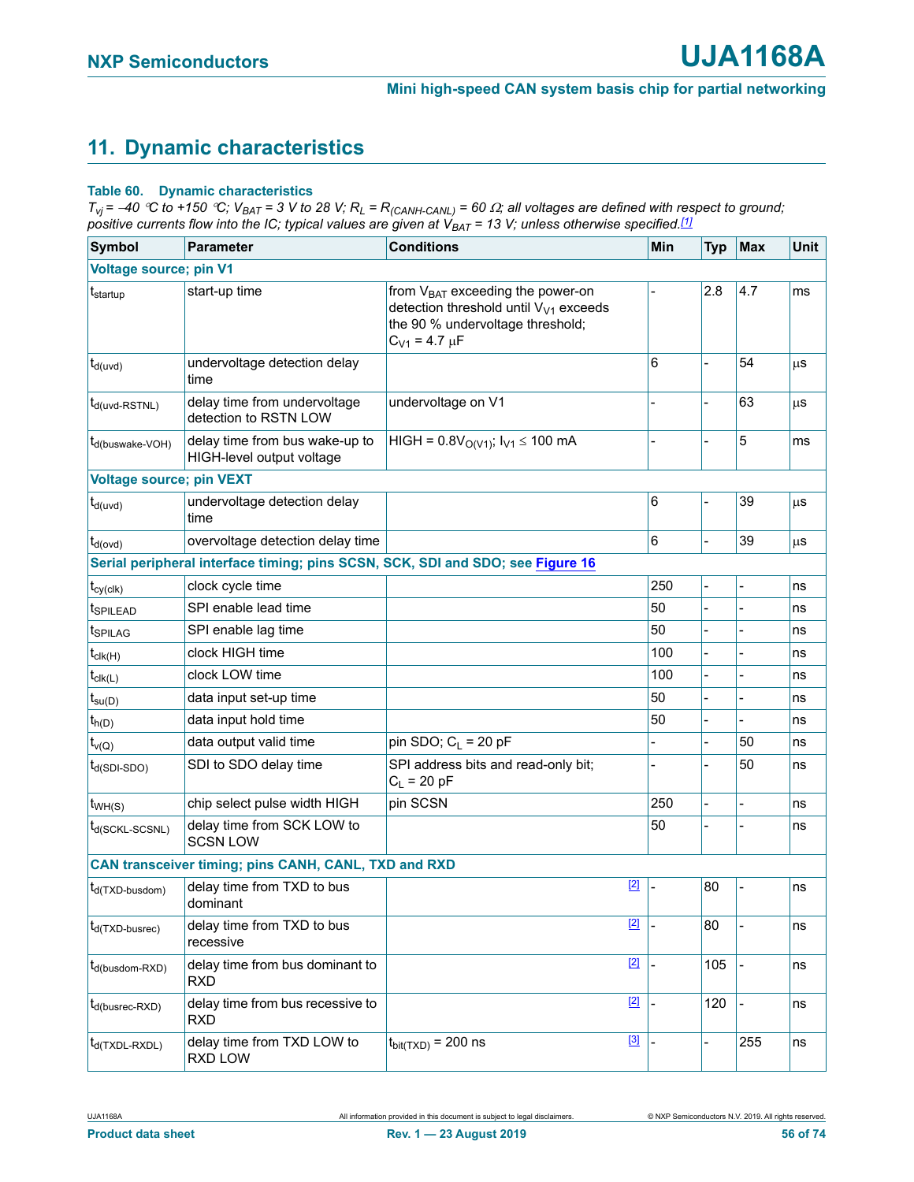## 11. Dynamic characteristics

**Table 60. Dynamic characteristics**

*$T_{vj}$ = –40 °C to +150 °C; $V_{BAT}$ = 3 V to 28 V; $R_L = R_{(CANH-CANL)}$ = 60 Ω; all voltages are defined with respect to ground; positive currents flow into the IC; typical values are given at $V_{BAT}$ = 13 V; unless otherwise specified.*[1]

| Symbol | Parameter | Conditions | Min | Typ | Max | Unit |
|---|---|---|---|---|---|---|
| **Voltage source; pin V1** | | | | | | |
| $t_{startup}$ | start-up time | from $V_{BAT}$ exceeding the power-on detection threshold until $V_{V1}$ exceeds the 90 % undervoltage threshold; $C_{V1}$ = 4.7 μF | - | 2.8 | 4.7 | ms |
| $t_{d(uvd)}$ | undervoltage detection delay time | | 6 | - | 54 | μs |
| $t_{d(uvd-RSTNL)}$ | delay time from undervoltage detection to RSTN LOW | undervoltage on V1 | - | - | 63 | μs |
| $t_{d(buswake-VOH)}$ | delay time from bus wake-up to HIGH-level output voltage | HIGH = $0.8V_{O(V1)}$; $I_{V1}$ ≤ 100 mA | - | - | 5 | ms |
| **Voltage source; pin VEXT** | | | | | | |
| $t_{d(uvd)}$ | undervoltage detection delay time | | 6 | - | 39 | μs |
| $t_{d(ovd)}$ | overvoltage detection delay time | | 6 | - | 39 | μs |
| **Serial peripheral interface timing; pins SCSN, SCK, SDI and SDO; see Figure 16** | | | | | | |
| $t_{cy(clk)}$ | clock cycle time | | 250 | - | - | ns |
| $t_{SPILEAD}$ | SPI enable lead time | | 50 | - | - | ns |
| $t_{SPILAG}$ | SPI enable lag time | | 50 | - | - | ns |
| $t_{clk(H)}$ | clock HIGH time | | 100 | - | - | ns |
| $t_{clk(L)}$ | clock LOW time | | 100 | - | - | ns |
| $t_{su(D)}$ | data input set-up time | | 50 | - | - | ns |
| $t_{h(D)}$ | data input hold time | | 50 | - | - | ns |
| $t_{v(Q)}$ | data output valid time | pin SDO; $C_L$ = 20 pF | - | - | 50 | ns |
| $t_{d(SDI-SDO)}$ | SDI to SDO delay time | SPI address bits and read-only bit; $C_L$ = 20 pF | - | - | 50 | ns |
| $t_{WH(S)}$ | chip select pulse width HIGH | pin SCSN | 250 | - | - | ns |
| $t_{d(SCKL-SCSNL)}$ | delay time from SCK LOW to SCSN LOW | | 50 | - | - | ns |
| **CAN transceiver timing; pins CANH, CANL, TXD and RXD** | | | | | | |
| $t_{d(TXD-busdom)}$ | delay time from TXD to bus dominant | [2] | - | 80 | - | ns |
| $t_{d(TXD-busrec)}$ | delay time from TXD to bus recessive | [2] | - | 80 | - | ns |
| $t_{d(busdom-RXD)}$ | delay time from bus dominant to RXD | [2] | - | 105 | - | ns |
| $t_{d(busrec-RXD)}$ | delay time from bus recessive to RXD | [2] | - | 120 | - | ns |
| $t_{d(TXDL-RXDL)}$ | delay time from TXD LOW to RXD LOW | $t_{bit(TXD)}$ = 200 ns [3] | - | - | 255 | ns |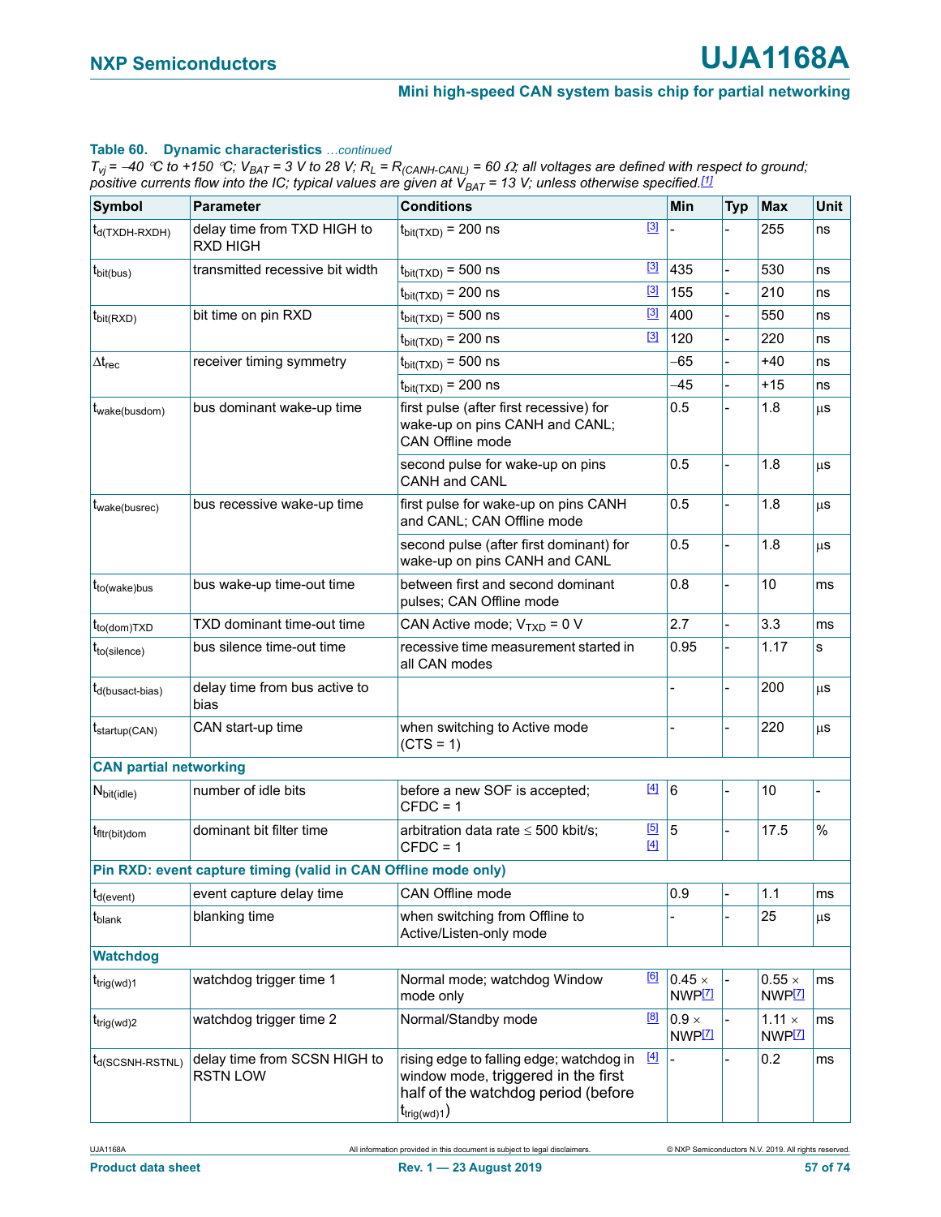**Table 60. Dynamic characteristics** *...continued*

*$T_{vj}$ = –40 °C to +150 °C; $V_{BAT}$ = 3 V to 28 V; $R_L$ = $R_{(CANH-CANL)}$ = 60 Ω; all voltages are defined with respect to ground; positive currents flow into the IC; typical values are given at $V_{BAT}$ = 13 V; unless otherwise specified.*[1]

| Symbol | Parameter | Conditions | | Min | Typ | Max | Unit |
|---|---|---|---|---|---|---|---|
| $t_{d(TXDH-RXDH)}$ | delay time from TXD HIGH to RXD HIGH | $t_{bit(TXD)}$ = 200 ns | [3] | - | - | 255 | ns |
| $t_{bit(bus)}$ | transmitted recessive bit width | $t_{bit(TXD)}$ = 500 ns | [3] | 435 | - | 530 | ns |
| | | $t_{bit(TXD)}$ = 200 ns | [3] | 155 | - | 210 | ns |
| $t_{bit(RXD)}$ | bit time on pin RXD | $t_{bit(TXD)}$ = 500 ns | [3] | 400 | - | 550 | ns |
| | | $t_{bit(TXD)}$ = 200 ns | [3] | 120 | - | 220 | ns |
| $\Delta t_{rec}$ | receiver timing symmetry | $t_{bit(TXD)}$ = 500 ns | | –65 | - | +40 | ns |
| | | $t_{bit(TXD)}$ = 200 ns | | –45 | - | +15 | ns |
| $t_{wake(busdom)}$ | bus dominant wake-up time | first pulse (after first recessive) for wake-up on pins CANH and CANL; CAN Offline mode | | 0.5 | - | 1.8 | μs |
| | | second pulse for wake-up on pins CANH and CANL | | 0.5 | - | 1.8 | μs |
| $t_{wake(busrec)}$ | bus recessive wake-up time | first pulse for wake-up on pins CANH and CANL; CAN Offline mode | | 0.5 | - | 1.8 | μs |
| | | second pulse (after first dominant) for wake-up on pins CANH and CANL | | 0.5 | - | 1.8 | μs |
| $t_{to(wake)bus}$ | bus wake-up time-out time | between first and second dominant pulses; CAN Offline mode | | 0.8 | - | 10 | ms |
| $t_{to(dom)TXD}$ | TXD dominant time-out time | CAN Active mode; $V_{TXD}$ = 0 V | | 2.7 | - | 3.3 | ms |
| $t_{to(silence)}$ | bus silence time-out time | recessive time measurement started in all CAN modes | | 0.95 | - | 1.17 | s |
| $t_{d(busact-bias)}$ | delay time from bus active to bias | | | - | - | 200 | μs |
| $t_{startup(CAN)}$ | CAN start-up time | when switching to Active mode (CTS = 1) | | - | - | 220 | μs |
| **CAN partial networking** | | | | | | | |
| $N_{bit(idle)}$ | number of idle bits | before a new SOF is accepted; CFDC = 1 | [4] | 6 | - | 10 | - |
| $t_{fltr(bit)dom}$ | dominant bit filter time | arbitration data rate ≤ 500 kbit/s; CFDC = 1 | [5] [4] | 5 | - | 17.5 | % |
| **Pin RXD: event capture timing (valid in CAN Offline mode only)** | | | | | | | |
| $t_{d(event)}$ | event capture delay time | CAN Offline mode | | 0.9 | - | 1.1 | ms |
| $t_{blank}$ | blanking time | when switching from Offline to Active/Listen-only mode | | - | - | 25 | μs |
| **Watchdog** | | | | | | | |
| $t_{trig(wd)1}$ | watchdog trigger time 1 | Normal mode; watchdog Window mode only | [6] | 0.45 × NWP[7] | - | 0.55 × NWP[7] | ms |
| $t_{trig(wd)2}$ | watchdog trigger time 2 | Normal/Standby mode | [8] | 0.9 × NWP[7] | - | 1.11 × NWP[7] | ms |
| $t_{d(SCSNH-RSTNL)}$ | delay time from SCSN HIGH to RSTN LOW | rising edge to falling edge; watchdog in window mode, triggered in the first half of the watchdog period (before $t_{trig(wd)1}$) | [4] | - | - | 0.2 | ms |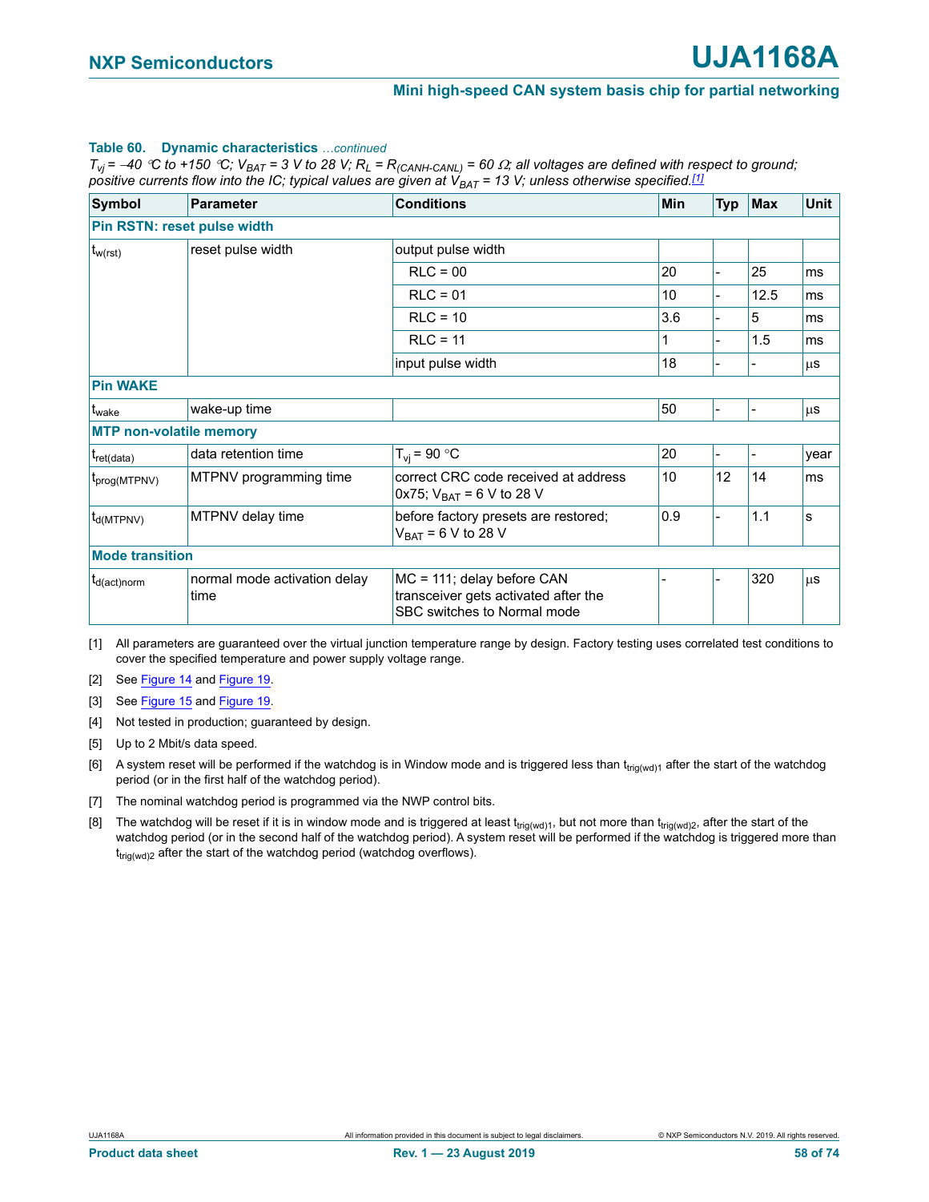**Table 60. Dynamic characteristics** *...continued*

*$T_{vj}$ = –40 °C to +150 °C; $V_{BAT}$ = 3 V to 28 V; $R_L = R_{(CANH-CANL)}$ = 60 Ω; all voltages are defined with respect to ground; positive currents flow into the IC; typical values are given at $V_{BAT}$ = 13 V; unless otherwise specified.*[1]

| Symbol | Parameter | Conditions | Min | Typ | Max | Unit |
|---|---|---|---|---|---|---|
| **Pin RSTN: reset pulse width** | | | | | | |
| $t_{w(rst)}$ | reset pulse width | output pulse width | | | | |
| | | RLC = 00 | 20 | - | 25 | ms |
| | | RLC = 01 | 10 | - | 12.5 | ms |
| | | RLC = 10 | 3.6 | - | 5 | ms |
| | | RLC = 11 | 1 | - | 1.5 | ms |
| | | input pulse width | 18 | - | - | μs |
| **Pin WAKE** | | | | | | |
| $t_{wake}$ | wake-up time | | 50 | - | - | μs |
| **MTP non-volatile memory** | | | | | | |
| $t_{ret(data)}$ | data retention time | $T_{vj}$ = 90 °C | 20 | - | - | year |
| $t_{prog(MTPNV)}$ | MTPNV programming time | correct CRC code received at address 0x75; $V_{BAT}$ = 6 V to 28 V | 10 | 12 | 14 | ms |
| $t_{d(MTPNV)}$ | MTPNV delay time | before factory presets are restored; $V_{BAT}$ = 6 V to 28 V | 0.9 | - | 1.1 | s |
| **Mode transition** | | | | | | |
| $t_{d(act)norm}$ | normal mode activation delay time | MC = 111; delay before CAN transceiver gets activated after the SBC switches to Normal mode | - | - | 320 | μs |

[1] All parameters are guaranteed over the virtual junction temperature range by design. Factory testing uses correlated test conditions to cover the specified temperature and power supply voltage range.

[2] See Figure 14 and Figure 19.

[3] See Figure 15 and Figure 19.

[4] Not tested in production; guaranteed by design.

[5] Up to 2 Mbit/s data speed.

[6] A system reset will be performed if the watchdog is in Window mode and is triggered less than $t_{trig(wd)1}$ after the start of the watchdog period (or in the first half of the watchdog period).

[7] The nominal watchdog period is programmed via the NWP control bits.

[8] The watchdog will be reset if it is in window mode and is triggered at least $t_{trig(wd)1}$, but not more than $t_{trig(wd)2}$, after the start of the watchdog period (or in the second half of the watchdog period). A system reset will be performed if the watchdog is triggered more than $t_{trig(wd)2}$ after the start of the watchdog period (watchdog overflows).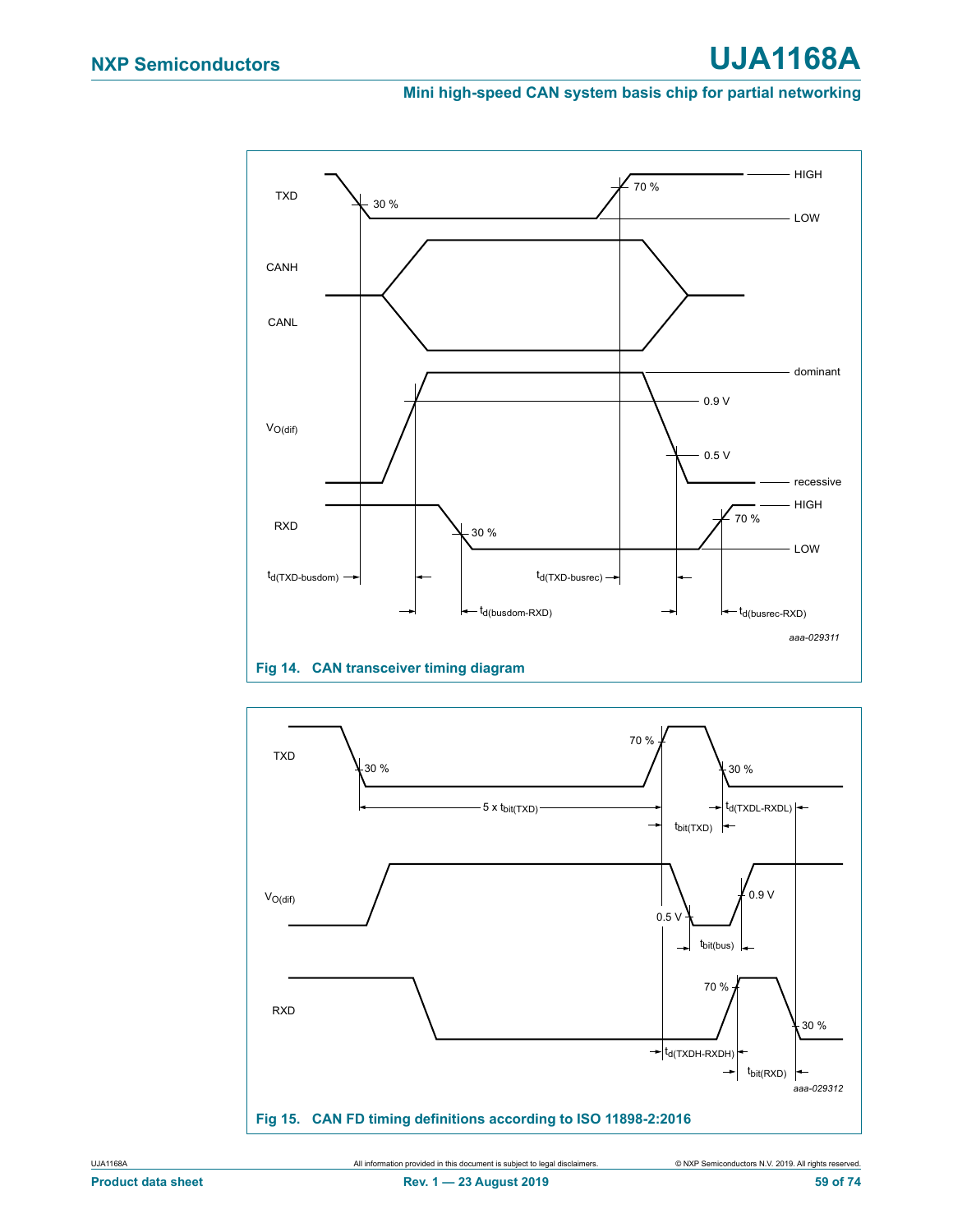Fig 14. CAN transceiver timing diagram

Fig 15. CAN FD timing definitions according to ISO 11898-2:2016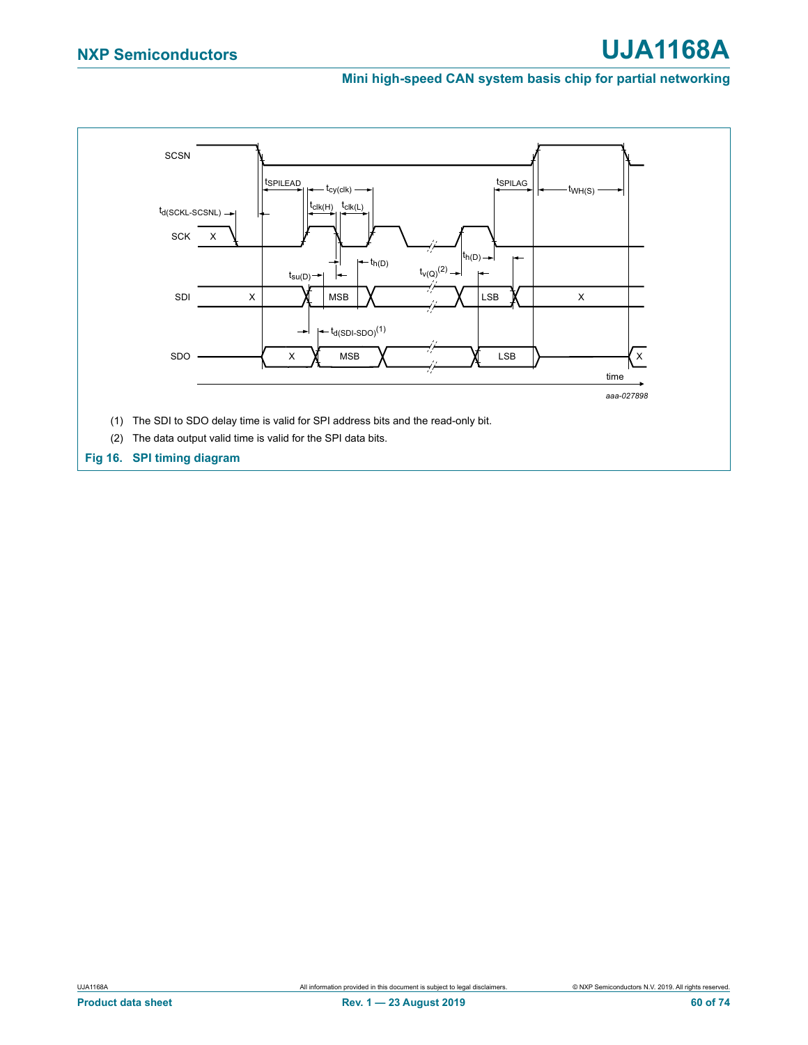(1) The SDI to SDO delay time is valid for SPI address bits and the read-only bit.

(2) The data output valid time is valid for the SPI data bits.

**Fig 16. SPI timing diagram**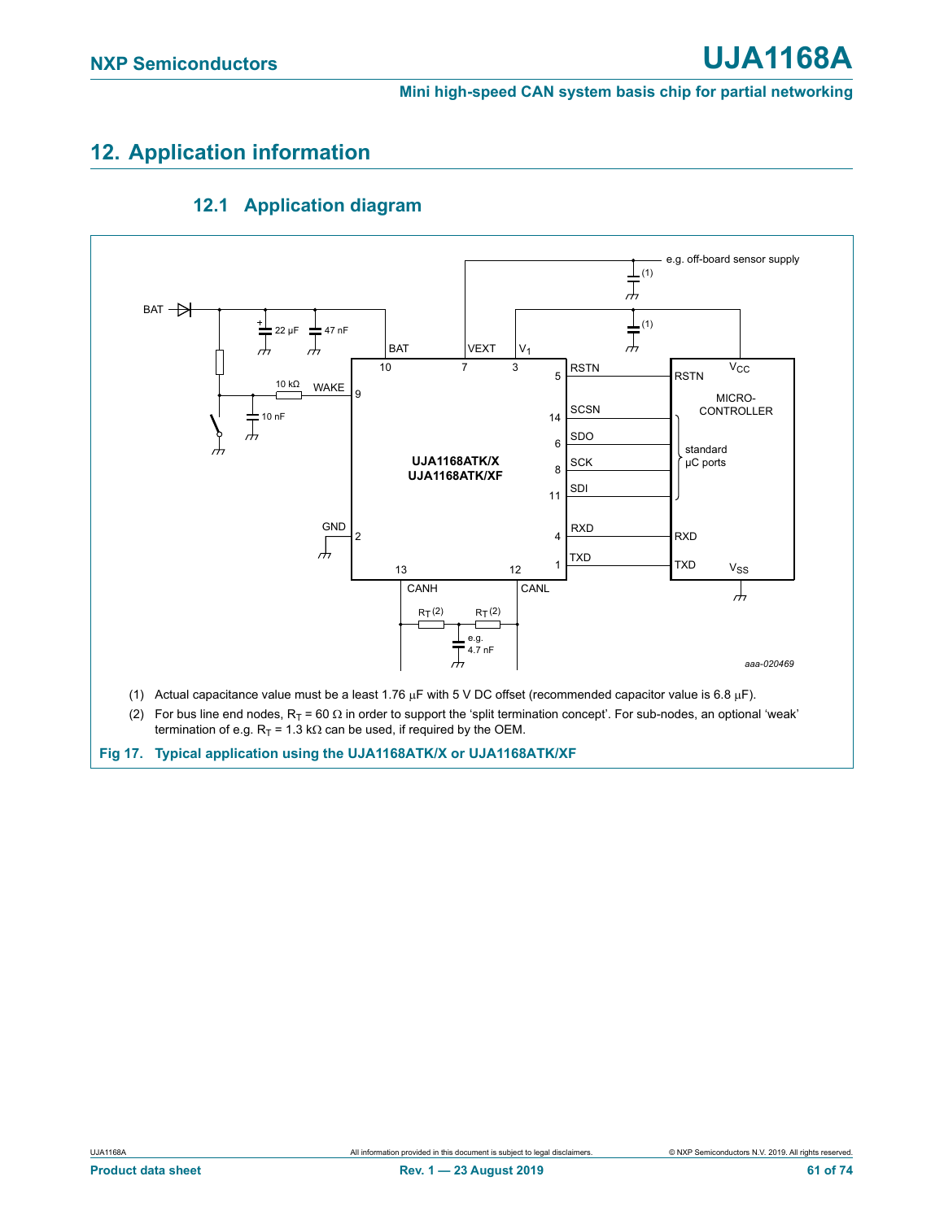## 12. Application information

### 12.1 Application diagram

(1) Actual capacitance value must be a least 1.76 μF with 5 V DC offset (recommended capacitor value is 6.8 μF).

(2) For bus line end nodes, $R_T$ = 60 Ω in order to support the 'split termination concept'. For sub-nodes, an optional 'weak' termination of e.g. $R_T$ = 1.3 kΩ can be used, if required by the OEM.

**Fig 17. Typical application using the UJA1168ATK/X or UJA1168ATK/XF**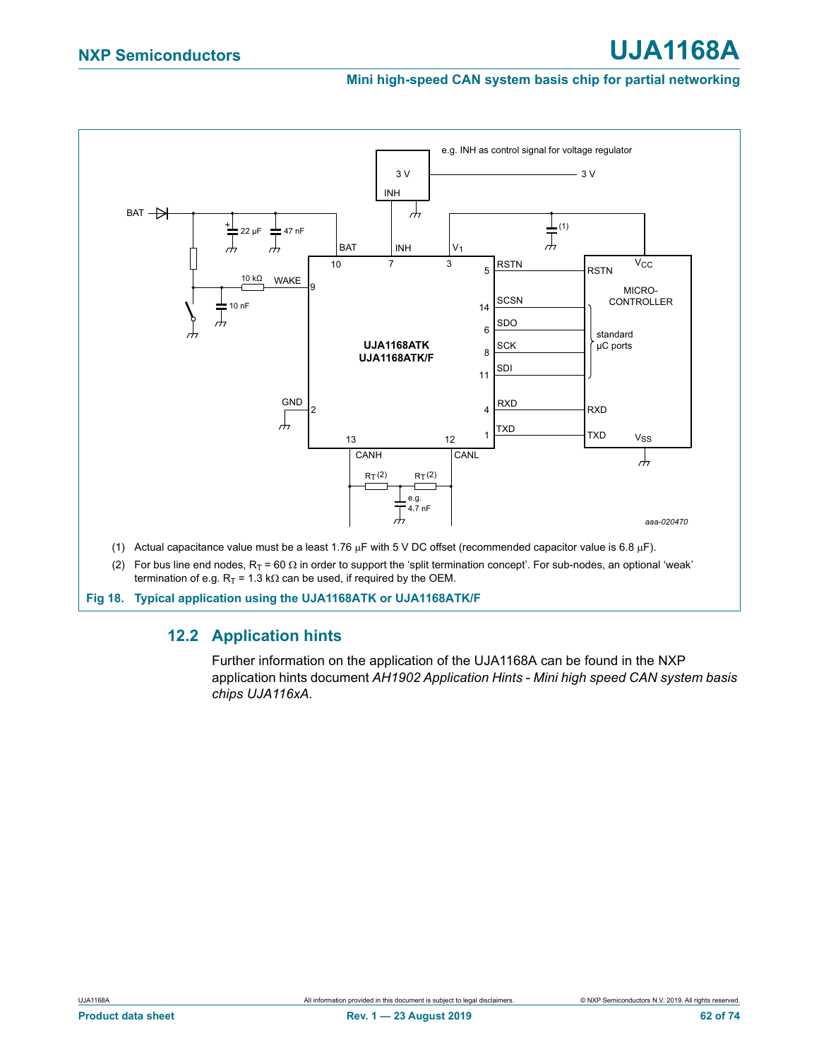(1) Actual capacitance value must be a least 1.76 µF with 5 V DC offset (recommended capacitor value is 6.8 µF).

(2) For bus line end nodes, $R_T$ = 60 Ω in order to support the 'split termination concept'. For sub-nodes, an optional 'weak' termination of e.g. $R_T$ = 1.3 kΩ can be used, if required by the OEM.

**Fig 18. Typical application using the UJA1168ATK or UJA1168ATK/F**

## 12.2 Application hints

Further information on the application of the UJA1168A can be found in the NXP application hints document *AH1902 Application Hints - Mini high speed CAN system basis chips UJA116xA.*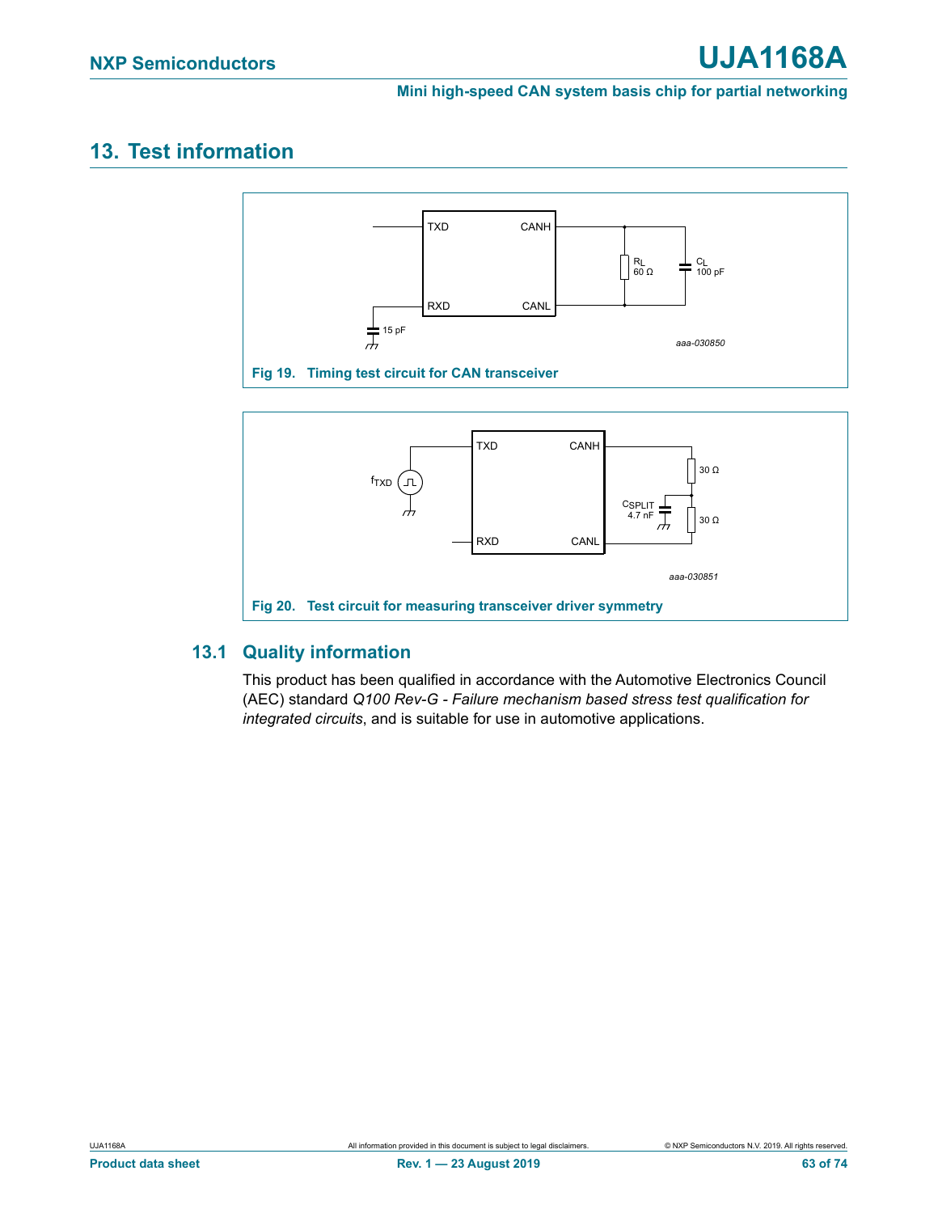## 13. Test information

Fig 19. Timing test circuit for CAN transceiver

Fig 20. Test circuit for measuring transceiver driver symmetry

### 13.1 Quality information

This product has been qualified in accordance with the Automotive Electronics Council (AEC) standard *Q100 Rev-G - Failure mechanism based stress test qualification for integrated circuits*, and is suitable for use in automotive applications.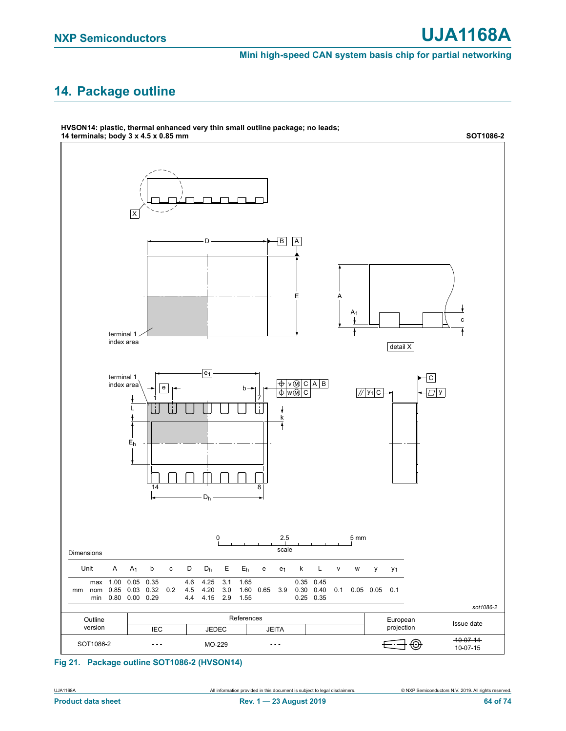## 14. Package outline

**HVSON14: plastic, thermal enhanced very thin small outline package; no leads; 14 terminals; body 3 x 4.5 x 0.85 mm** **SOT1086-2**

Dimensions

| Unit | | A | $A_1$ | b | c | D | $D_h$ | E | $E_h$ | e | $e_1$ | k | L | v | w | y | $y_1$ |
|---|---|---|---|---|---|---|---|---|---|---|---|---|---|---|---|---|---|
| mm | max | 1.00 | 0.05 | 0.35 | | 4.6 | 4.25 | 3.1 | 1.65 | | | 0.35 | 0.45 | | | | |
| | nom | 0.85 | 0.03 | 0.32 | 0.2 | 4.5 | 4.20 | 3.0 | 1.60 | 0.65 | 3.9 | 0.30 | 0.40 | 0.1 | 0.05 | 0.05 | 0.1 |
| | min | 0.80 | 0.00 | 0.29 | | 4.4 | 4.15 | 2.9 | 1.55 | | | 0.25 | 0.35 | | | | |

sot1086-2

| Outline version | References: IEC | References: JEDEC | References: JEITA | European projection | Issue date |
|---|---|---|---|---|---|
| SOT1086-2 | - - - | MO-229 | - - - | | ~~10-07-14~~ 10-07-15 |

Fig 21. Package outline SOT1086-2 (HVSON14)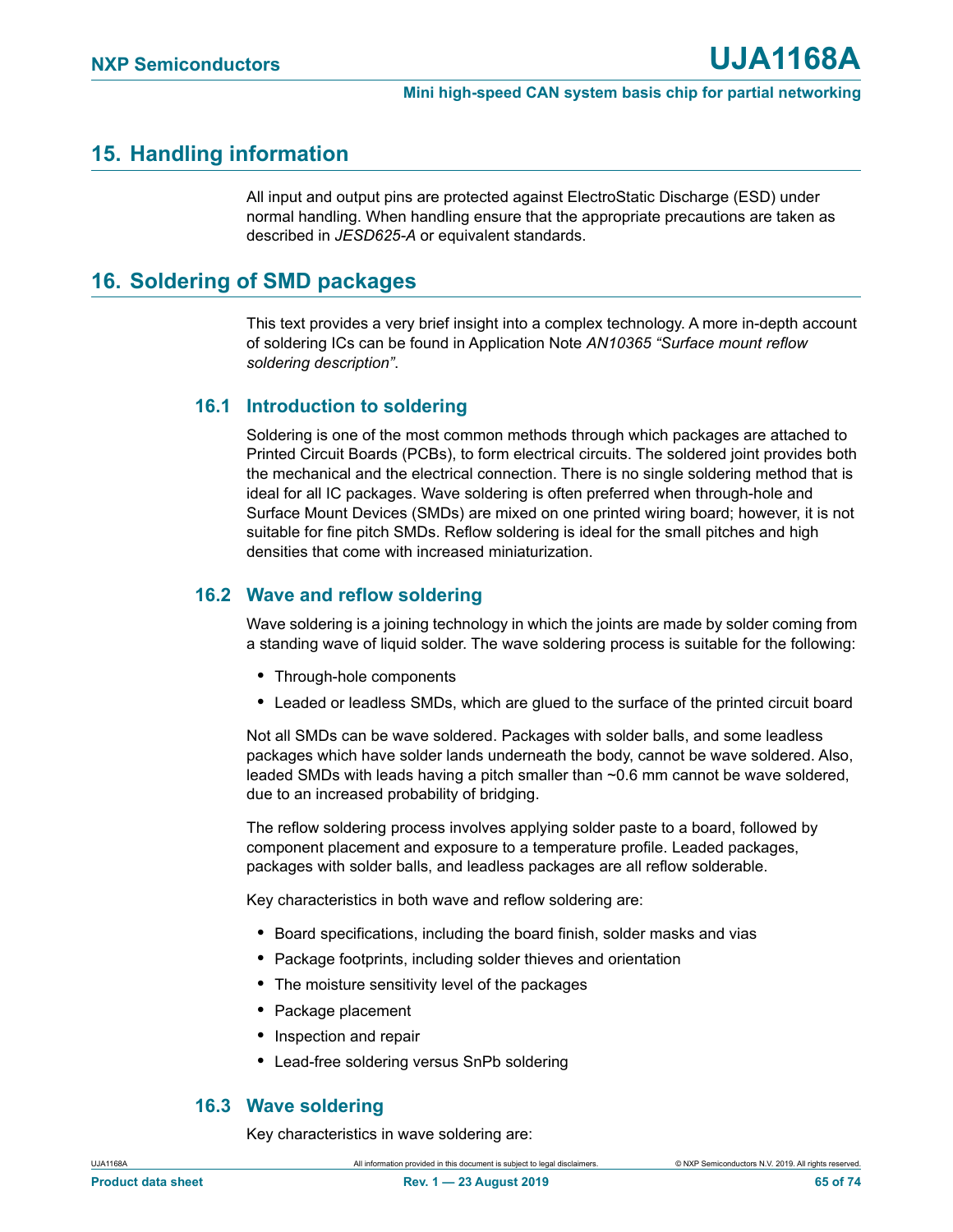## 15. Handling information

All input and output pins are protected against ElectroStatic Discharge (ESD) under normal handling. When handling ensure that the appropriate precautions are taken as described in *JESD625-A* or equivalent standards.

## 16. Soldering of SMD packages

This text provides a very brief insight into a complex technology. A more in-depth account of soldering ICs can be found in Application Note *AN10365 “Surface mount reflow soldering description”*.

### 16.1 Introduction to soldering

Soldering is one of the most common methods through which packages are attached to Printed Circuit Boards (PCBs), to form electrical circuits. The soldered joint provides both the mechanical and the electrical connection. There is no single soldering method that is ideal for all IC packages. Wave soldering is often preferred when through-hole and Surface Mount Devices (SMDs) are mixed on one printed wiring board; however, it is not suitable for fine pitch SMDs. Reflow soldering is ideal for the small pitches and high densities that come with increased miniaturization.

### 16.2 Wave and reflow soldering

Wave soldering is a joining technology in which the joints are made by solder coming from a standing wave of liquid solder. The wave soldering process is suitable for the following:

- Through-hole components
- Leaded or leadless SMDs, which are glued to the surface of the printed circuit board

Not all SMDs can be wave soldered. Packages with solder balls, and some leadless packages which have solder lands underneath the body, cannot be wave soldered. Also, leaded SMDs with leads having a pitch smaller than ~0.6 mm cannot be wave soldered, due to an increased probability of bridging.

The reflow soldering process involves applying solder paste to a board, followed by component placement and exposure to a temperature profile. Leaded packages, packages with solder balls, and leadless packages are all reflow solderable.

Key characteristics in both wave and reflow soldering are:

- Board specifications, including the board finish, solder masks and vias
- Package footprints, including solder thieves and orientation
- The moisture sensitivity level of the packages
- Package placement
- Inspection and repair
- Lead-free soldering versus SnPb soldering

### 16.3 Wave soldering

Key characteristics in wave soldering are: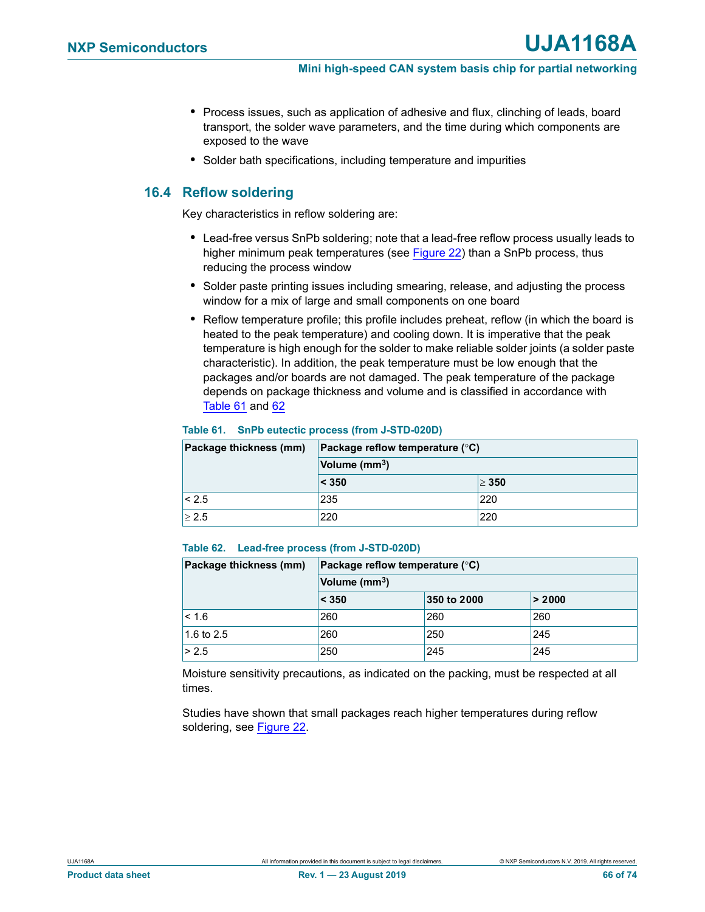- Process issues, such as application of adhesive and flux, clinching of leads, board transport, the solder wave parameters, and the time during which components are exposed to the wave
- Solder bath specifications, including temperature and impurities

## 16.4 Reflow soldering

Key characteristics in reflow soldering are:

- Lead-free versus SnPb soldering; note that a lead-free reflow process usually leads to higher minimum peak temperatures (see Figure 22) than a SnPb process, thus reducing the process window
- Solder paste printing issues including smearing, release, and adjusting the process window for a mix of large and small components on one board
- Reflow temperature profile; this profile includes preheat, reflow (in which the board is heated to the peak temperature) and cooling down. It is imperative that the peak temperature is high enough for the solder to make reliable solder joints (a solder paste characteristic). In addition, the peak temperature must be low enough that the packages and/or boards are not damaged. The peak temperature of the package depends on package thickness and volume and is classified in accordance with Table 61 and 62

**Table 61. SnPb eutectic process (from J-STD-020D)**

| Package thickness (mm) | Package reflow temperature (°C) | |
|---|---|---|
| | Volume ($mm^3$) | |
| | < 350 | ≥ 350 |
| < 2.5 | 235 | 220 |
| ≥ 2.5 | 220 | 220 |

**Table 62. Lead-free process (from J-STD-020D)**

| Package thickness (mm) | Package reflow temperature (°C) | | |
|---|---|---|---|
| | Volume ($mm^3$) | | |
| | < 350 | 350 to 2000 | > 2000 |
| < 1.6 | 260 | 260 | 260 |
| 1.6 to 2.5 | 260 | 250 | 245 |
| > 2.5 | 250 | 245 | 245 |

Moisture sensitivity precautions, as indicated on the packing, must be respected at all times.

Studies have shown that small packages reach higher temperatures during reflow soldering, see Figure 22.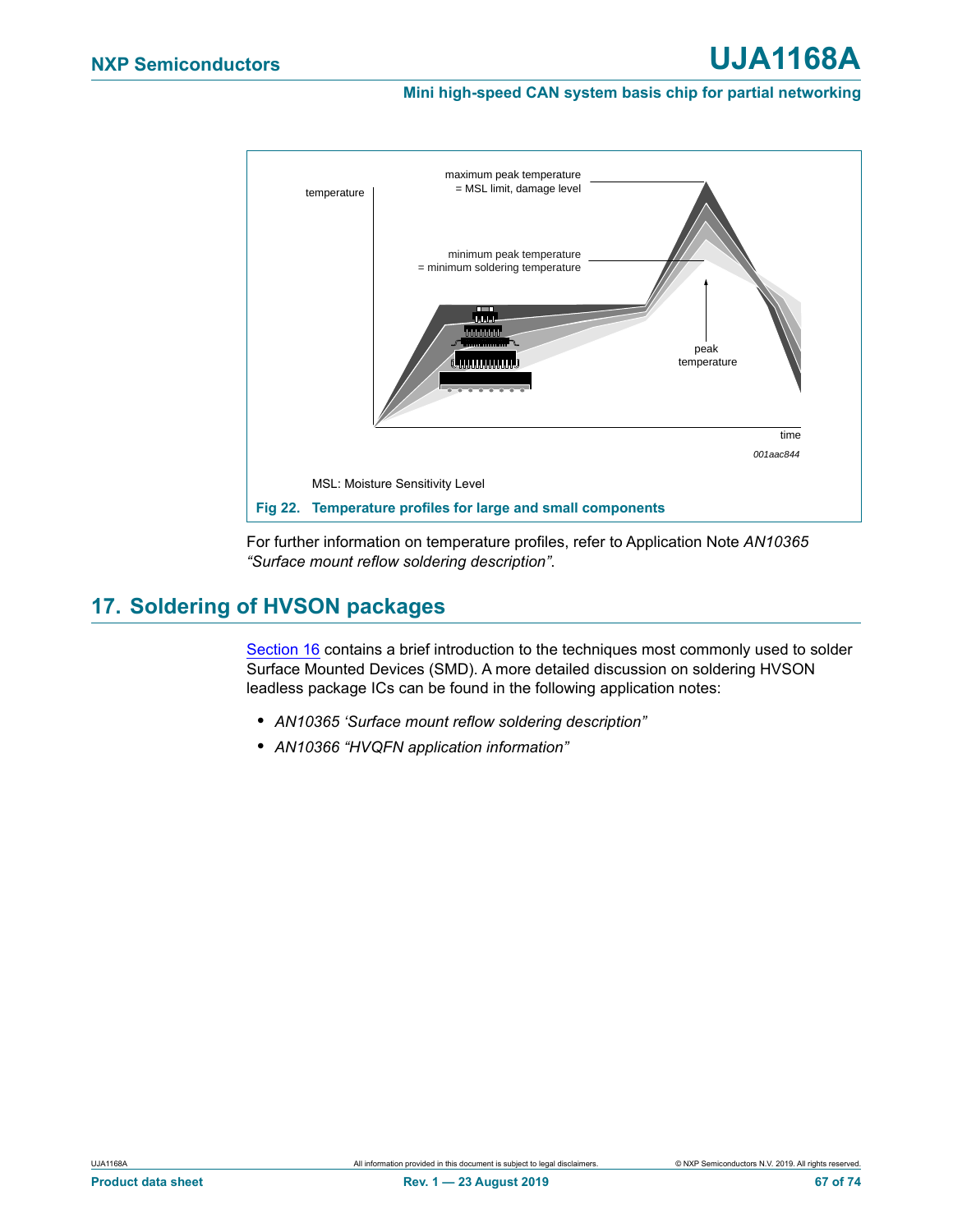MSL: Moisture Sensitivity Level

**Fig 22. Temperature profiles for large and small components**

For further information on temperature profiles, refer to Application Note *AN10365 “Surface mount reflow soldering description”*.

## 17. Soldering of HVSON packages

Section 16 contains a brief introduction to the techniques most commonly used to solder Surface Mounted Devices (SMD). A more detailed discussion on soldering HVSON leadless package ICs can be found in the following application notes:

- *AN10365 ‘Surface mount reflow soldering description”*
- *AN10366 “HVQFN application information”*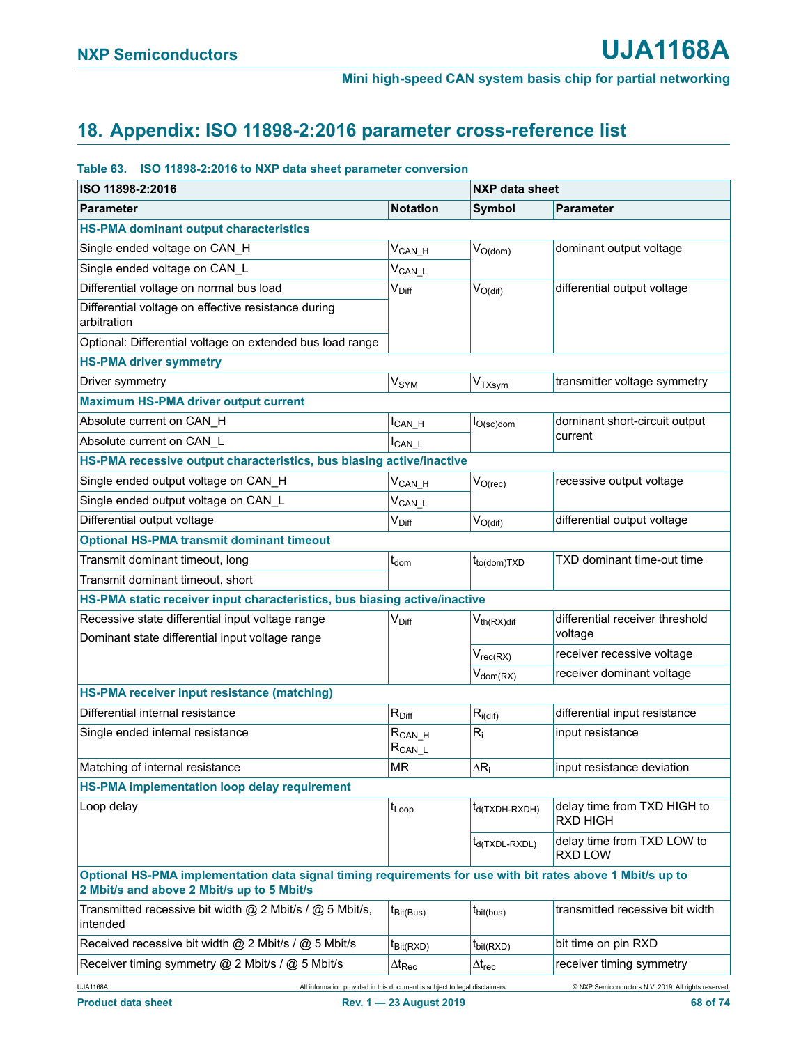## 18. Appendix: ISO 11898-2:2016 parameter cross-reference list

**Table 63. ISO 11898-2:2016 to NXP data sheet parameter conversion**

| ISO 11898-2:2016 | | NXP data sheet | |
|---|---|---|---|
| **Parameter** | **Notation** | **Symbol** | **Parameter** |
| **HS-PMA dominant output characteristics** | | | |
| Single ended voltage on CAN_H | $V_{CAN\_H}$ | $V_{O(dom)}$ | dominant output voltage |
| Single ended voltage on CAN_L | $V_{CAN\_L}$ | | |
| Differential voltage on normal bus load | $V_{Diff}$ | $V_{O(dif)}$ | differential output voltage |
| Differential voltage on effective resistance during arbitration | | | |
| Optional: Differential voltage on extended bus load range | | | |
| **HS-PMA driver symmetry** | | | |
| Driver symmetry | $V_{SYM}$ | $V_{TXsym}$ | transmitter voltage symmetry |
| **Maximum HS-PMA driver output current** | | | |
| Absolute current on CAN_H | $I_{CAN\_H}$ | $I_{O(sc)dom}$ | dominant short-circuit output current |
| Absolute current on CAN_L | $I_{CAN\_L}$ | | |
| **HS-PMA recessive output characteristics, bus biasing active/inactive** | | | |
| Single ended output voltage on CAN_H | $V_{CAN\_H}$ | $V_{O(rec)}$ | recessive output voltage |
| Single ended output voltage on CAN_L | $V_{CAN\_L}$ | | |
| Differential output voltage | $V_{Diff}$ | $V_{O(dif)}$ | differential output voltage |
| **Optional HS-PMA transmit dominant timeout** | | | |
| Transmit dominant timeout, long | $t_{dom}$ | $t_{to(dom)TXD}$ | TXD dominant time-out time |
| Transmit dominant timeout, short | | | |
| **HS-PMA static receiver input characteristics, bus biasing active/inactive** | | | |
| Recessive state differential input voltage range<br>Dominant state differential input voltage range | $V_{Diff}$ | $V_{th(RX)dif}$ | differential receiver threshold voltage |
| | | $V_{rec(RX)}$ | receiver recessive voltage |
| | | $V_{dom(RX)}$ | receiver dominant voltage |
| **HS-PMA receiver input resistance (matching)** | | | |
| Differential internal resistance | $R_{Diff}$ | $R_{i(dif)}$ | differential input resistance |
| Single ended internal resistance | $R_{CAN\_H}$<br>$R_{CAN\_L}$ | $R_i$ | input resistance |
| Matching of internal resistance | MR | $\Delta R_i$ | input resistance deviation |
| **HS-PMA implementation loop delay requirement** | | | |
| Loop delay | $t_{Loop}$ | $t_{d(TXDH-RXDH)}$ | delay time from TXD HIGH to RXD HIGH |
| | | $t_{d(TXDL-RXDL)}$ | delay time from TXD LOW to RXD LOW |
| **Optional HS-PMA implementation data signal timing requirements for use with bit rates above 1 Mbit/s up to 2 Mbit/s and above 2 Mbit/s up to 5 Mbit/s** | | | |
| Transmitted recessive bit width @ 2 Mbit/s / @ 5 Mbit/s, intended | $t_{Bit(Bus)}$ | $t_{bit(bus)}$ | transmitted recessive bit width |
| Received recessive bit width @ 2 Mbit/s / @ 5 Mbit/s | $t_{Bit(RXD)}$ | $t_{bit(RXD)}$ | bit time on pin RXD |
| Receiver timing symmetry @ 2 Mbit/s / @ 5 Mbit/s | $\Delta t_{Rec}$ | $\Delta t_{rec}$ | receiver timing symmetry |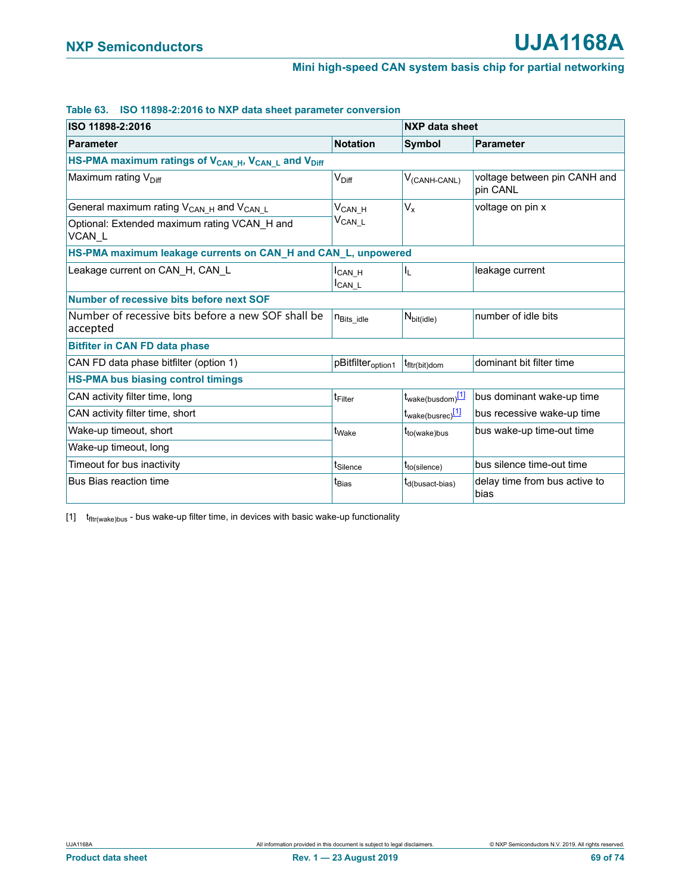**Table 63. ISO 11898-2:2016 to NXP data sheet parameter conversion**

| ISO 11898-2:2016 | | NXP data sheet | |
|---|---|---|---|
| **Parameter** | **Notation** | **Symbol** | **Parameter** |
| **HS-PMA maximum ratings of $V_{CAN\_H}$, $V_{CAN\_L}$ and $V_{Diff}$** | | | |
| Maximum rating $V_{Diff}$ | $V_{Diff}$ | $V_{(CANH-CANL)}$ | voltage between pin CANH and pin CANL |
| General maximum rating $V_{CAN\_H}$ and $V_{CAN\_L}$ | $V_{CAN\_H}$ $V_{CAN\_L}$ | $V_x$ | voltage on pin x |
| Optional: Extended maximum rating VCAN_H and VCAN_L | | | |
| **HS-PMA maximum leakage currents on CAN_H and CAN_L, unpowered** | | | |
| Leakage current on CAN_H, CAN_L | $I_{CAN\_H}$ $I_{CAN\_L}$ | $I_L$ | leakage current |
| **Number of recessive bits before next SOF** | | | |
| Number of recessive bits before a new SOF shall be accepted | $n_{Bits\_idle}$ | $N_{bit(idle)}$ | number of idle bits |
| **Bitfiter in CAN FD data phase** | | | |
| CAN FD data phase bitfilter (option 1) | $pBitfilter_{option1}$ | $t_{fltr(bit)dom}$ | dominant bit filter time |
| **HS-PMA bus biasing control timings** | | | |
| CAN activity filter time, long | $t_{Filter}$ | $t_{wake(busdom)}$[1] | bus dominant wake-up time |
| CAN activity filter time, short | | $t_{wake(busrec)}$[1] | bus recessive wake-up time |
| Wake-up timeout, short | $t_{Wake}$ | $t_{to(wake)bus}$ | bus wake-up time-out time |
| Wake-up timeout, long | | | |
| Timeout for bus inactivity | $t_{Silence}$ | $t_{to(silence)}$ | bus silence time-out time |
| Bus Bias reaction time | $t_{Bias}$ | $t_{d(busact-bias)}$ | delay time from bus active to bias |

[1] $t_{fltr(wake)bus}$ - bus wake-up filter time, in devices with basic wake-up functionality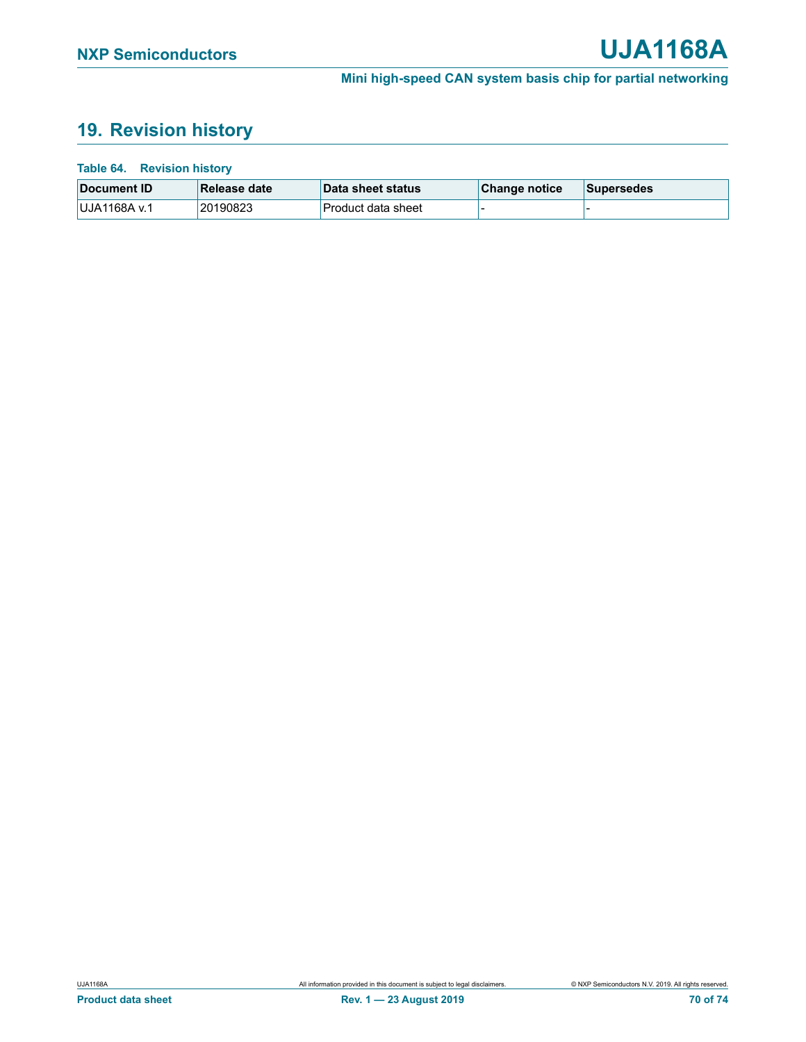## 19. Revision history

**Table 64. Revision history**

| Document ID | Release date | Data sheet status | Change notice | Supersedes |
|---|---|---|---|---|
| UJA1168A v.1 | 20190823 | Product data sheet | - | - |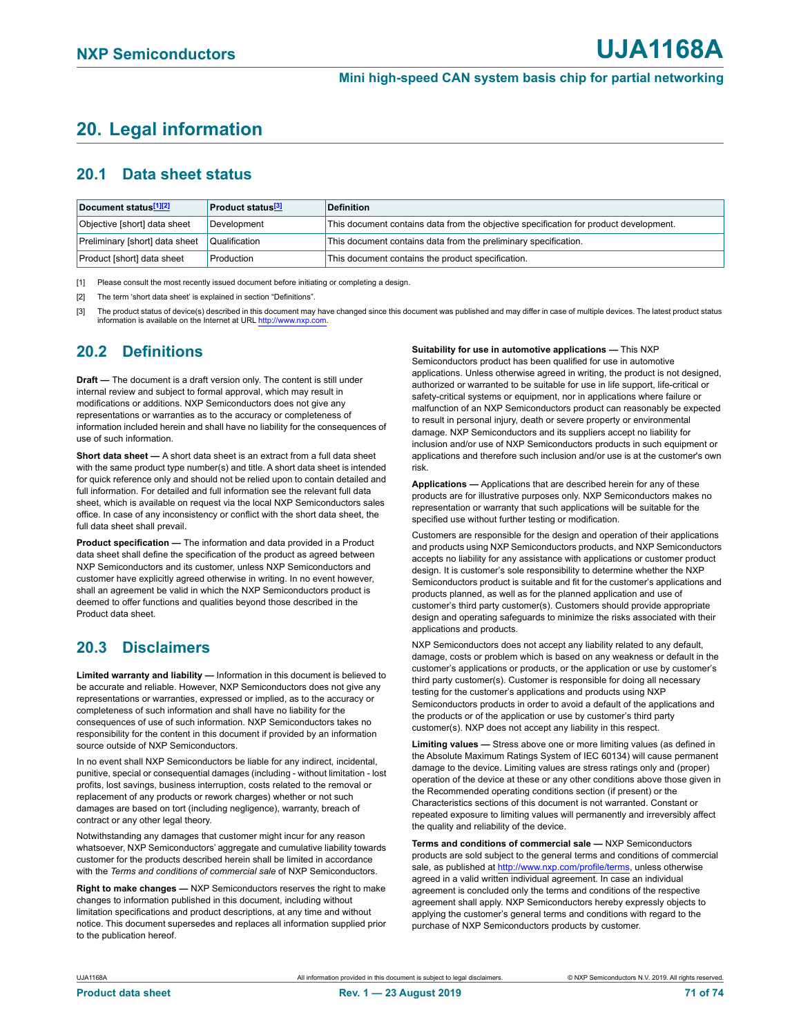# 20. Legal information

## 20.1 Data sheet status

| Document status[1][2] | Product status[3] | Definition |
|---|---|---|
| Objective [short] data sheet | Development | This document contains data from the objective specification for product development. |
| Preliminary [short] data sheet | Qualification | This document contains data from the preliminary specification. |
| Product [short] data sheet | Production | This document contains the product specification. |

[1] Please consult the most recently issued document before initiating or completing a design.

[2] The term 'short data sheet' is explained in section "Definitions".

[3] The product status of device(s) described in this document may have changed since this document was published and may differ in case of multiple devices. The latest product status information is available on the Internet at URL http://www.nxp.com.

## 20.2 Definitions

**Draft —** The document is a draft version only. The content is still under internal review and subject to formal approval, which may result in modifications or additions. NXP Semiconductors does not give any representations or warranties as to the accuracy or completeness of information included herein and shall have no liability for the consequences of use of such information.

**Short data sheet —** A short data sheet is an extract from a full data sheet with the same product type number(s) and title. A short data sheet is intended for quick reference only and should not be relied upon to contain detailed and full information. For detailed and full information see the relevant full data sheet, which is available on request via the local NXP Semiconductors sales office. In case of any inconsistency or conflict with the short data sheet, the full data sheet shall prevail.

**Product specification —** The information and data provided in a Product data sheet shall define the specification of the product as agreed between NXP Semiconductors and its customer, unless NXP Semiconductors and customer have explicitly agreed otherwise in writing. In no event however, shall an agreement be valid in which the NXP Semiconductors product is deemed to offer functions and qualities beyond those described in the Product data sheet.

## 20.3 Disclaimers

**Limited warranty and liability —** Information in this document is believed to be accurate and reliable. However, NXP Semiconductors does not give any representations or warranties, expressed or implied, as to the accuracy or completeness of such information and shall have no liability for the consequences of use of such information. NXP Semiconductors takes no responsibility for the content in this document if provided by an information source outside of NXP Semiconductors.

In no event shall NXP Semiconductors be liable for any indirect, incidental, punitive, special or consequential damages (including - without limitation - lost profits, lost savings, business interruption, costs related to the removal or replacement of any products or rework charges) whether or not such damages are based on tort (including negligence), warranty, breach of contract or any other legal theory.

Notwithstanding any damages that customer might incur for any reason whatsoever, NXP Semiconductors' aggregate and cumulative liability towards customer for the products described herein shall be limited in accordance with the *Terms and conditions of commercial sale* of NXP Semiconductors.

**Right to make changes —** NXP Semiconductors reserves the right to make changes to information published in this document, including without limitation specifications and product descriptions, at any time and without notice. This document supersedes and replaces all information supplied prior to the publication hereof.

**Suitability for use in automotive applications —** This NXP Semiconductors product has been qualified for use in automotive applications. Unless otherwise agreed in writing, the product is not designed, authorized or warranted to be suitable for use in life support, life-critical or safety-critical systems or equipment, nor in applications where failure or malfunction of an NXP Semiconductors product can reasonably be expected to result in personal injury, death or severe property or environmental damage. NXP Semiconductors and its suppliers accept no liability for inclusion and/or use of NXP Semiconductors products in such equipment or applications and therefore such inclusion and/or use is at the customer's own risk.

**Applications —** Applications that are described herein for any of these products are for illustrative purposes only. NXP Semiconductors makes no representation or warranty that such applications will be suitable for the specified use without further testing or modification.

Customers are responsible for the design and operation of their applications and products using NXP Semiconductors products, and NXP Semiconductors accepts no liability for any assistance with applications or customer product design. It is customer's sole responsibility to determine whether the NXP Semiconductors product is suitable and fit for the customer's applications and products planned, as well as for the planned application and use of customer's third party customer(s). Customers should provide appropriate design and operating safeguards to minimize the risks associated with their applications and products.

NXP Semiconductors does not accept any liability related to any default, damage, costs or problem which is based on any weakness or default in the customer's applications or products, or the application or use by customer's third party customer(s). Customer is responsible for doing all necessary testing for the customer's applications and products using NXP Semiconductors products in order to avoid a default of the applications and the products or of the application or use by customer's third party customer(s). NXP does not accept any liability in this respect.

**Limiting values —** Stress above one or more limiting values (as defined in the Absolute Maximum Ratings System of IEC 60134) will cause permanent damage to the device. Limiting values are stress ratings only and (proper) operation of the device at these or any other conditions above those given in the Recommended operating conditions section (if present) or the Characteristics sections of this document is not warranted. Constant or repeated exposure to limiting values will permanently and irreversibly affect the quality and reliability of the device.

**Terms and conditions of commercial sale —** NXP Semiconductors products are sold subject to the general terms and conditions of commercial sale, as published at http://www.nxp.com/profile/terms, unless otherwise agreed in a valid written individual agreement. In case an individual agreement is concluded only the terms and conditions of the respective agreement shall apply. NXP Semiconductors hereby expressly objects to applying the customer's general terms and conditions with regard to the purchase of NXP Semiconductors products by customer.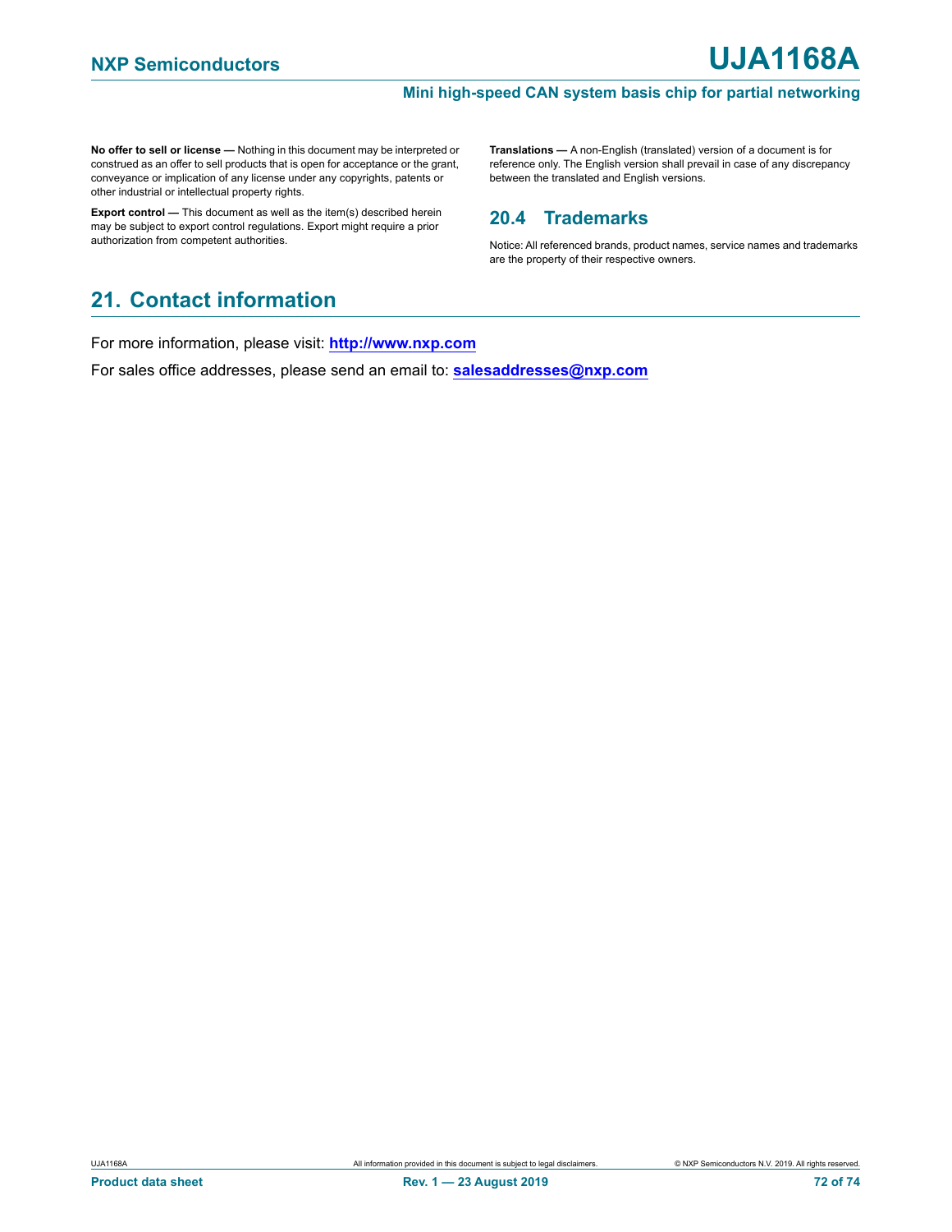**No offer to sell or license —** Nothing in this document may be interpreted or construed as an offer to sell products that is open for acceptance or the grant, conveyance or implication of any license under any copyrights, patents or other industrial or intellectual property rights.

**Export control —** This document as well as the item(s) described herein may be subject to export control regulations. Export might require a prior authorization from competent authorities.

**Translations —** A non-English (translated) version of a document is for reference only. The English version shall prevail in case of any discrepancy between the translated and English versions.

### 20.4 Trademarks

Notice: All referenced brands, product names, service names and trademarks are the property of their respective owners.

## 21. Contact information

For more information, please visit: **http://www.nxp.com**

For sales office addresses, please send an email to: **salesaddresses@nxp.com**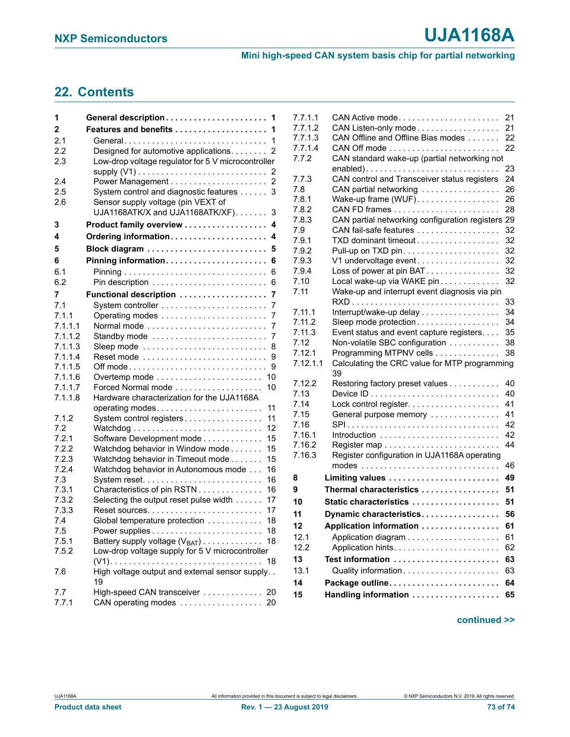## 22. Contents

| | | |
|---|---|---|
| **1** | **General description** | **1** |
| **2** | **Features and benefits** | **1** |
| 2.1 | General | 1 |
| 2.2 | Designed for automotive applications | 2 |
| 2.3 | Low-drop voltage regulator for 5 V microcontroller supply (V1) | 2 |
| 2.4 | Power Management | 2 |
| 2.5 | System control and diagnostic features | 3 |
| 2.6 | Sensor supply voltage (pin VEXT of UJA1168ATK/X and UJA1168ATK/XF) | 3 |
| **3** | **Product family overview** | **4** |
| **4** | **Ordering information** | **4** |
| **5** | **Block diagram** | **5** |
| **6** | **Pinning information** | **6** |
| 6.1 | Pinning | 6 |
| 6.2 | Pin description | 6 |
| **7** | **Functional description** | **7** |
| 7.1 | System controller | 7 |
| 7.1.1 | Operating modes | 7 |
| 7.1.1.1 | Normal mode | 7 |
| 7.1.1.2 | Standby mode | 7 |
| 7.1.1.3 | Sleep mode | 8 |
| 7.1.1.4 | Reset mode | 9 |
| 7.1.1.5 | Off mode | 9 |
| 7.1.1.6 | Overtemp mode | 10 |
| 7.1.1.7 | Forced Normal mode | 10 |
| 7.1.1.8 | Hardware characterization for the UJA1168A operating modes | 11 |
| 7.1.2 | System control registers | 11 |
| 7.2 | Watchdog | 12 |
| 7.2.1 | Software Development mode | 15 |
| 7.2.2 | Watchdog behavior in Window mode | 15 |
| 7.2.3 | Watchdog behavior in Timeout mode | 15 |
| 7.2.4 | Watchdog behavior in Autonomous mode | 16 |
| 7.3 | System reset | 16 |
| 7.3.1 | Characteristics of pin RSTN | 16 |
| 7.3.2 | Selecting the output reset pulse width | 17 |
| 7.3.3 | Reset sources | 17 |
| 7.4 | Global temperature protection | 18 |
| 7.5 | Power supplies | 18 |
| 7.5.1 | Battery supply voltage ($V_{BAT}$) | 18 |
| 7.5.2 | Low-drop voltage supply for 5 V microcontroller (V1) | 18 |
| 7.6 | High voltage output and external sensor supply | 19 |
| 7.7 | High-speed CAN transceiver | 20 |
| 7.7.1 | CAN operating modes | 20 |
| 7.7.1.1 | CAN Active mode | 21 |
| 7.7.1.2 | CAN Listen-only mode | 21 |
| 7.7.1.3 | CAN Offline and Offline Bias modes | 22 |
| 7.7.1.4 | CAN Off mode | 22 |
| 7.7.2 | CAN standard wake-up (partial networking not enabled) | 23 |
| 7.7.3 | CAN control and Transceiver status registers | 24 |
| 7.8 | CAN partial networking | 26 |
| 7.8.1 | Wake-up frame (WUF) | 26 |
| 7.8.2 | CAN FD frames | 28 |
| 7.8.3 | CAN partial networking configuration registers | 29 |
| 7.9 | CAN fail-safe features | 32 |
| 7.9.1 | TXD dominant timeout | 32 |
| 7.9.2 | Pull-up on TXD pin | 32 |
| 7.9.3 | V1 undervoltage event | 32 |
| 7.9.4 | Loss of power at pin BAT | 32 |
| 7.10 | Local wake-up via WAKE pin | 32 |
| 7.11 | Wake-up and interrupt event diagnosis via pin RXD | 33 |
| 7.11.1 | Interrupt/wake-up delay | 34 |
| 7.11.2 | Sleep mode protection | 34 |
| 7.11.3 | Event status and event capture registers | 35 |
| 7.12 | Non-volatile SBC configuration | 38 |
| 7.12.1 | Programming MTPNV cells | 38 |
| 7.12.1.1 | Calculating the CRC value for MTP programming | 39 |
| 7.12.2 | Restoring factory preset values | 40 |
| 7.13 | Device ID | 40 |
| 7.14 | Lock control register | 41 |
| 7.15 | General purpose memory | 41 |
| 7.16 | SPI | 42 |
| 7.16.1 | Introduction | 42 |
| 7.16.2 | Register map | 44 |
| 7.16.3 | Register configuration in UJA1168A operating modes | 46 |
| **8** | **Limiting values** | **49** |
| **9** | **Thermal characteristics** | **51** |
| **10** | **Static characteristics** | **51** |
| **11** | **Dynamic characteristics** | **56** |
| **12** | **Application information** | **61** |
| 12.1 | Application diagram | 61 |
| 12.2 | Application hints | 62 |
| **13** | **Test information** | **63** |
| 13.1 | Quality information | 63 |
| **14** | **Package outline** | **64** |
| **15** | **Handling information** | **65** |

continued >>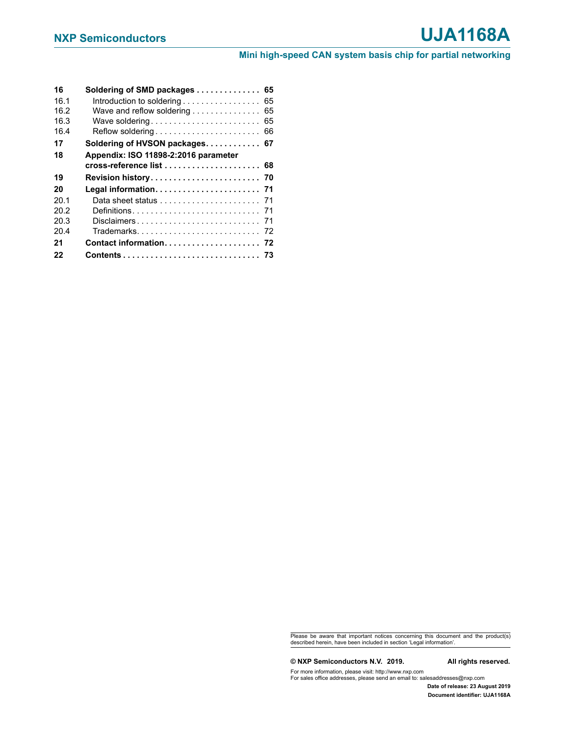| | | |
|---|---|---|
| **16** | **Soldering of SMD packages** | **65** |
| 16.1 | Introduction to soldering | 65 |
| 16.2 | Wave and reflow soldering | 65 |
| 16.3 | Wave soldering | 65 |
| 16.4 | Reflow soldering | 66 |
| **17** | **Soldering of HVSON packages** | **67** |
| **18** | **Appendix: ISO 11898-2:2016 parameter cross-reference list** | **68** |
| **19** | **Revision history** | **70** |
| **20** | **Legal information** | **71** |
| 20.1 | Data sheet status | 71 |
| 20.2 | Definitions | 71 |
| 20.3 | Disclaimers | 71 |
| 20.4 | Trademarks | 72 |
| **21** | **Contact information** | **72** |
| **22** | **Contents** | **73** |

Please be aware that important notices concerning this document and the product(s) described herein, have been included in section 'Legal information'.

**© NXP Semiconductors N.V. 2019. All rights reserved.**

For more information, please visit: http://www.nxp.com
For sales office addresses, please send an email to: salesaddresses@nxp.com

**Date of release: 23 August 2019**
**Document identifier: UJA1168A**